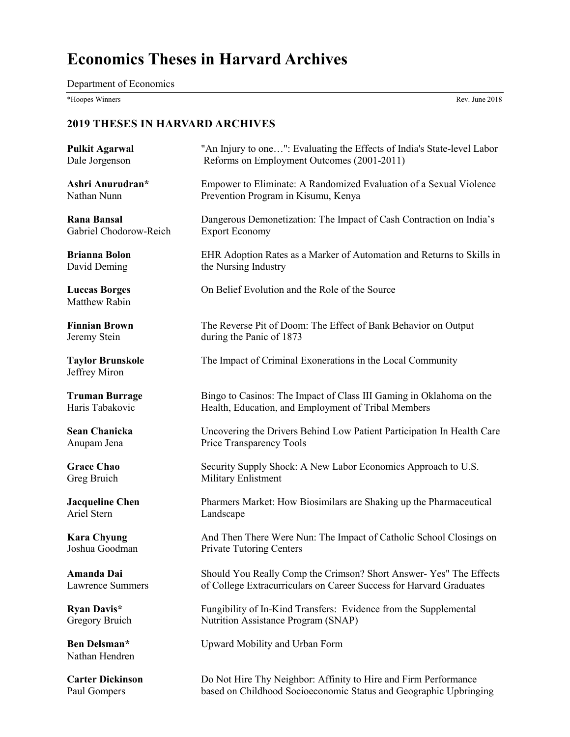# Economics Theses in Harvard Archives

Department of Economics

*Hoopes Winners

Rev. June 2018

## 2019 THESES IN HARVARD ARCHIVES

**Pulkit Agarwal**
Dale Jorgenson
"An Injury to one…": Evaluating the Effects of India's State-level Labor Reforms on Employment Outcomes (2001-2011)

**Ashri Anurudran***
Nathan Nunn
Empower to Eliminate: A Randomized Evaluation of a Sexual Violence Prevention Program in Kisumu, Kenya

**Rana Bansal**
Gabriel Chodorow-Reich
Dangerous Demonetization: The Impact of Cash Contraction on India's Export Economy

**Brianna Bolon**
David Deming
EHR Adoption Rates as a Marker of Automation and Returns to Skills in the Nursing Industry

**Luccas Borges**
Matthew Rabin
On Belief Evolution and the Role of the Source

**Finnian Brown**
Jeremy Stein
The Reverse Pit of Doom: The Effect of Bank Behavior on Output during the Panic of 1873

**Taylor Brunskole**
Jeffrey Miron
The Impact of Criminal Exonerations in the Local Community

**Truman Burrage**
Haris Tabakovic
Bingo to Casinos: The Impact of Class III Gaming in Oklahoma on the Health, Education, and Employment of Tribal Members

**Sean Chanicka**
Anupam Jena
Uncovering the Drivers Behind Low Patient Participation In Health Care Price Transparency Tools

**Grace Chao**
Greg Bruich
Security Supply Shock: A New Labor Economics Approach to U.S. Military Enlistment

**Jacqueline Chen**
Ariel Stern
Pharmers Market: How Biosimilars are Shaking up the Pharmaceutical Landscape

**Kara Chyung**
Joshua Goodman
And Then There Were Nun: The Impact of Catholic School Closings on Private Tutoring Centers

**Amanda Dai**
Lawrence Summers
Should You Really Comp the Crimson? Short Answer- Yes" The Effects of College Extracurriculars on Career Success for Harvard Graduates

**Ryan Davis***
Gregory Bruich
Fungibility of In-Kind Transfers: Evidence from the Supplemental Nutrition Assistance Program (SNAP)

**Ben Delsman***
Nathan Hendren
Upward Mobility and Urban Form

**Carter Dickinson**
Paul Gompers
Do Not Hire Thy Neighbor: Affinity to Hire and Firm Performance based on Childhood Socioeconomic Status and Geographic Upbringing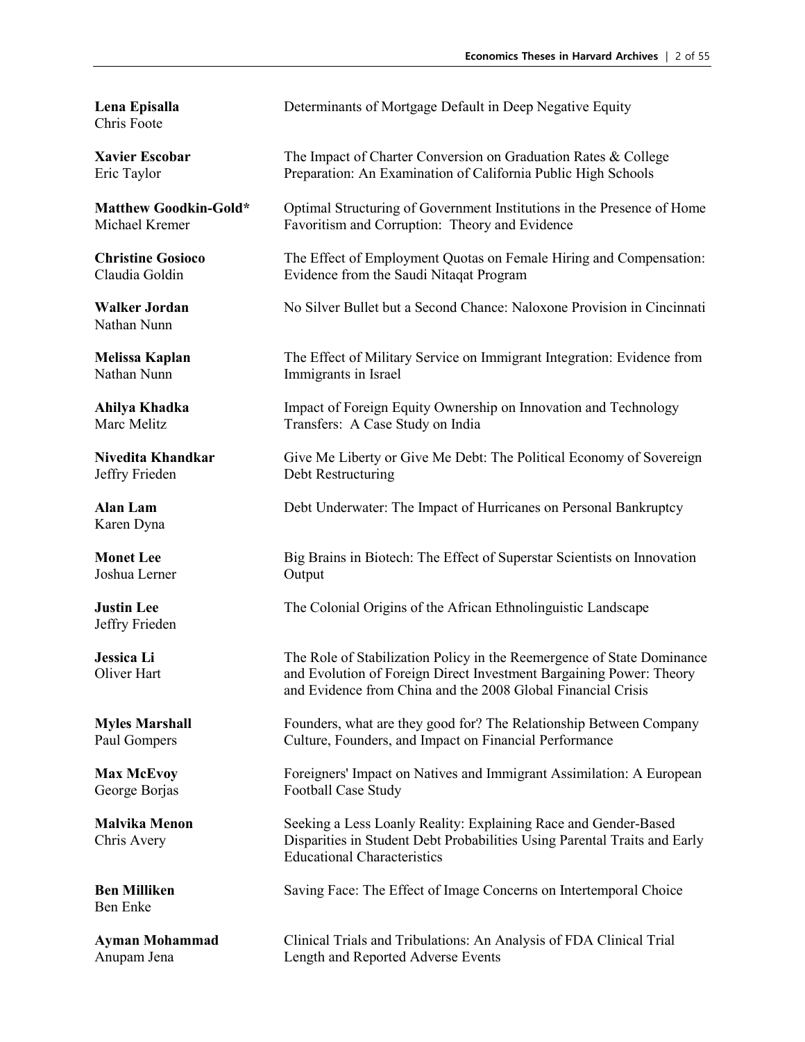**Lena Episalla**
Chris Foote
Determinants of Mortgage Default in Deep Negative Equity

**Xavier Escobar**
Eric Taylor
The Impact of Charter Conversion on Graduation Rates & College Preparation: An Examination of California Public High Schools

**Matthew Goodkin-Gold***
Michael Kremer
Optimal Structuring of Government Institutions in the Presence of Home Favoritism and Corruption: Theory and Evidence

**Christine Gosioco**
Claudia Goldin
The Effect of Employment Quotas on Female Hiring and Compensation: Evidence from the Saudi Nitaqat Program

**Walker Jordan**
Nathan Nunn
No Silver Bullet but a Second Chance: Naloxone Provision in Cincinnati

**Melissa Kaplan**
Nathan Nunn
The Effect of Military Service on Immigrant Integration: Evidence from Immigrants in Israel

**Ahilya Khadka**
Marc Melitz
Impact of Foreign Equity Ownership on Innovation and Technology Transfers: A Case Study on India

**Nivedita Khandkar**
Jeffry Frieden
Give Me Liberty or Give Me Debt: The Political Economy of Sovereign Debt Restructuring

**Alan Lam**
Karen Dyna
Debt Underwater: The Impact of Hurricanes on Personal Bankruptcy

**Monet Lee**
Joshua Lerner
Big Brains in Biotech: The Effect of Superstar Scientists on Innovation Output

**Justin Lee**
Jeffry Frieden
The Colonial Origins of the African Ethnolinguistic Landscape

**Jessica Li**
Oliver Hart
The Role of Stabilization Policy in the Reemergence of State Dominance and Evolution of Foreign Direct Investment Bargaining Power: Theory and Evidence from China and the 2008 Global Financial Crisis

**Myles Marshall**
Paul Gompers
Founders, what are they good for? The Relationship Between Company Culture, Founders, and Impact on Financial Performance

**Max McEvoy**
George Borjas
Foreigners' Impact on Natives and Immigrant Assimilation: A European Football Case Study

**Malvika Menon**
Chris Avery
Seeking a Less Loanly Reality: Explaining Race and Gender-Based Disparities in Student Debt Probabilities Using Parental Traits and Early Educational Characteristics

**Ben Milliken**
Ben Enke
Saving Face: The Effect of Image Concerns on Intertemporal Choice

**Ayman Mohammad**
Anupam Jena
Clinical Trials and Tribulations: An Analysis of FDA Clinical Trial Length and Reported Adverse Events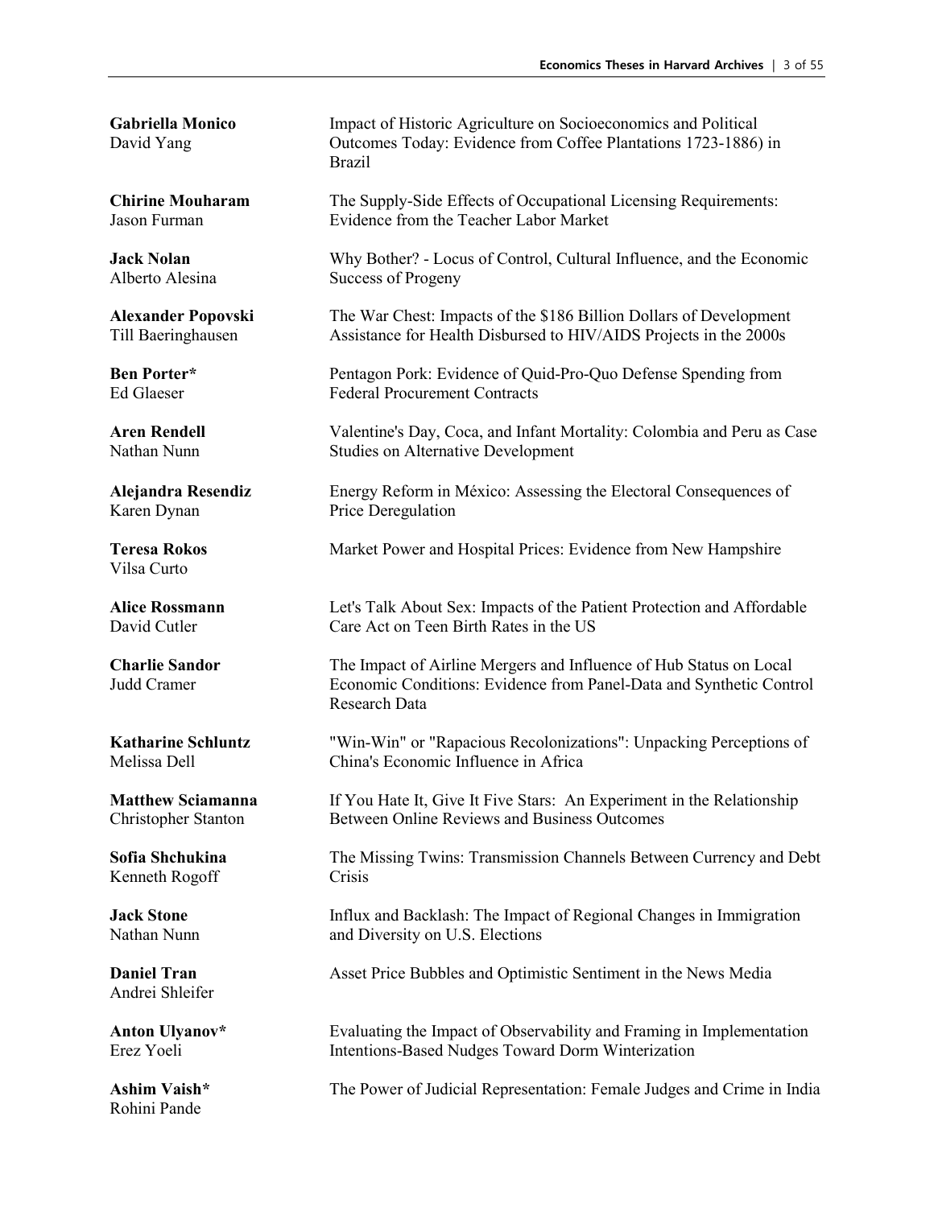**Gabriella Monico**
David Yang

Impact of Historic Agriculture on Socioeconomics and Political Outcomes Today: Evidence from Coffee Plantations 1723-1886) in Brazil

**Chirine Mouharam**
Jason Furman

The Supply-Side Effects of Occupational Licensing Requirements: Evidence from the Teacher Labor Market

**Jack Nolan**
Alberto Alesina

Why Bother? - Locus of Control, Cultural Influence, and the Economic Success of Progeny

**Alexander Popovski**
Till Baeringhausen

The War Chest: Impacts of the $186 Billion Dollars of Development Assistance for Health Disbursed to HIV/AIDS Projects in the 2000s

**Ben Porter***
Ed Glaeser

Pentagon Pork: Evidence of Quid-Pro-Quo Defense Spending from Federal Procurement Contracts

**Aren Rendell**
Nathan Nunn

Valentine's Day, Coca, and Infant Mortality: Colombia and Peru as Case Studies on Alternative Development

**Alejandra Resendiz**
Karen Dynan

Energy Reform in México: Assessing the Electoral Consequences of Price Deregulation

**Teresa Rokos**
Vilsa Curto

Market Power and Hospital Prices: Evidence from New Hampshire

**Alice Rossmann**
David Cutler

Let's Talk About Sex: Impacts of the Patient Protection and Affordable Care Act on Teen Birth Rates in the US

**Charlie Sandor**
Judd Cramer

The Impact of Airline Mergers and Influence of Hub Status on Local Economic Conditions: Evidence from Panel-Data and Synthetic Control Research Data

**Katharine Schluntz**
Melissa Dell

"Win-Win" or "Rapacious Recolonizations": Unpacking Perceptions of China's Economic Influence in Africa

**Matthew Sciamanna**
Christopher Stanton

If You Hate It, Give It Five Stars: An Experiment in the Relationship Between Online Reviews and Business Outcomes

**Sofia Shchukina**
Kenneth Rogoff

The Missing Twins: Transmission Channels Between Currency and Debt Crisis

**Jack Stone**
Nathan Nunn

Influx and Backlash: The Impact of Regional Changes in Immigration and Diversity on U.S. Elections

**Daniel Tran**
Andrei Shleifer

Asset Price Bubbles and Optimistic Sentiment in the News Media

**Anton Ulyanov***
Erez Yoeli

Evaluating the Impact of Observability and Framing in Implementation Intentions-Based Nudges Toward Dorm Winterization

**Ashim Vaish***
Rohini Pande

The Power of Judicial Representation: Female Judges and Crime in India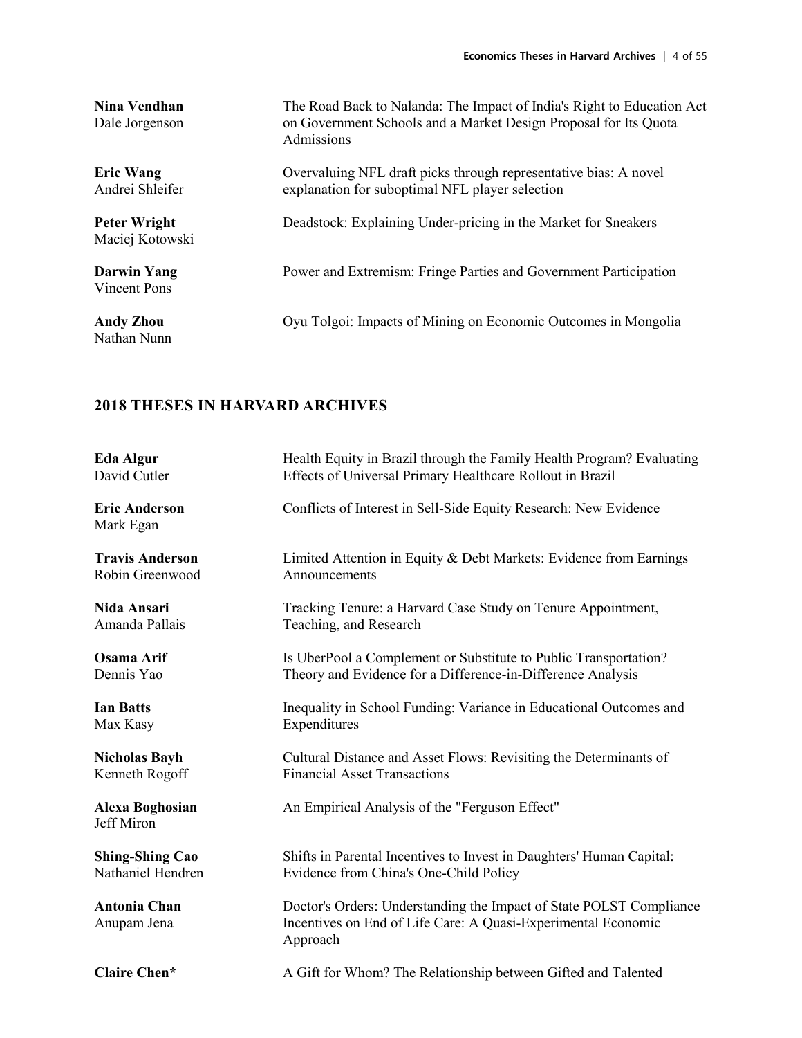**Nina Vendhan**
Dale Jorgenson

The Road Back to Nalanda: The Impact of India's Right to Education Act on Government Schools and a Market Design Proposal for Its Quota Admissions

**Eric Wang**
Andrei Shleifer

Overvaluing NFL draft picks through representative bias: A novel explanation for suboptimal NFL player selection

**Peter Wright**
Maciej Kotowski

Deadstock: Explaining Under-pricing in the Market for Sneakers

**Darwin Yang**
Vincent Pons

Power and Extremism: Fringe Parties and Government Participation

**Andy Zhou**
Nathan Nunn

Oyu Tolgoi: Impacts of Mining on Economic Outcomes in Mongolia

## 2018 THESES IN HARVARD ARCHIVES

**Eda Algur**
David Cutler

Health Equity in Brazil through the Family Health Program? Evaluating Effects of Universal Primary Healthcare Rollout in Brazil

**Eric Anderson**
Mark Egan

Conflicts of Interest in Sell-Side Equity Research: New Evidence

**Travis Anderson**
Robin Greenwood

Limited Attention in Equity & Debt Markets: Evidence from Earnings Announcements

**Nida Ansari**
Amanda Pallais

Tracking Tenure: a Harvard Case Study on Tenure Appointment, Teaching, and Research

**Osama Arif**
Dennis Yao

Is UberPool a Complement or Substitute to Public Transportation? Theory and Evidence for a Difference-in-Difference Analysis

**Ian Batts**
Max Kasy

Inequality in School Funding: Variance in Educational Outcomes and Expenditures

**Nicholas Bayh**
Kenneth Rogoff

Cultural Distance and Asset Flows: Revisiting the Determinants of Financial Asset Transactions

**Alexa Boghosian**
Jeff Miron

An Empirical Analysis of the "Ferguson Effect"

**Shing-Shing Cao**
Nathaniel Hendren

Shifts in Parental Incentives to Invest in Daughters' Human Capital: Evidence from China's One-Child Policy

**Antonia Chan**
Anupam Jena

Doctor's Orders: Understanding the Impact of State POLST Compliance Incentives on End of Life Care: A Quasi-Experimental Economic Approach

**Claire Chen***

A Gift for Whom? The Relationship between Gifted and Talented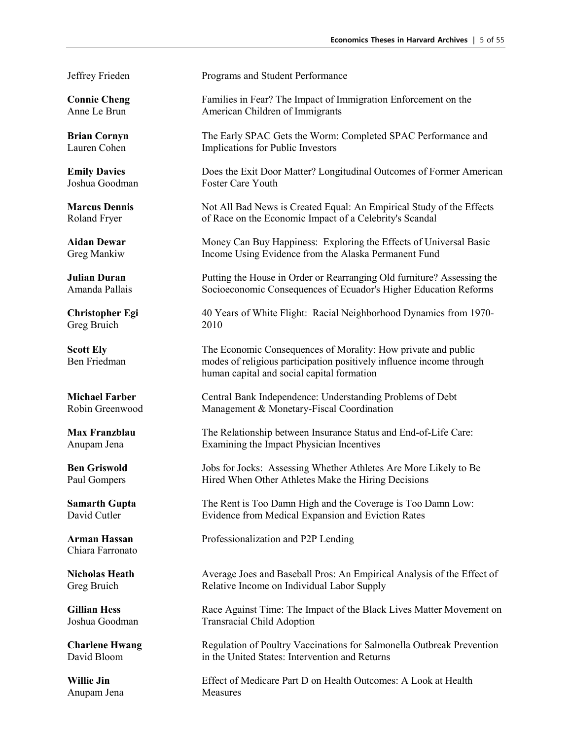Jeffrey Frieden — Programs and Student Performance

**Connie Cheng**
Anne Le Brun
Families in Fear? The Impact of Immigration Enforcement on the American Children of Immigrants

**Brian Cornyn**
Lauren Cohen
The Early SPAC Gets the Worm: Completed SPAC Performance and Implications for Public Investors

**Emily Davies**
Joshua Goodman
Does the Exit Door Matter? Longitudinal Outcomes of Former American Foster Care Youth

**Marcus Dennis**
Roland Fryer
Not All Bad News is Created Equal: An Empirical Study of the Effects of Race on the Economic Impact of a Celebrity's Scandal

**Aidan Dewar**
Greg Mankiw
Money Can Buy Happiness: Exploring the Effects of Universal Basic Income Using Evidence from the Alaska Permanent Fund

**Julian Duran**
Amanda Pallais
Putting the House in Order or Rearranging Old furniture? Assessing the Socioeconomic Consequences of Ecuador's Higher Education Reforms

**Christopher Egi**
Greg Bruich
40 Years of White Flight: Racial Neighborhood Dynamics from 1970-2010

**Scott Ely**
Ben Friedman
The Economic Consequences of Morality: How private and public modes of religious participation positively influence income through human capital and social capital formation

**Michael Farber**
Robin Greenwood
Central Bank Independence: Understanding Problems of Debt Management & Monetary-Fiscal Coordination

**Max Franzblau**
Anupam Jena
The Relationship between Insurance Status and End-of-Life Care: Examining the Impact Physician Incentives

**Ben Griswold**
Paul Gompers
Jobs for Jocks: Assessing Whether Athletes Are More Likely to Be Hired When Other Athletes Make the Hiring Decisions

**Samarth Gupta**
David Cutler
The Rent is Too Damn High and the Coverage is Too Damn Low: Evidence from Medical Expansion and Eviction Rates

**Arman Hassan**
Chiara Farronato
Professionalization and P2P Lending

**Nicholas Heath**
Greg Bruich
Average Joes and Baseball Pros: An Empirical Analysis of the Effect of Relative Income on Individual Labor Supply

**Gillian Hess**
Joshua Goodman
Race Against Time: The Impact of the Black Lives Matter Movement on Transracial Child Adoption

**Charlene Hwang**
David Bloom
Regulation of Poultry Vaccinations for Salmonella Outbreak Prevention in the United States: Intervention and Returns

**Willie Jin**
Anupam Jena
Effect of Medicare Part D on Health Outcomes: A Look at Health Measures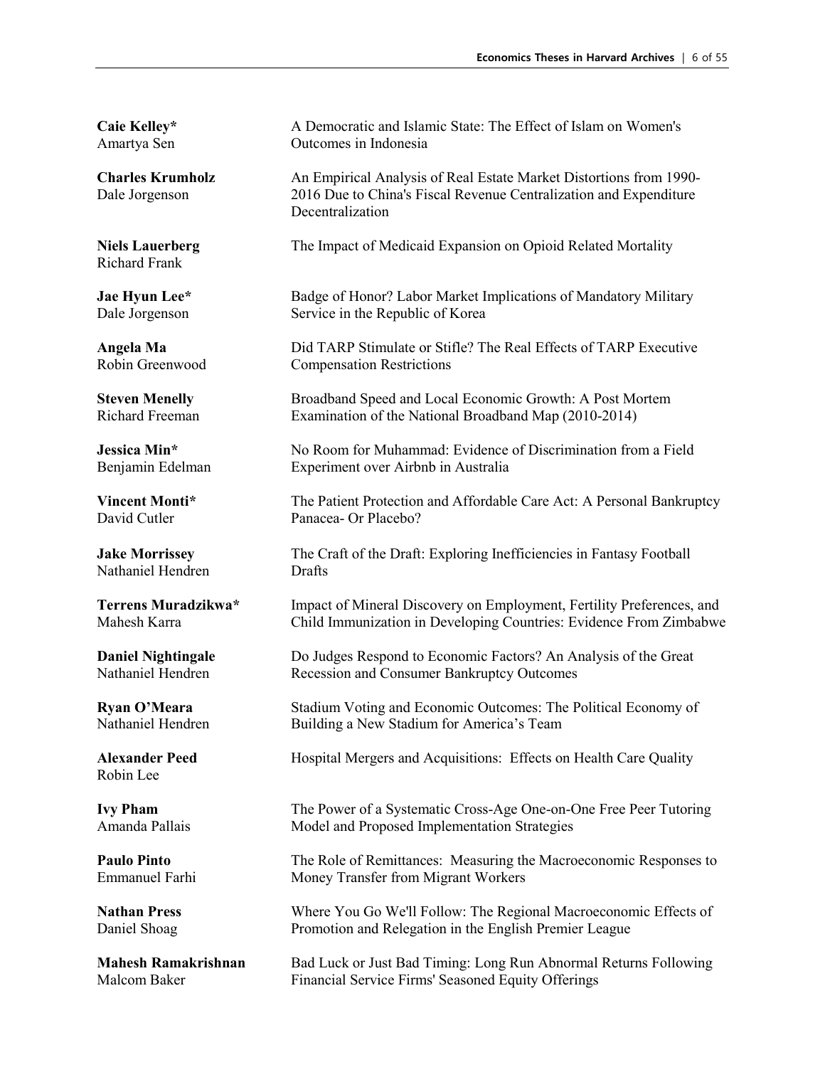**Caie Kelley***
Amartya Sen
A Democratic and Islamic State: The Effect of Islam on Women's Outcomes in Indonesia

**Charles Krumholz**
Dale Jorgenson
An Empirical Analysis of Real Estate Market Distortions from 1990-2016 Due to China's Fiscal Revenue Centralization and Expenditure Decentralization

**Niels Lauerberg**
Richard Frank
The Impact of Medicaid Expansion on Opioid Related Mortality

**Jae Hyun Lee***
Dale Jorgenson
Badge of Honor? Labor Market Implications of Mandatory Military Service in the Republic of Korea

**Angela Ma**
Robin Greenwood
Did TARP Stimulate or Stifle? The Real Effects of TARP Executive Compensation Restrictions

**Steven Menelly**
Richard Freeman
Broadband Speed and Local Economic Growth: A Post Mortem Examination of the National Broadband Map (2010-2014)

**Jessica Min***
Benjamin Edelman
No Room for Muhammad: Evidence of Discrimination from a Field Experiment over Airbnb in Australia

**Vincent Monti***
David Cutler
The Patient Protection and Affordable Care Act: A Personal Bankruptcy Panacea- Or Placebo?

**Jake Morrissey**
Nathaniel Hendren
The Craft of the Draft: Exploring Inefficiencies in Fantasy Football Drafts

**Terrens Muradzikwa***
Mahesh Karra
Impact of Mineral Discovery on Employment, Fertility Preferences, and Child Immunization in Developing Countries: Evidence From Zimbabwe

**Daniel Nightingale**
Nathaniel Hendren
Do Judges Respond to Economic Factors? An Analysis of the Great Recession and Consumer Bankruptcy Outcomes

**Ryan O'Meara**
Nathaniel Hendren
Stadium Voting and Economic Outcomes: The Political Economy of Building a New Stadium for America's Team

**Alexander Peed**
Robin Lee
Hospital Mergers and Acquisitions: Effects on Health Care Quality

**Ivy Pham**
Amanda Pallais
The Power of a Systematic Cross-Age One-on-One Free Peer Tutoring Model and Proposed Implementation Strategies

**Paulo Pinto**
Emmanuel Farhi
The Role of Remittances: Measuring the Macroeconomic Responses to Money Transfer from Migrant Workers

**Nathan Press**
Daniel Shoag
Where You Go We'll Follow: The Regional Macroeconomic Effects of Promotion and Relegation in the English Premier League

**Mahesh Ramakrishnan**
Malcom Baker
Bad Luck or Just Bad Timing: Long Run Abnormal Returns Following Financial Service Firms' Seasoned Equity Offerings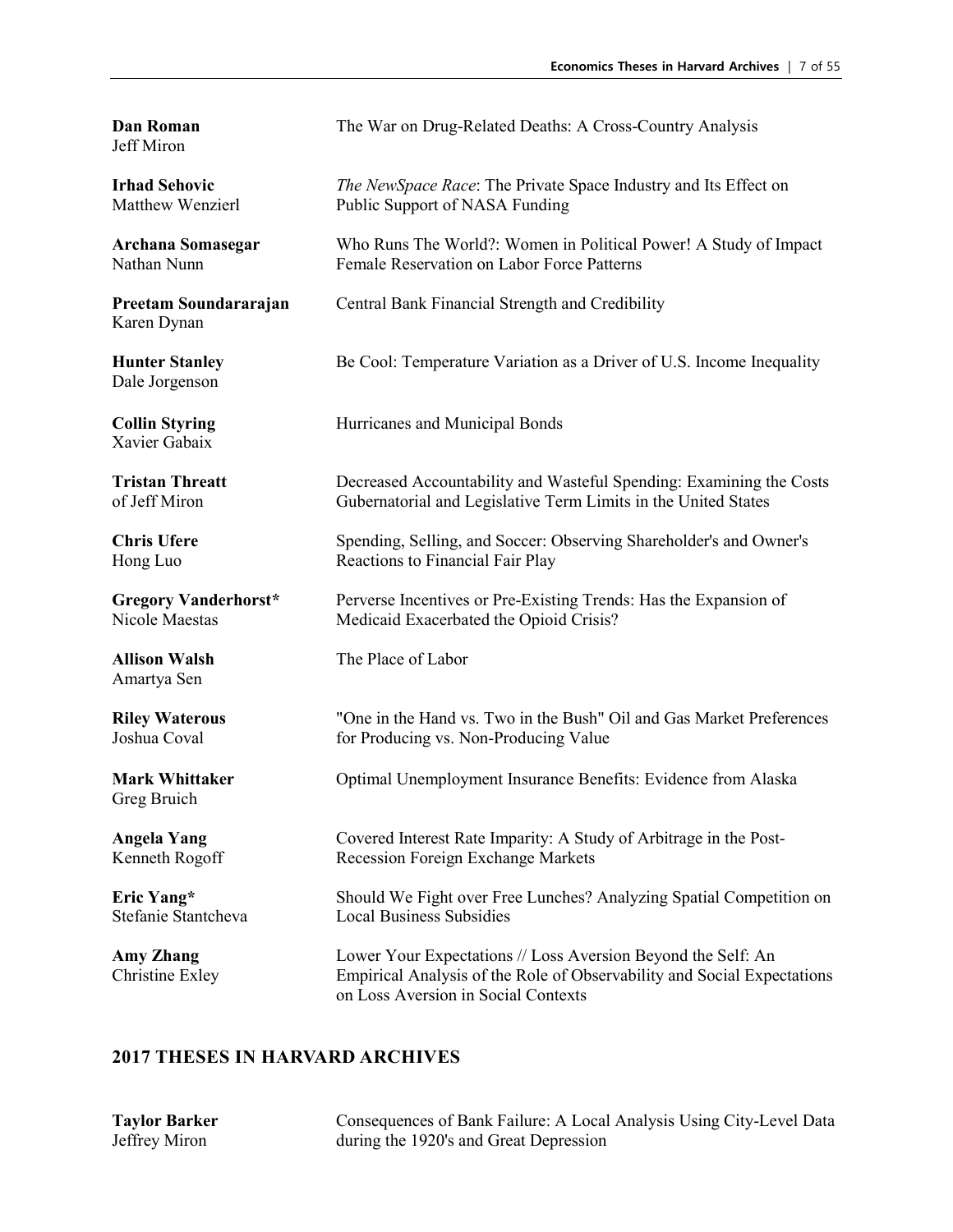**Dan Roman**
Jeff Miron

The War on Drug-Related Deaths: A Cross-Country Analysis

**Irhad Sehovic**
Matthew Wenzierl

*The NewSpace Race*: The Private Space Industry and Its Effect on Public Support of NASA Funding

**Archana Somasegar**
Nathan Nunn

Who Runs The World?: Women in Political Power! A Study of Impact Female Reservation on Labor Force Patterns

**Preetam Soundararajan**
Karen Dynan

Central Bank Financial Strength and Credibility

**Hunter Stanley**
Dale Jorgenson

Be Cool: Temperature Variation as a Driver of U.S. Income Inequality

**Collin Styring**
Xavier Gabaix

Hurricanes and Municipal Bonds

**Tristan Threatt**
of Jeff Miron

Decreased Accountability and Wasteful Spending: Examining the Costs Gubernatorial and Legislative Term Limits in the United States

**Chris Ufere**
Hong Luo

Spending, Selling, and Soccer: Observing Shareholder's and Owner's Reactions to Financial Fair Play

**Gregory Vanderhorst***
Nicole Maestas

Perverse Incentives or Pre-Existing Trends: Has the Expansion of Medicaid Exacerbated the Opioid Crisis?

**Allison Walsh**
Amartya Sen

The Place of Labor

**Riley Waterous**
Joshua Coval

"One in the Hand vs. Two in the Bush" Oil and Gas Market Preferences for Producing vs. Non-Producing Value

**Mark Whittaker**
Greg Bruich

Optimal Unemployment Insurance Benefits: Evidence from Alaska

**Angela Yang**
Kenneth Rogoff

Covered Interest Rate Imparity: A Study of Arbitrage in the Post-Recession Foreign Exchange Markets

**Eric Yang***
Stefanie Stantcheva

Should We Fight over Free Lunches? Analyzing Spatial Competition on Local Business Subsidies

**Amy Zhang**
Christine Exley

Lower Your Expectations // Loss Aversion Beyond the Self: An Empirical Analysis of the Role of Observability and Social Expectations on Loss Aversion in Social Contexts

## 2017 THESES IN HARVARD ARCHIVES

**Taylor Barker**
Jeffrey Miron

Consequences of Bank Failure: A Local Analysis Using City-Level Data during the 1920's and Great Depression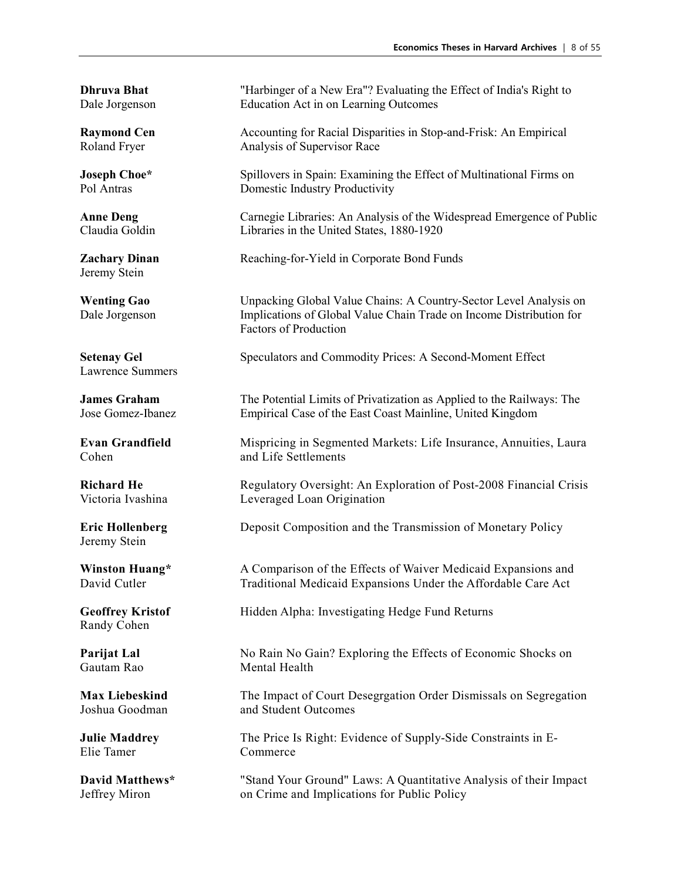**Dhruva Bhat**
Dale Jorgenson
"Harbinger of a New Era"? Evaluating the Effect of India's Right to Education Act in on Learning Outcomes

**Raymond Cen**
Roland Fryer
Accounting for Racial Disparities in Stop-and-Frisk: An Empirical Analysis of Supervisor Race

**Joseph Choe***
Pol Antras
Spillovers in Spain: Examining the Effect of Multinational Firms on Domestic Industry Productivity

**Anne Deng**
Claudia Goldin
Carnegie Libraries: An Analysis of the Widespread Emergence of Public Libraries in the United States, 1880-1920

**Zachary Dinan**
Jeremy Stein
Reaching-for-Yield in Corporate Bond Funds

**Wenting Gao**
Dale Jorgenson
Unpacking Global Value Chains: A Country-Sector Level Analysis on Implications of Global Value Chain Trade on Income Distribution for Factors of Production

**Setenay Gel**
Lawrence Summers
Speculators and Commodity Prices: A Second-Moment Effect

**James Graham**
Jose Gomez-Ibanez
The Potential Limits of Privatization as Applied to the Railways: The Empirical Case of the East Coast Mainline, United Kingdom

**Evan Grandfield**
Laura Cohen
Mispricing in Segmented Markets: Life Insurance, Annuities, and Life Settlements

**Richard He**
Victoria Ivashina
Regulatory Oversight: An Exploration of Post-2008 Financial Crisis Leveraged Loan Origination

**Eric Hollenberg**
Jeremy Stein
Deposit Composition and the Transmission of Monetary Policy

**Winston Huang***
David Cutler
A Comparison of the Effects of Waiver Medicaid Expansions and Traditional Medicaid Expansions Under the Affordable Care Act

**Geoffrey Kristof**
Randy Cohen
Hidden Alpha: Investigating Hedge Fund Returns

**Parijat Lal**
Gautam Rao
No Rain No Gain? Exploring the Effects of Economic Shocks on Mental Health

**Max Liebeskind**
Joshua Goodman
The Impact of Court Desegrgation Order Dismissals on Segregation and Student Outcomes

**Julie Maddrey**
Elie Tamer
The Price Is Right: Evidence of Supply-Side Constraints in E-Commerce

**David Matthews***
Jeffrey Miron
"Stand Your Ground" Laws: A Quantitative Analysis of their Impact on Crime and Implications for Public Policy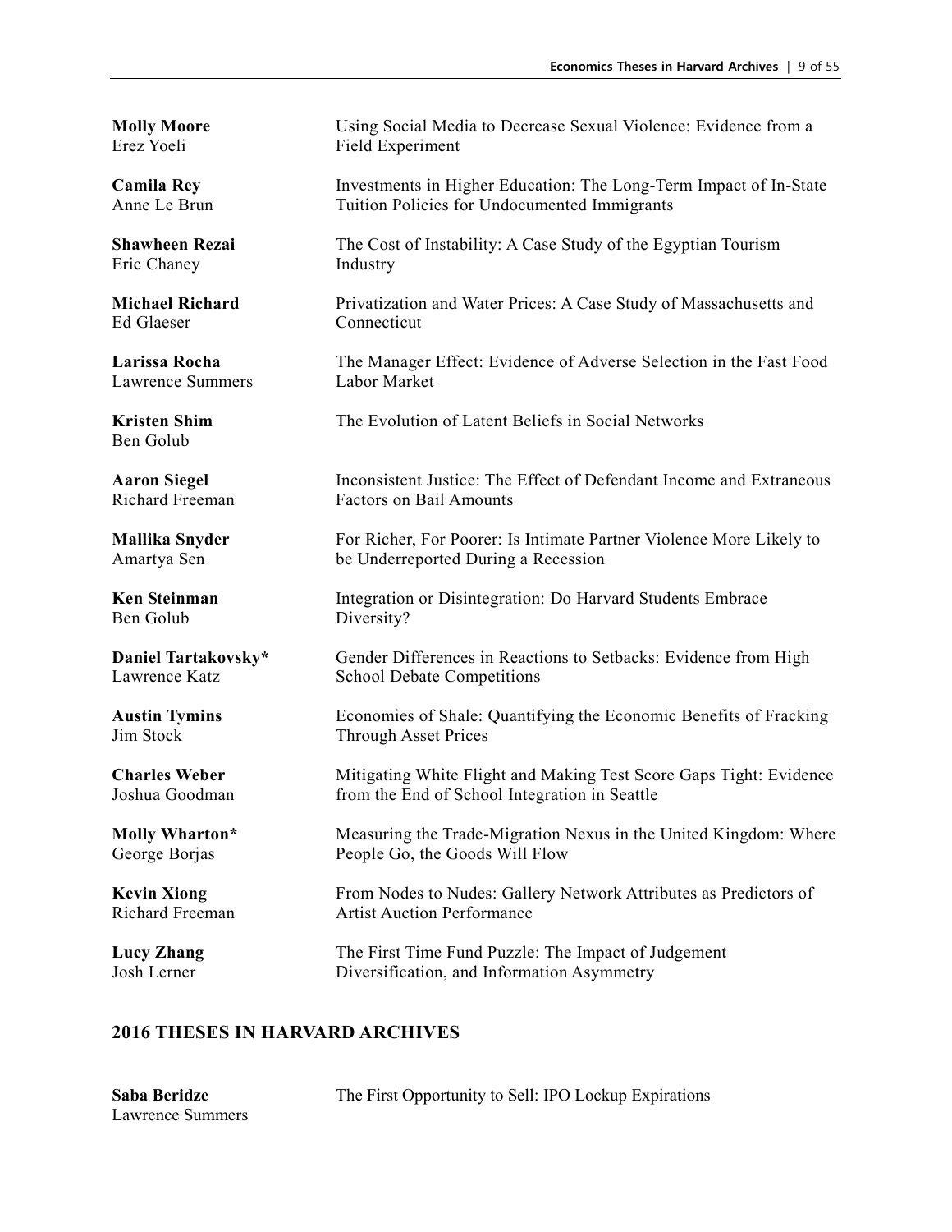**Molly Moore**
Erez Yoeli

Using Social Media to Decrease Sexual Violence: Evidence from a Field Experiment

**Camila Rey**
Anne Le Brun

Investments in Higher Education: The Long-Term Impact of In-State Tuition Policies for Undocumented Immigrants

**Shawheen Rezai**
Eric Chaney

The Cost of Instability: A Case Study of the Egyptian Tourism Industry

**Michael Richard**
Ed Glaeser

Privatization and Water Prices: A Case Study of Massachusetts and Connecticut

**Larissa Rocha**
Lawrence Summers

The Manager Effect: Evidence of Adverse Selection in the Fast Food Labor Market

**Kristen Shim**
Ben Golub

The Evolution of Latent Beliefs in Social Networks

**Aaron Siegel**
Richard Freeman

Inconsistent Justice: The Effect of Defendant Income and Extraneous Factors on Bail Amounts

**Mallika Snyder**
Amartya Sen

For Richer, For Poorer: Is Intimate Partner Violence More Likely to be Underreported During a Recession

**Ken Steinman**
Ben Golub

Integration or Disintegration: Do Harvard Students Embrace Diversity?

**Daniel Tartakovsky***
Lawrence Katz

Gender Differences in Reactions to Setbacks: Evidence from High School Debate Competitions

**Austin Tymins**
Jim Stock

Economies of Shale: Quantifying the Economic Benefits of Fracking Through Asset Prices

**Charles Weber**
Joshua Goodman

Mitigating White Flight and Making Test Score Gaps Tight: Evidence from the End of School Integration in Seattle

**Molly Wharton***
George Borjas

Measuring the Trade-Migration Nexus in the United Kingdom: Where People Go, the Goods Will Flow

**Kevin Xiong**
Richard Freeman

From Nodes to Nudes: Gallery Network Attributes as Predictors of Artist Auction Performance

**Lucy Zhang**
Josh Lerner

The First Time Fund Puzzle: The Impact of Judgement Diversification, and Information Asymmetry

## 2016 THESES IN HARVARD ARCHIVES

**Saba Beridze**
Lawrence Summers

The First Opportunity to Sell: IPO Lockup Expirations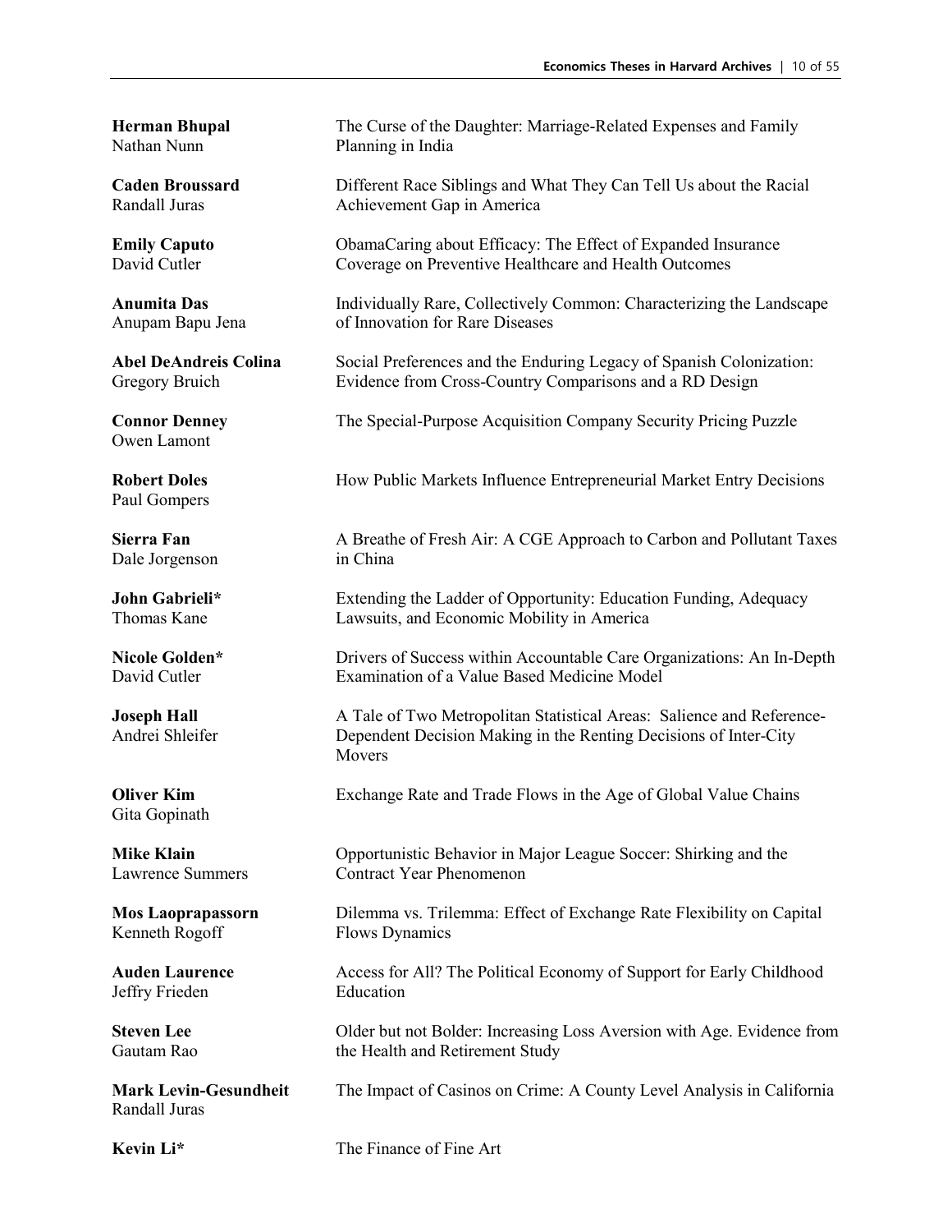**Herman Bhupal**
Nathan Nunn
The Curse of the Daughter: Marriage-Related Expenses and Family Planning in India

**Caden Broussard**
Randall Juras
Different Race Siblings and What They Can Tell Us about the Racial Achievement Gap in America

**Emily Caputo**
David Cutler
ObamaCaring about Efficacy: The Effect of Expanded Insurance Coverage on Preventive Healthcare and Health Outcomes

**Anumita Das**
Anupam Bapu Jena
Individually Rare, Collectively Common: Characterizing the Landscape of Innovation for Rare Diseases

**Abel DeAndreis Colina**
Gregory Bruich
Social Preferences and the Enduring Legacy of Spanish Colonization: Evidence from Cross-Country Comparisons and a RD Design

**Connor Denney**
Owen Lamont
The Special-Purpose Acquisition Company Security Pricing Puzzle

**Robert Doles**
Paul Gompers
How Public Markets Influence Entrepreneurial Market Entry Decisions

**Sierra Fan**
Dale Jorgenson
A Breathe of Fresh Air: A CGE Approach to Carbon and Pollutant Taxes in China

**John Gabrieli***
Thomas Kane
Extending the Ladder of Opportunity: Education Funding, Adequacy Lawsuits, and Economic Mobility in America

**Nicole Golden***
David Cutler
Drivers of Success within Accountable Care Organizations: An In-Depth Examination of a Value Based Medicine Model

**Joseph Hall**
Andrei Shleifer
A Tale of Two Metropolitan Statistical Areas: Salience and Reference-Dependent Decision Making in the Renting Decisions of Inter-City Movers

**Oliver Kim**
Gita Gopinath
Exchange Rate and Trade Flows in the Age of Global Value Chains

**Mike Klain**
Lawrence Summers
Opportunistic Behavior in Major League Soccer: Shirking and the Contract Year Phenomenon

**Mos Laoprapassorn**
Kenneth Rogoff
Dilemma vs. Trilemma: Effect of Exchange Rate Flexibility on Capital Flows Dynamics

**Auden Laurence**
Jeffry Frieden
Access for All? The Political Economy of Support for Early Childhood Education

**Steven Lee**
Gautam Rao
Older but not Bolder: Increasing Loss Aversion with Age. Evidence from the Health and Retirement Study

**Mark Levin-Gesundheit**
Randall Juras
The Impact of Casinos on Crime: A County Level Analysis in California

**Kevin Li***
The Finance of Fine Art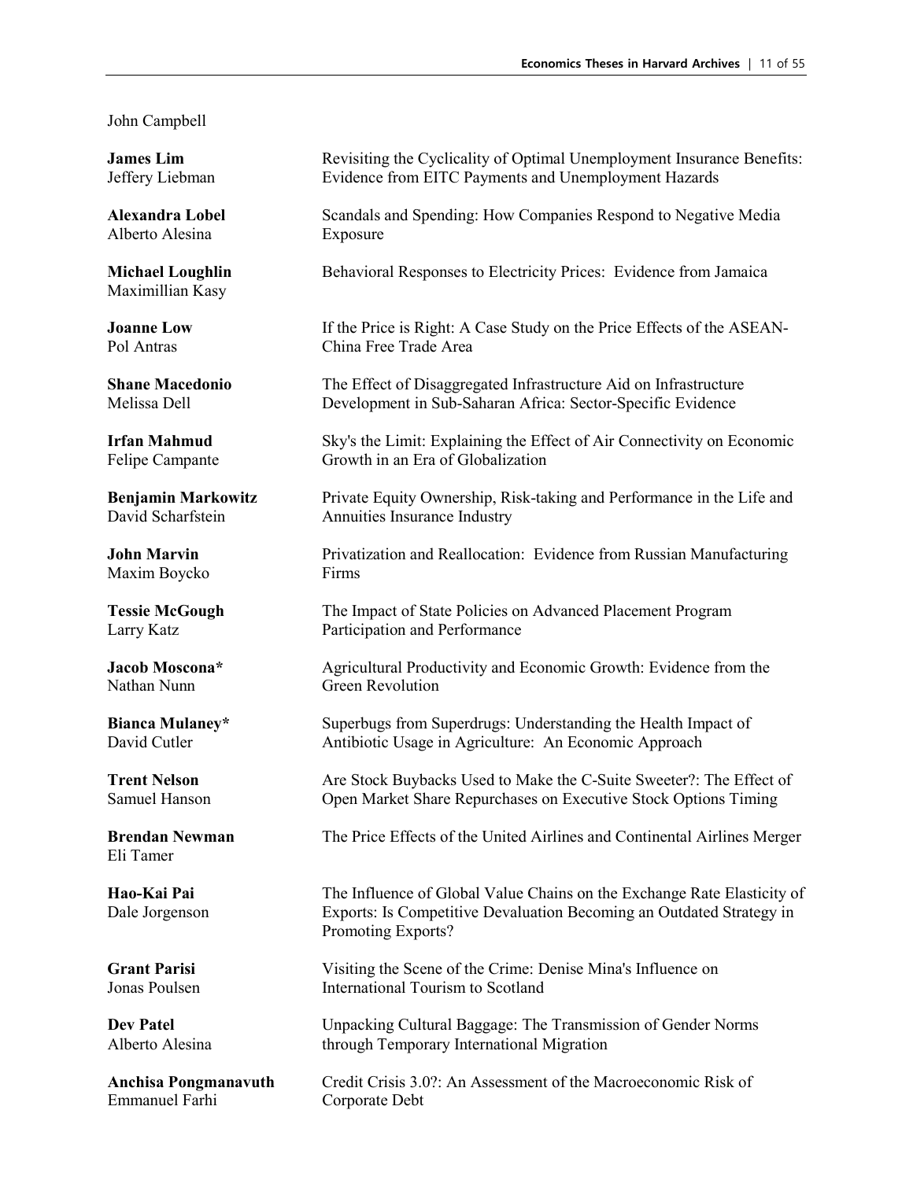John Campbell

**James Lim**
Jeffery Liebman
Revisiting the Cyclicality of Optimal Unemployment Insurance Benefits: Evidence from EITC Payments and Unemployment Hazards

**Alexandra Lobel**
Alberto Alesina
Scandals and Spending: How Companies Respond to Negative Media Exposure

**Michael Loughlin**
Maximillian Kasy
Behavioral Responses to Electricity Prices: Evidence from Jamaica

**Joanne Low**
Pol Antras
If the Price is Right: A Case Study on the Price Effects of the ASEAN-China Free Trade Area

**Shane Macedonio**
Melissa Dell
The Effect of Disaggregated Infrastructure Aid on Infrastructure Development in Sub-Saharan Africa: Sector-Specific Evidence

**Irfan Mahmud**
Felipe Campante
Sky's the Limit: Explaining the Effect of Air Connectivity on Economic Growth in an Era of Globalization

**Benjamin Markowitz**
David Scharfstein
Private Equity Ownership, Risk-taking and Performance in the Life and Annuities Insurance Industry

**John Marvin**
Maxim Boycko
Privatization and Reallocation: Evidence from Russian Manufacturing Firms

**Tessie McGough**
Larry Katz
The Impact of State Policies on Advanced Placement Program Participation and Performance

**Jacob Moscona***
Nathan Nunn
Agricultural Productivity and Economic Growth: Evidence from the Green Revolution

**Bianca Mulaney***
David Cutler
Superbugs from Superdrugs: Understanding the Health Impact of Antibiotic Usage in Agriculture: An Economic Approach

**Trent Nelson**
Samuel Hanson
Are Stock Buybacks Used to Make the C-Suite Sweeter?: The Effect of Open Market Share Repurchases on Executive Stock Options Timing

**Brendan Newman**
Eli Tamer
The Price Effects of the United Airlines and Continental Airlines Merger

**Hao-Kai Pai**
Dale Jorgenson
The Influence of Global Value Chains on the Exchange Rate Elasticity of Exports: Is Competitive Devaluation Becoming an Outdated Strategy in Promoting Exports?

**Grant Parisi**
Jonas Poulsen
Visiting the Scene of the Crime: Denise Mina's Influence on International Tourism to Scotland

**Dev Patel**
Alberto Alesina
Unpacking Cultural Baggage: The Transmission of Gender Norms through Temporary International Migration

**Anchisa Pongmanavuth**
Emmanuel Farhi
Credit Crisis 3.0?: An Assessment of the Macroeconomic Risk of Corporate Debt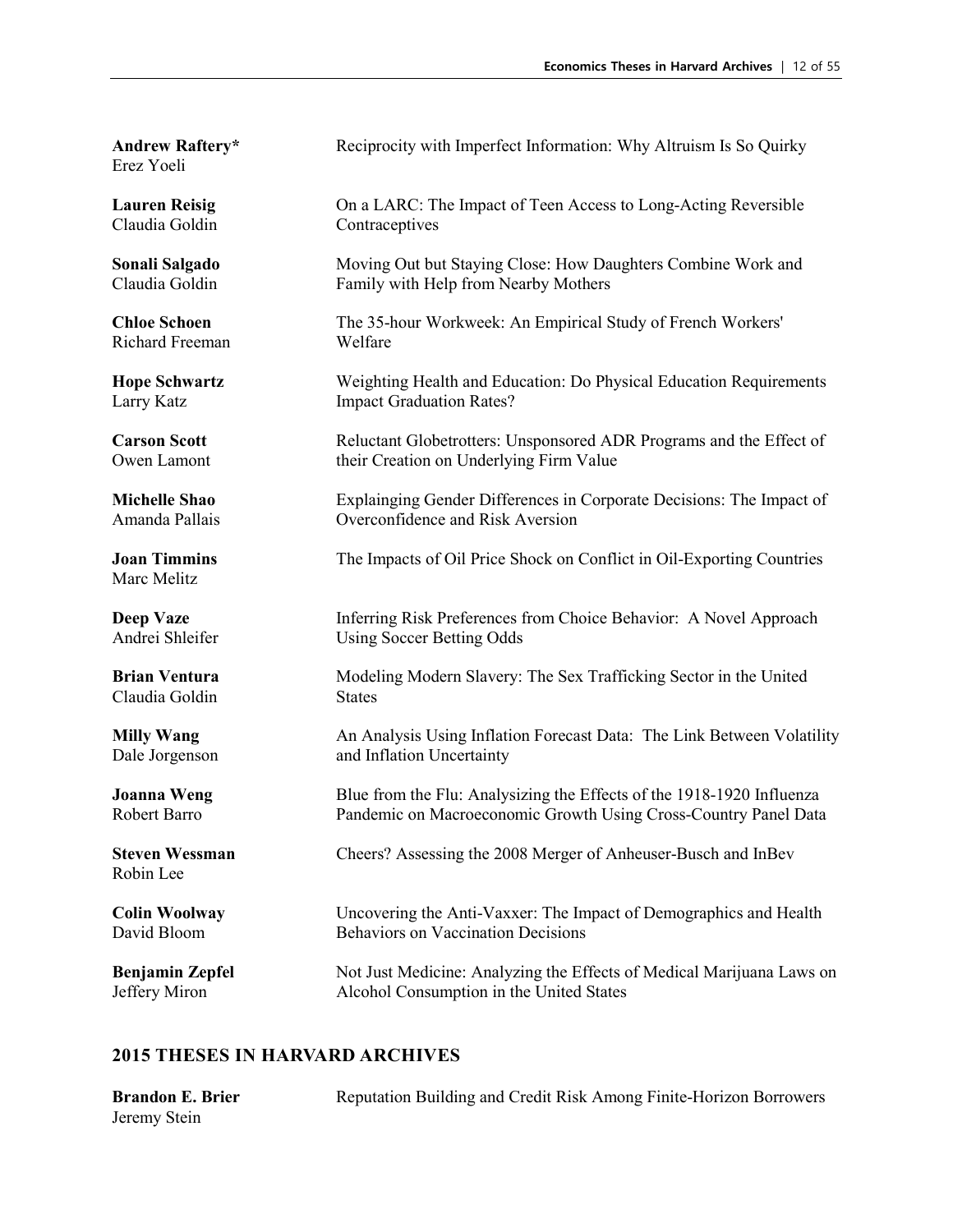**Andrew Raftery***
Erez Yoeli

Reciprocity with Imperfect Information: Why Altruism Is So Quirky

**Lauren Reisig**
Claudia Goldin

On a LARC: The Impact of Teen Access to Long-Acting Reversible Contraceptives

**Sonali Salgado**
Claudia Goldin

Moving Out but Staying Close: How Daughters Combine Work and Family with Help from Nearby Mothers

**Chloe Schoen**
Richard Freeman

The 35-hour Workweek: An Empirical Study of French Workers' Welfare

**Hope Schwartz**
Larry Katz

Weighting Health and Education: Do Physical Education Requirements Impact Graduation Rates?

**Carson Scott**
Owen Lamont

Reluctant Globetrotters: Unsponsored ADR Programs and the Effect of their Creation on Underlying Firm Value

**Michelle Shao**
Amanda Pallais

Explainging Gender Differences in Corporate Decisions: The Impact of Overconfidence and Risk Aversion

**Joan Timmins**
Marc Melitz

The Impacts of Oil Price Shock on Conflict in Oil-Exporting Countries

**Deep Vaze**
Andrei Shleifer

Inferring Risk Preferences from Choice Behavior: A Novel Approach Using Soccer Betting Odds

**Brian Ventura**
Claudia Goldin

Modeling Modern Slavery: The Sex Trafficking Sector in the United States

**Milly Wang**
Dale Jorgenson

An Analysis Using Inflation Forecast Data: The Link Between Volatility and Inflation Uncertainty

**Joanna Weng**
Robert Barro

Blue from the Flu: Analysizing the Effects of the 1918-1920 Influenza Pandemic on Macroeconomic Growth Using Cross-Country Panel Data

**Steven Wessman**
Robin Lee

Cheers? Assessing the 2008 Merger of Anheuser-Busch and InBev

**Colin Woolway**
David Bloom

Uncovering the Anti-Vaxxer: The Impact of Demographics and Health Behaviors on Vaccination Decisions

**Benjamin Zepfel**
Jeffery Miron

Not Just Medicine: Analyzing the Effects of Medical Marijuana Laws on Alcohol Consumption in the United States

## 2015 THESES IN HARVARD ARCHIVES

**Brandon E. Brier**
Jeremy Stein

Reputation Building and Credit Risk Among Finite-Horizon Borrowers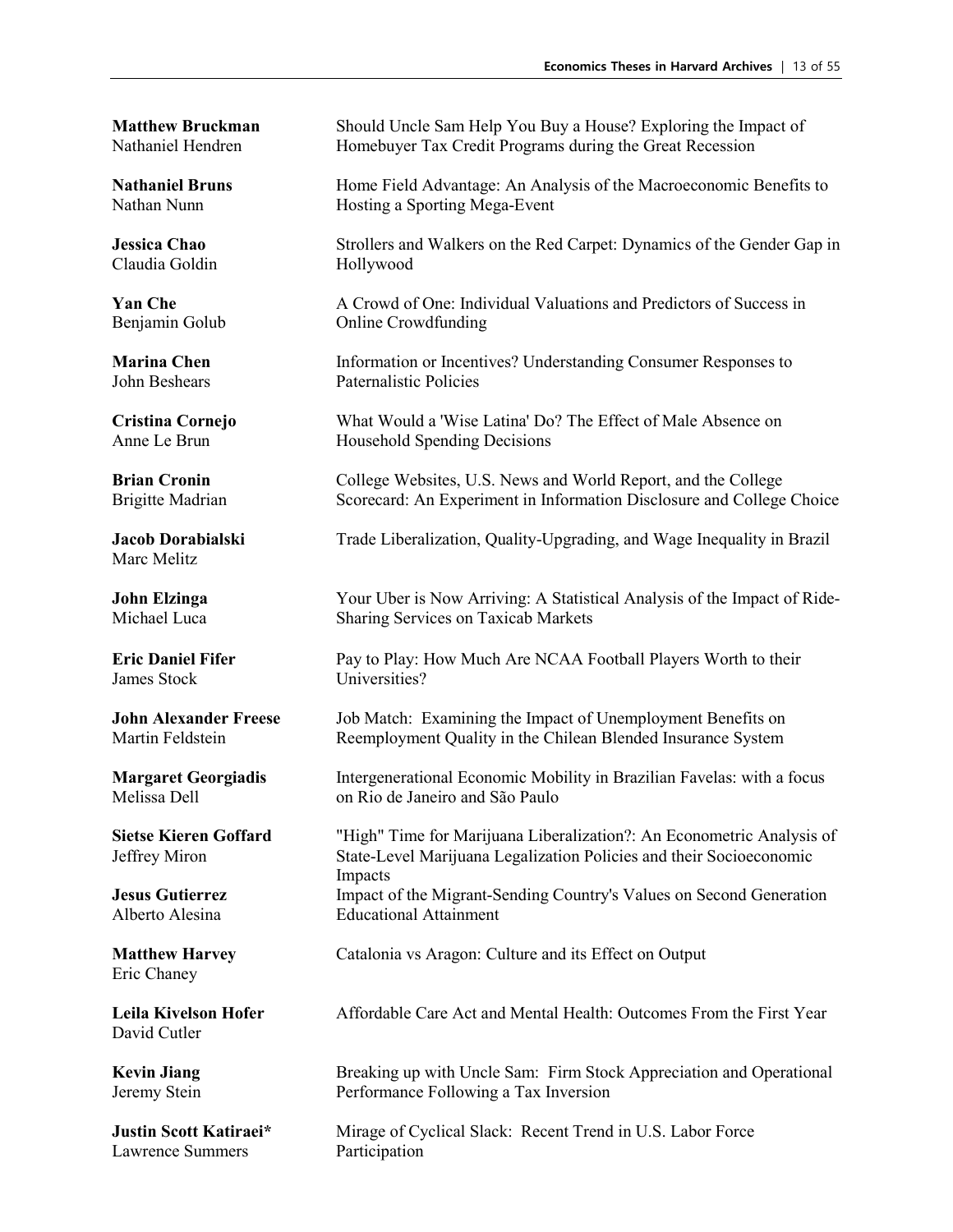**Matthew Bruckman**
Nathaniel Hendren
Should Uncle Sam Help You Buy a House? Exploring the Impact of Homebuyer Tax Credit Programs during the Great Recession

**Nathaniel Bruns**
Nathan Nunn
Home Field Advantage: An Analysis of the Macroeconomic Benefits to Hosting a Sporting Mega-Event

**Jessica Chao**
Claudia Goldin
Strollers and Walkers on the Red Carpet: Dynamics of the Gender Gap in Hollywood

**Yan Che**
Benjamin Golub
A Crowd of One: Individual Valuations and Predictors of Success in Online Crowdfunding

**Marina Chen**
John Beshears
Information or Incentives? Understanding Consumer Responses to Paternalistic Policies

**Cristina Cornejo**
Anne Le Brun
What Would a 'Wise Latina' Do? The Effect of Male Absence on Household Spending Decisions

**Brian Cronin**
Brigitte Madrian
College Websites, U.S. News and World Report, and the College Scorecard: An Experiment in Information Disclosure and College Choice

**Jacob Dorabialski**
Marc Melitz
Trade Liberalization, Quality-Upgrading, and Wage Inequality in Brazil

**John Elzinga**
Michael Luca
Your Uber is Now Arriving: A Statistical Analysis of the Impact of Ride-Sharing Services on Taxicab Markets

**Eric Daniel Fifer**
James Stock
Pay to Play: How Much Are NCAA Football Players Worth to their Universities?

**John Alexander Freese**
Martin Feldstein
Job Match: Examining the Impact of Unemployment Benefits on Reemployment Quality in the Chilean Blended Insurance System

**Margaret Georgiadis**
Melissa Dell
Intergenerational Economic Mobility in Brazilian Favelas: with a focus on Rio de Janeiro and São Paulo

**Sietse Kieren Goffard**
Jeffrey Miron
"High" Time for Marijuana Liberalization?: An Econometric Analysis of State-Level Marijuana Legalization Policies and their Socioeconomic Impacts

**Jesus Gutierrez**
Alberto Alesina
Impact of the Migrant-Sending Country's Values on Second Generation Educational Attainment

**Matthew Harvey**
Eric Chaney
Catalonia vs Aragon: Culture and its Effect on Output

**Leila Kivelson Hofer**
David Cutler
Affordable Care Act and Mental Health: Outcomes From the First Year

**Kevin Jiang**
Jeremy Stein
Breaking up with Uncle Sam: Firm Stock Appreciation and Operational Performance Following a Tax Inversion

**Justin Scott Katiraei***
Lawrence Summers
Mirage of Cyclical Slack: Recent Trend in U.S. Labor Force Participation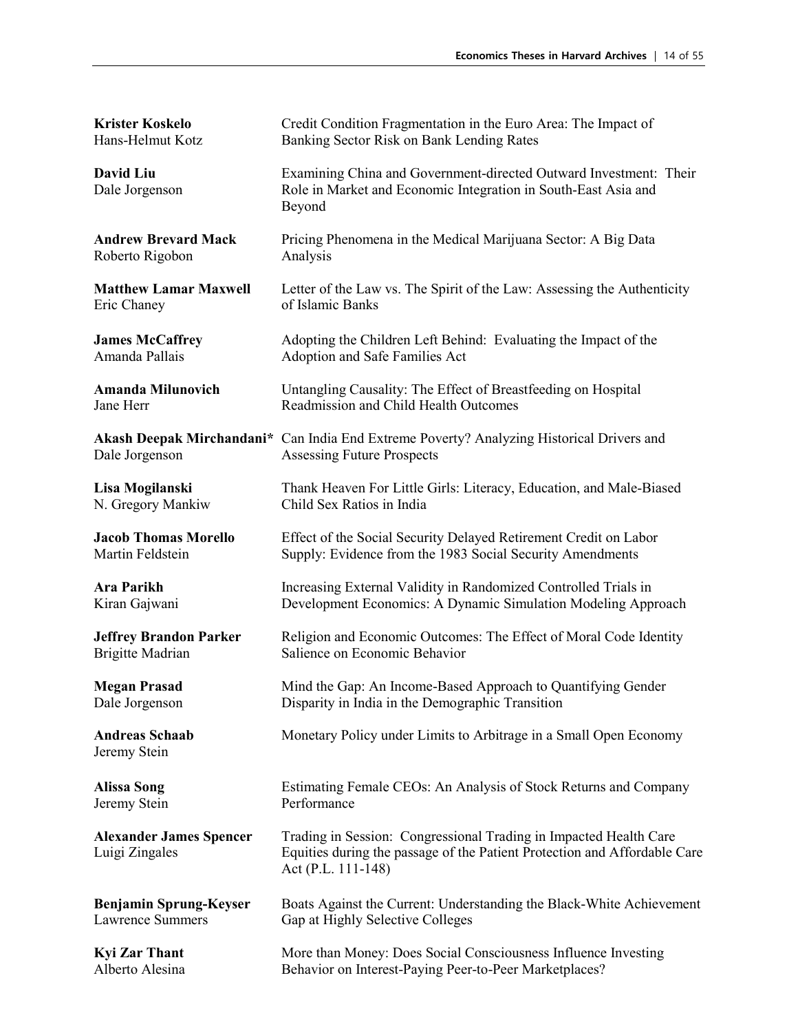| | |
|---|---|
| **Krister Koskelo**<br>Hans-Helmut Kotz | Credit Condition Fragmentation in the Euro Area: The Impact of Banking Sector Risk on Bank Lending Rates |
| **David Liu**<br>Dale Jorgenson | Examining China and Government-directed Outward Investment: Their Role in Market and Economic Integration in South-East Asia and Beyond |
| **Andrew Brevard Mack**<br>Roberto Rigobon | Pricing Phenomena in the Medical Marijuana Sector: A Big Data Analysis |
| **Matthew Lamar Maxwell**<br>Eric Chaney | Letter of the Law vs. The Spirit of the Law: Assessing the Authenticity of Islamic Banks |
| **James McCaffrey**<br>Amanda Pallais | Adopting the Children Left Behind: Evaluating the Impact of the Adoption and Safe Families Act |
| **Amanda Milunovich**<br>Jane Herr | Untangling Causality: The Effect of Breastfeeding on Hospital Readmission and Child Health Outcomes |
| **Akash Deepak Mirchandani***<br>Dale Jorgenson | Can India End Extreme Poverty? Analyzing Historical Drivers and Assessing Future Prospects |
| **Lisa Mogilanski**<br>N. Gregory Mankiw | Thank Heaven For Little Girls: Literacy, Education, and Male-Biased Child Sex Ratios in India |
| **Jacob Thomas Morello**<br>Martin Feldstein | Effect of the Social Security Delayed Retirement Credit on Labor Supply: Evidence from the 1983 Social Security Amendments |
| **Ara Parikh**<br>Kiran Gajwani | Increasing External Validity in Randomized Controlled Trials in Development Economics: A Dynamic Simulation Modeling Approach |
| **Jeffrey Brandon Parker**<br>Brigitte Madrian | Religion and Economic Outcomes: The Effect of Moral Code Identity Salience on Economic Behavior |
| **Megan Prasad**<br>Dale Jorgenson | Mind the Gap: An Income-Based Approach to Quantifying Gender Disparity in India in the Demographic Transition |
| **Andreas Schaab**<br>Jeremy Stein | Monetary Policy under Limits to Arbitrage in a Small Open Economy |
| **Alissa Song**<br>Jeremy Stein | Estimating Female CEOs: An Analysis of Stock Returns and Company Performance |
| **Alexander James Spencer**<br>Luigi Zingales | Trading in Session: Congressional Trading in Impacted Health Care Equities during the passage of the Patient Protection and Affordable Care Act (P.L. 111-148) |
| **Benjamin Sprung-Keyser**<br>Lawrence Summers | Boats Against the Current: Understanding the Black-White Achievement Gap at Highly Selective Colleges |
| **Kyi Zar Thant**<br>Alberto Alesina | More than Money: Does Social Consciousness Influence Investing Behavior on Interest-Paying Peer-to-Peer Marketplaces? |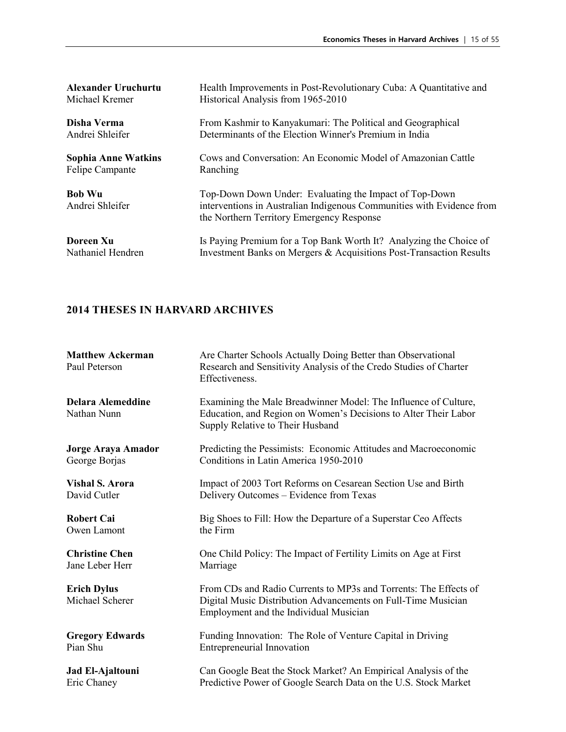**Alexander Uruchurtu**
Michael Kremer

Health Improvements in Post-Revolutionary Cuba: A Quantitative and Historical Analysis from 1965-2010

**Disha Verma**
Andrei Shleifer

From Kashmir to Kanyakumari: The Political and Geographical Determinants of the Election Winner's Premium in India

**Sophia Anne Watkins**
Felipe Campante

Cows and Conversation: An Economic Model of Amazonian Cattle Ranching

**Bob Wu**
Andrei Shleifer

Top-Down Down Under: Evaluating the Impact of Top-Down interventions in Australian Indigenous Communities with Evidence from the Northern Territory Emergency Response

**Doreen Xu**
Nathaniel Hendren

Is Paying Premium for a Top Bank Worth It? Analyzing the Choice of Investment Banks on Mergers & Acquisitions Post-Transaction Results

## 2014 THESES IN HARVARD ARCHIVES

**Matthew Ackerman**
Paul Peterson

Are Charter Schools Actually Doing Better than Observational Research and Sensitivity Analysis of the Credo Studies of Charter Effectiveness.

**Delara Alemeddine**
Nathan Nunn

Examining the Male Breadwinner Model: The Influence of Culture, Education, and Region on Women's Decisions to Alter Their Labor Supply Relative to Their Husband

**Jorge Araya Amador**
George Borjas

Predicting the Pessimists: Economic Attitudes and Macroeconomic Conditions in Latin America 1950-2010

**Vishal S. Arora**
David Cutler

Impact of 2003 Tort Reforms on Cesarean Section Use and Birth Delivery Outcomes – Evidence from Texas

**Robert Cai**
Owen Lamont

Big Shoes to Fill: How the Departure of a Superstar Ceo Affects the Firm

**Christine Chen**
Jane Leber Herr

One Child Policy: The Impact of Fertility Limits on Age at First Marriage

**Erich Dylus**
Michael Scherer

From CDs and Radio Currents to MP3s and Torrents: The Effects of Digital Music Distribution Advancements on Full-Time Musician Employment and the Individual Musician

**Gregory Edwards**
Pian Shu

Funding Innovation: The Role of Venture Capital in Driving Entrepreneurial Innovation

**Jad El-Ajaltouni**
Eric Chaney

Can Google Beat the Stock Market? An Empirical Analysis of the Predictive Power of Google Search Data on the U.S. Stock Market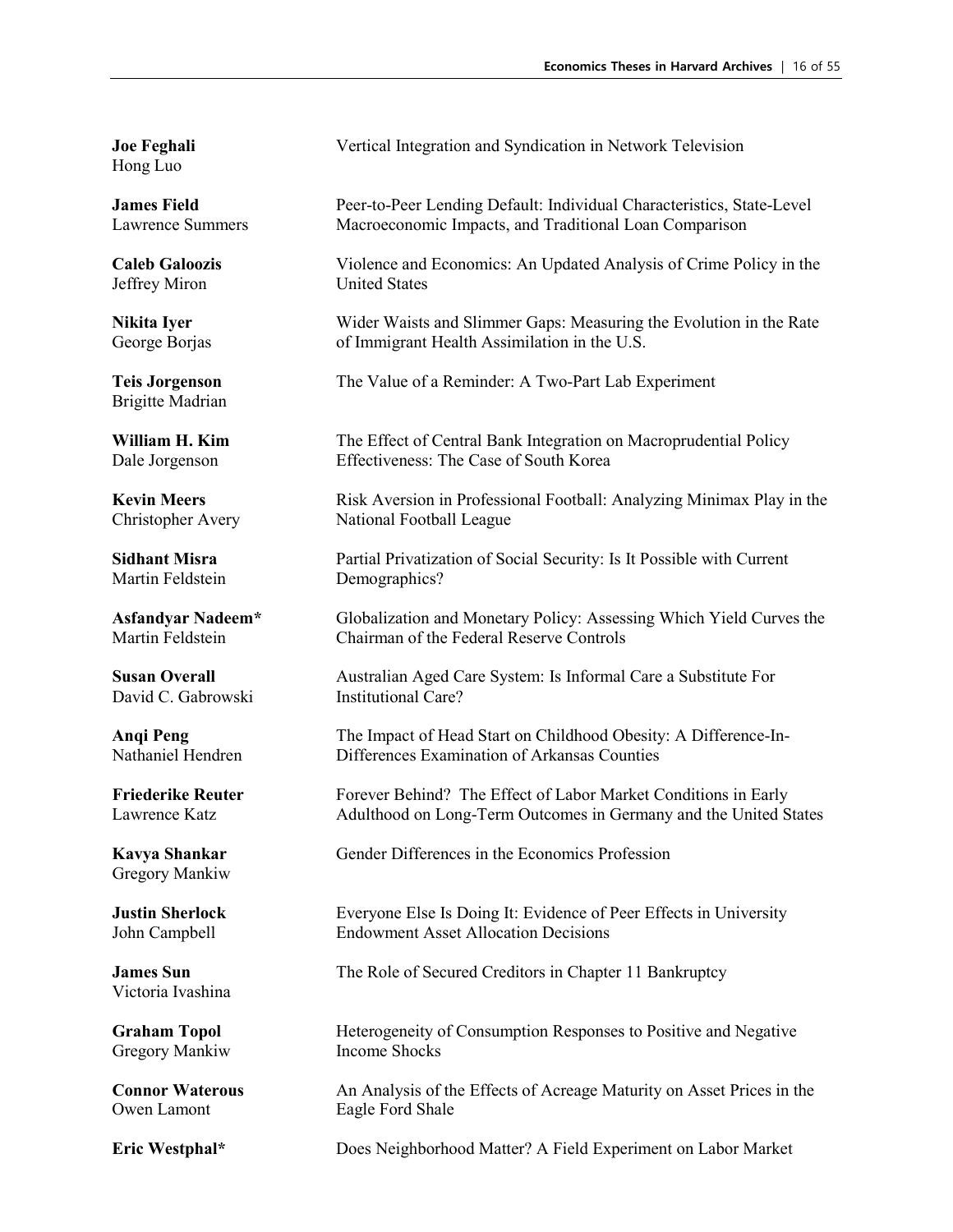**Joe Feghali**
Hong Luo

Vertical Integration and Syndication in Network Television

**James Field**
Lawrence Summers

Peer-to-Peer Lending Default: Individual Characteristics, State-Level Macroeconomic Impacts, and Traditional Loan Comparison

**Caleb Galoozis**
Jeffrey Miron

Violence and Economics: An Updated Analysis of Crime Policy in the United States

**Nikita Iyer**
George Borjas

Wider Waists and Slimmer Gaps: Measuring the Evolution in the Rate of Immigrant Health Assimilation in the U.S.

**Teis Jorgenson**
Brigitte Madrian

The Value of a Reminder: A Two-Part Lab Experiment

**William H. Kim**
Dale Jorgenson

The Effect of Central Bank Integration on Macroprudential Policy Effectiveness: The Case of South Korea

**Kevin Meers**
Christopher Avery

Risk Aversion in Professional Football: Analyzing Minimax Play in the National Football League

**Sidhant Misra**
Martin Feldstein

Partial Privatization of Social Security: Is It Possible with Current Demographics?

**Asfandyar Nadeem***
Martin Feldstein

Globalization and Monetary Policy: Assessing Which Yield Curves the Chairman of the Federal Reserve Controls

**Susan Overall**
David C. Gabrowski

Australian Aged Care System: Is Informal Care a Substitute For Institutional Care?

**Anqi Peng**
Nathaniel Hendren

The Impact of Head Start on Childhood Obesity: A Difference-In-Differences Examination of Arkansas Counties

**Friederike Reuter**
Lawrence Katz

Forever Behind? The Effect of Labor Market Conditions in Early Adulthood on Long-Term Outcomes in Germany and the United States

**Kavya Shankar**
Gregory Mankiw

Gender Differences in the Economics Profession

**Justin Sherlock**
John Campbell

Everyone Else Is Doing It: Evidence of Peer Effects in University Endowment Asset Allocation Decisions

**James Sun**
Victoria Ivashina

The Role of Secured Creditors in Chapter 11 Bankruptcy

**Graham Topol**
Gregory Mankiw

Heterogeneity of Consumption Responses to Positive and Negative Income Shocks

**Connor Waterous**
Owen Lamont

An Analysis of the Effects of Acreage Maturity on Asset Prices in the Eagle Ford Shale

**Eric Westphal***

Does Neighborhood Matter? A Field Experiment on Labor Market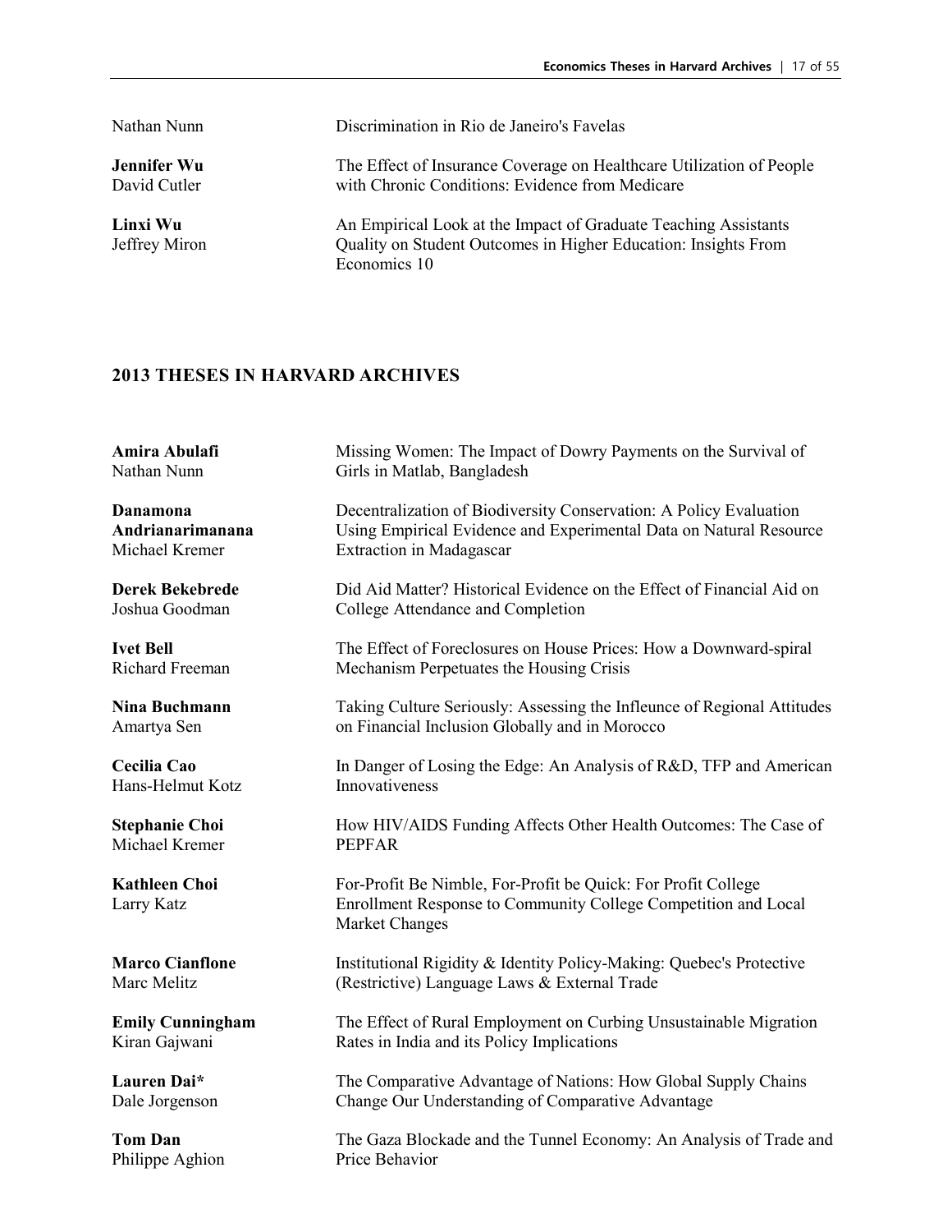Nathan Nunn — Discrimination in Rio de Janeiro's Favelas

**Jennifer Wu**
David Cutler — The Effect of Insurance Coverage on Healthcare Utilization of People with Chronic Conditions: Evidence from Medicare

**Linxi Wu**
Jeffrey Miron — An Empirical Look at the Impact of Graduate Teaching Assistants Quality on Student Outcomes in Higher Education: Insights From Economics 10

## 2013 THESES IN HARVARD ARCHIVES

**Amira Abulafi**
Nathan Nunn — Missing Women: The Impact of Dowry Payments on the Survival of Girls in Matlab, Bangladesh

**Danamona Andrianarimanana**
Michael Kremer — Decentralization of Biodiversity Conservation: A Policy Evaluation Using Empirical Evidence and Experimental Data on Natural Resource Extraction in Madagascar

**Derek Bekebrede**
Joshua Goodman — Did Aid Matter? Historical Evidence on the Effect of Financial Aid on College Attendance and Completion

**Ivet Bell**
Richard Freeman — The Effect of Foreclosures on House Prices: How a Downward-spiral Mechanism Perpetuates the Housing Crisis

**Nina Buchmann**
Amartya Sen — Taking Culture Seriously: Assessing the Infleunce of Regional Attitudes on Financial Inclusion Globally and in Morocco

**Cecilia Cao**
Hans-Helmut Kotz — In Danger of Losing the Edge: An Analysis of R&D, TFP and American Innovativeness

**Stephanie Choi**
Michael Kremer — How HIV/AIDS Funding Affects Other Health Outcomes: The Case of PEPFAR

**Kathleen Choi**
Larry Katz — For-Profit Be Nimble, For-Profit be Quick: For Profit College Enrollment Response to Community College Competition and Local Market Changes

**Marco Cianflone**
Marc Melitz — Institutional Rigidity & Identity Policy-Making: Quebec's Protective (Restrictive) Language Laws & External Trade

**Emily Cunningham**
Kiran Gajwani — The Effect of Rural Employment on Curbing Unsustainable Migration Rates in India and its Policy Implications

**Lauren Dai***
Dale Jorgenson — The Comparative Advantage of Nations: How Global Supply Chains Change Our Understanding of Comparative Advantage

**Tom Dan**
Philippe Aghion — The Gaza Blockade and the Tunnel Economy: An Analysis of Trade and Price Behavior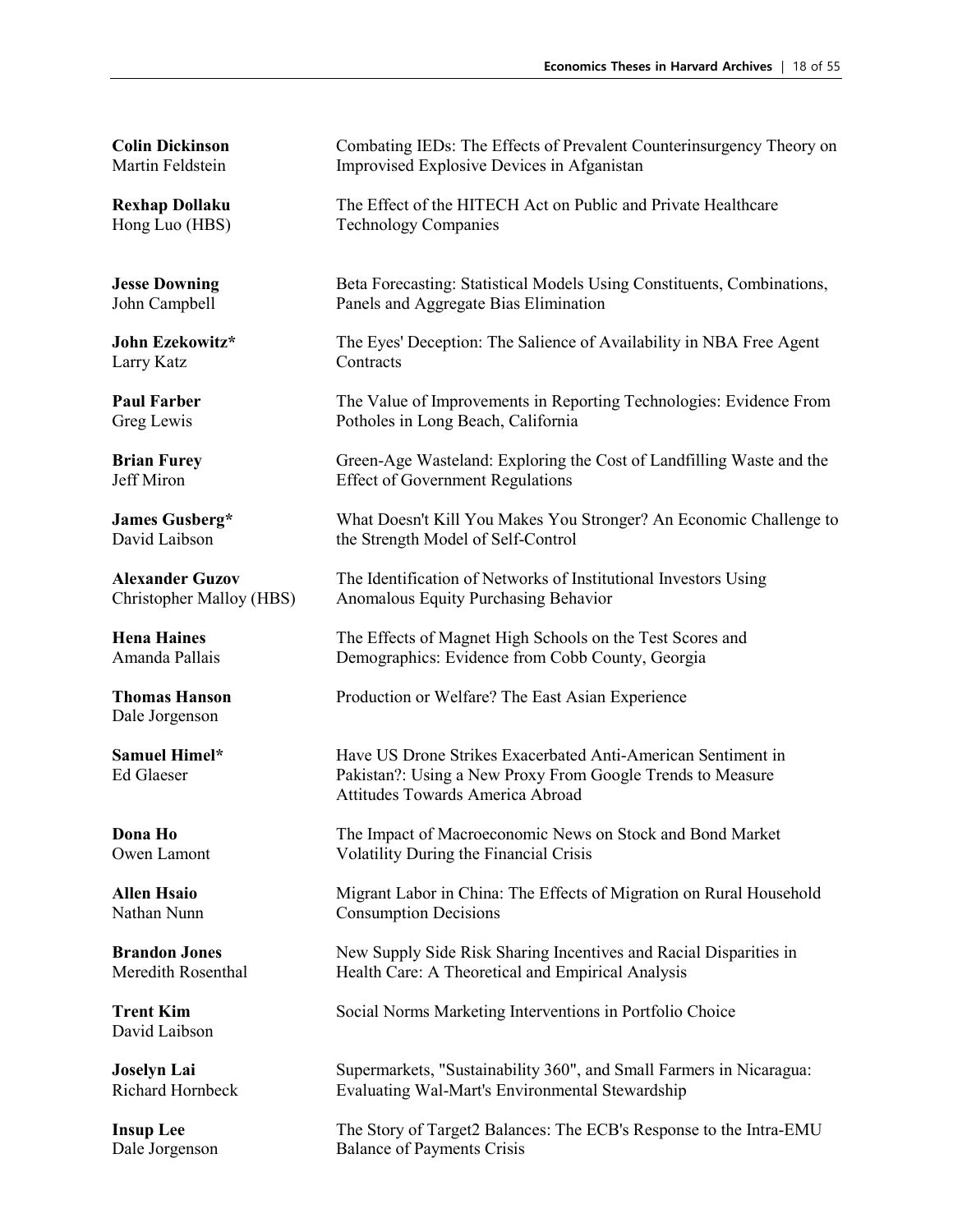**Colin Dickinson**
Martin Feldstein

Combating IEDs: The Effects of Prevalent Counterinsurgency Theory on Improvised Explosive Devices in Afganistan

**Rexhap Dollaku**
Hong Luo (HBS)

The Effect of the HITECH Act on Public and Private Healthcare Technology Companies

**Jesse Downing**
John Campbell

Beta Forecasting: Statistical Models Using Constituents, Combinations, Panels and Aggregate Bias Elimination

**John Ezekowitz***
Larry Katz

The Eyes' Deception: The Salience of Availability in NBA Free Agent Contracts

**Paul Farber**
Greg Lewis

The Value of Improvements in Reporting Technologies: Evidence From Potholes in Long Beach, California

**Brian Furey**
Jeff Miron

Green-Age Wasteland: Exploring the Cost of Landfilling Waste and the Effect of Government Regulations

**James Gusberg***
David Laibson

What Doesn't Kill You Makes You Stronger? An Economic Challenge to the Strength Model of Self-Control

**Alexander Guzov**
Christopher Malloy (HBS)

The Identification of Networks of Institutional Investors Using Anomalous Equity Purchasing Behavior

**Hena Haines**
Amanda Pallais

The Effects of Magnet High Schools on the Test Scores and Demographics: Evidence from Cobb County, Georgia

**Thomas Hanson**
Dale Jorgenson

Production or Welfare? The East Asian Experience

**Samuel Himel***
Ed Glaeser

Have US Drone Strikes Exacerbated Anti-American Sentiment in Pakistan?: Using a New Proxy From Google Trends to Measure Attitudes Towards America Abroad

**Dona Ho**
Owen Lamont

The Impact of Macroeconomic News on Stock and Bond Market Volatility During the Financial Crisis

**Allen Hsaio**
Nathan Nunn

Migrant Labor in China: The Effects of Migration on Rural Household Consumption Decisions

**Brandon Jones**
Meredith Rosenthal

New Supply Side Risk Sharing Incentives and Racial Disparities in Health Care: A Theoretical and Empirical Analysis

**Trent Kim**
David Laibson

Social Norms Marketing Interventions in Portfolio Choice

**Joselyn Lai**
Richard Hornbeck

Supermarkets, "Sustainability 360", and Small Farmers in Nicaragua: Evaluating Wal-Mart's Environmental Stewardship

**Insup Lee**
Dale Jorgenson

The Story of Target2 Balances: The ECB's Response to the Intra-EMU Balance of Payments Crisis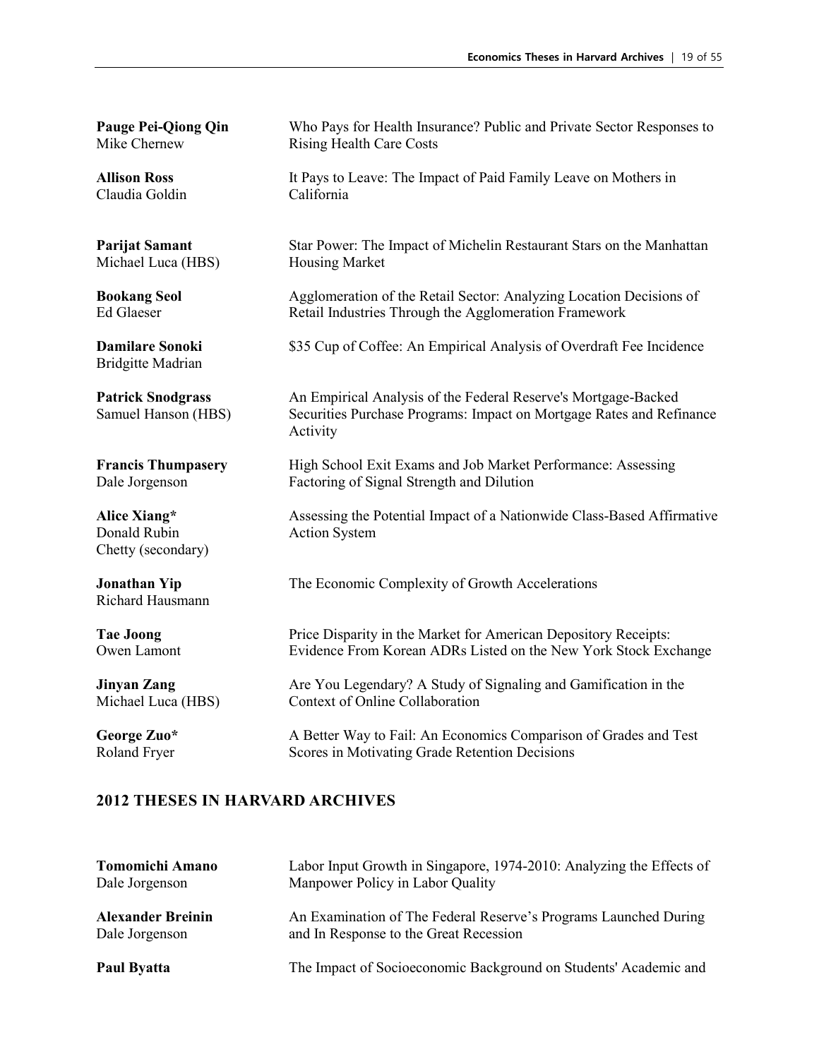**Pauge Pei-Qiong Qin**
Mike Chernew

Who Pays for Health Insurance? Public and Private Sector Responses to Rising Health Care Costs

**Allison Ross**
Claudia Goldin

It Pays to Leave: The Impact of Paid Family Leave on Mothers in California

**Parijat Samant**
Michael Luca (HBS)

Star Power: The Impact of Michelin Restaurant Stars on the Manhattan Housing Market

**Bookang Seol**
Ed Glaeser

Agglomeration of the Retail Sector: Analyzing Location Decisions of Retail Industries Through the Agglomeration Framework

**Damilare Sonoki**
Bridgitte Madrian

$35 Cup of Coffee: An Empirical Analysis of Overdraft Fee Incidence

**Patrick Snodgrass**
Samuel Hanson (HBS)

An Empirical Analysis of the Federal Reserve's Mortgage-Backed Securities Purchase Programs: Impact on Mortgage Rates and Refinance Activity

**Francis Thumpasery**
Dale Jorgenson

High School Exit Exams and Job Market Performance: Assessing Factoring of Signal Strength and Dilution

**Alice Xiang***
Donald Rubin
Chetty (secondary)

Assessing the Potential Impact of a Nationwide Class-Based Affirmative Action System

**Jonathan Yip**
Richard Hausmann

The Economic Complexity of Growth Accelerations

**Tae Joong**
Owen Lamont

Price Disparity in the Market for American Depository Receipts: Evidence From Korean ADRs Listed on the New York Stock Exchange

**Jinyan Zang**
Michael Luca (HBS)

Are You Legendary? A Study of Signaling and Gamification in the Context of Online Collaboration

**George Zuo***
Roland Fryer

A Better Way to Fail: An Economics Comparison of Grades and Test Scores in Motivating Grade Retention Decisions

## 2012 THESES IN HARVARD ARCHIVES

**Tomomichi Amano**
Dale Jorgenson

Labor Input Growth in Singapore, 1974-2010: Analyzing the Effects of Manpower Policy in Labor Quality

**Alexander Breinin**
Dale Jorgenson

An Examination of The Federal Reserve's Programs Launched During and In Response to the Great Recession

**Paul Byatta**

The Impact of Socioeconomic Background on Students' Academic and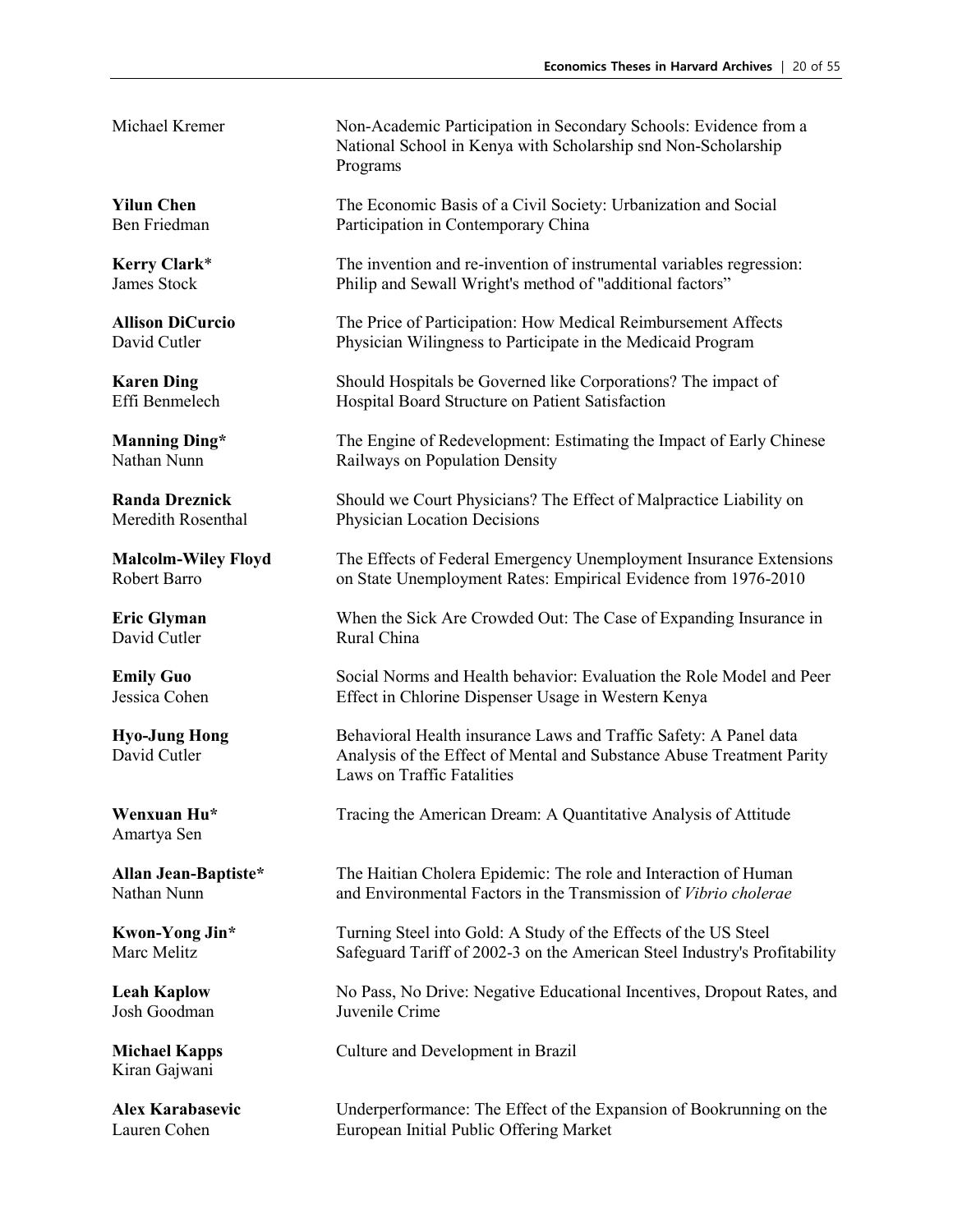Michael Kremer — Non-Academic Participation in Secondary Schools: Evidence from a National School in Kenya with Scholarship snd Non-Scholarship Programs

**Yilun Chen**
Ben Friedman — The Economic Basis of a Civil Society: Urbanization and Social Participation in Contemporary China

**Kerry Clark***
James Stock — The invention and re-invention of instrumental variables regression: Philip and Sewall Wright's method of "additional factors"

**Allison DiCurcio**
David Cutler — The Price of Participation: How Medical Reimbursement Affects Physician Wilingness to Participate in the Medicaid Program

**Karen Ding**
Effi Benmelech — Should Hospitals be Governed like Corporations? The impact of Hospital Board Structure on Patient Satisfaction

**Manning Ding***
Nathan Nunn — The Engine of Redevelopment: Estimating the Impact of Early Chinese Railways on Population Density

**Randa Dreznick**
Meredith Rosenthal — Should we Court Physicians? The Effect of Malpractice Liability on Physician Location Decisions

**Malcolm-Wiley Floyd**
Robert Barro — The Effects of Federal Emergency Unemployment Insurance Extensions on State Unemployment Rates: Empirical Evidence from 1976-2010

**Eric Glyman**
David Cutler — When the Sick Are Crowded Out: The Case of Expanding Insurance in Rural China

**Emily Guo**
Jessica Cohen — Social Norms and Health behavior: Evaluation the Role Model and Peer Effect in Chlorine Dispenser Usage in Western Kenya

**Hyo-Jung Hong**
David Cutler — Behavioral Health insurance Laws and Traffic Safety: A Panel data Analysis of the Effect of Mental and Substance Abuse Treatment Parity Laws on Traffic Fatalities

**Wenxuan Hu***
Amartya Sen — Tracing the American Dream: A Quantitative Analysis of Attitude

**Allan Jean-Baptiste***
Nathan Nunn — The Haitian Cholera Epidemic: The role and Interaction of Human and Environmental Factors in the Transmission of *Vibrio cholerae*

**Kwon-Yong Jin***
Marc Melitz — Turning Steel into Gold: A Study of the Effects of the US Steel Safeguard Tariff of 2002-3 on the American Steel Industry's Profitability

**Leah Kaplow**
Josh Goodman — No Pass, No Drive: Negative Educational Incentives, Dropout Rates, and Juvenile Crime

**Michael Kapps**
Kiran Gajwani — Culture and Development in Brazil

**Alex Karabasevic**
Lauren Cohen — Underperformance: The Effect of the Expansion of Bookrunning on the European Initial Public Offering Market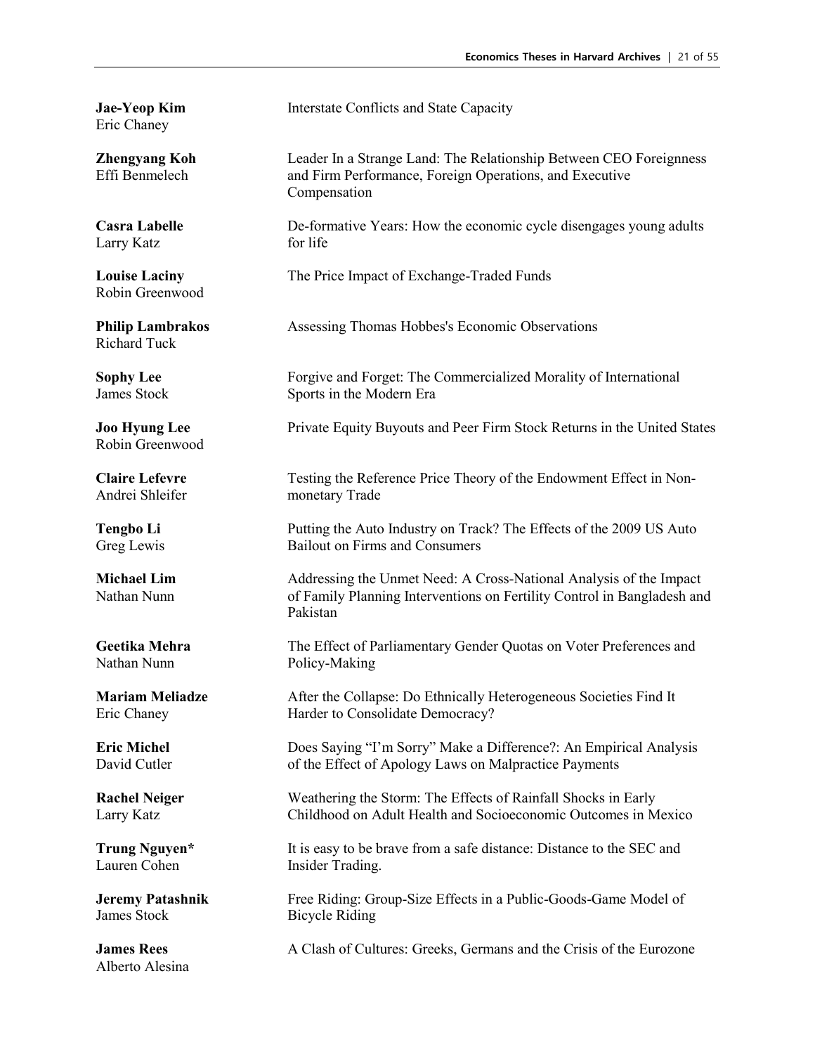**Jae-Yeop Kim**
Eric Chaney

Interstate Conflicts and State Capacity

**Zhengyang Koh**
Effi Benmelech

Leader In a Strange Land: The Relationship Between CEO Foreignness and Firm Performance, Foreign Operations, and Executive Compensation

**Casra Labelle**
Larry Katz

De-formative Years: How the economic cycle disengages young adults for life

**Louise Laciny**
Robin Greenwood

The Price Impact of Exchange-Traded Funds

**Philip Lambrakos**
Richard Tuck

Assessing Thomas Hobbes's Economic Observations

**Sophy Lee**
James Stock

Forgive and Forget: The Commercialized Morality of International Sports in the Modern Era

**Joo Hyung Lee**
Robin Greenwood

Private Equity Buyouts and Peer Firm Stock Returns in the United States

**Claire Lefevre**
Andrei Shleifer

Testing the Reference Price Theory of the Endowment Effect in Non-monetary Trade

**Tengbo Li**
Greg Lewis

Putting the Auto Industry on Track? The Effects of the 2009 US Auto Bailout on Firms and Consumers

**Michael Lim**
Nathan Nunn

Addressing the Unmet Need: A Cross-National Analysis of the Impact of Family Planning Interventions on Fertility Control in Bangladesh and Pakistan

**Geetika Mehra**
Nathan Nunn

The Effect of Parliamentary Gender Quotas on Voter Preferences and Policy-Making

**Mariam Meliadze**
Eric Chaney

After the Collapse: Do Ethnically Heterogeneous Societies Find It Harder to Consolidate Democracy?

**Eric Michel**
David Cutler

Does Saying "I'm Sorry" Make a Difference?: An Empirical Analysis of the Effect of Apology Laws on Malpractice Payments

**Rachel Neiger**
Larry Katz

Weathering the Storm: The Effects of Rainfall Shocks in Early Childhood on Adult Health and Socioeconomic Outcomes in Mexico

**Trung Nguyen***
Lauren Cohen

It is easy to be brave from a safe distance: Distance to the SEC and Insider Trading.

**Jeremy Patashnik**
James Stock

Free Riding: Group-Size Effects in a Public-Goods-Game Model of Bicycle Riding

**James Rees**
Alberto Alesina

A Clash of Cultures: Greeks, Germans and the Crisis of the Eurozone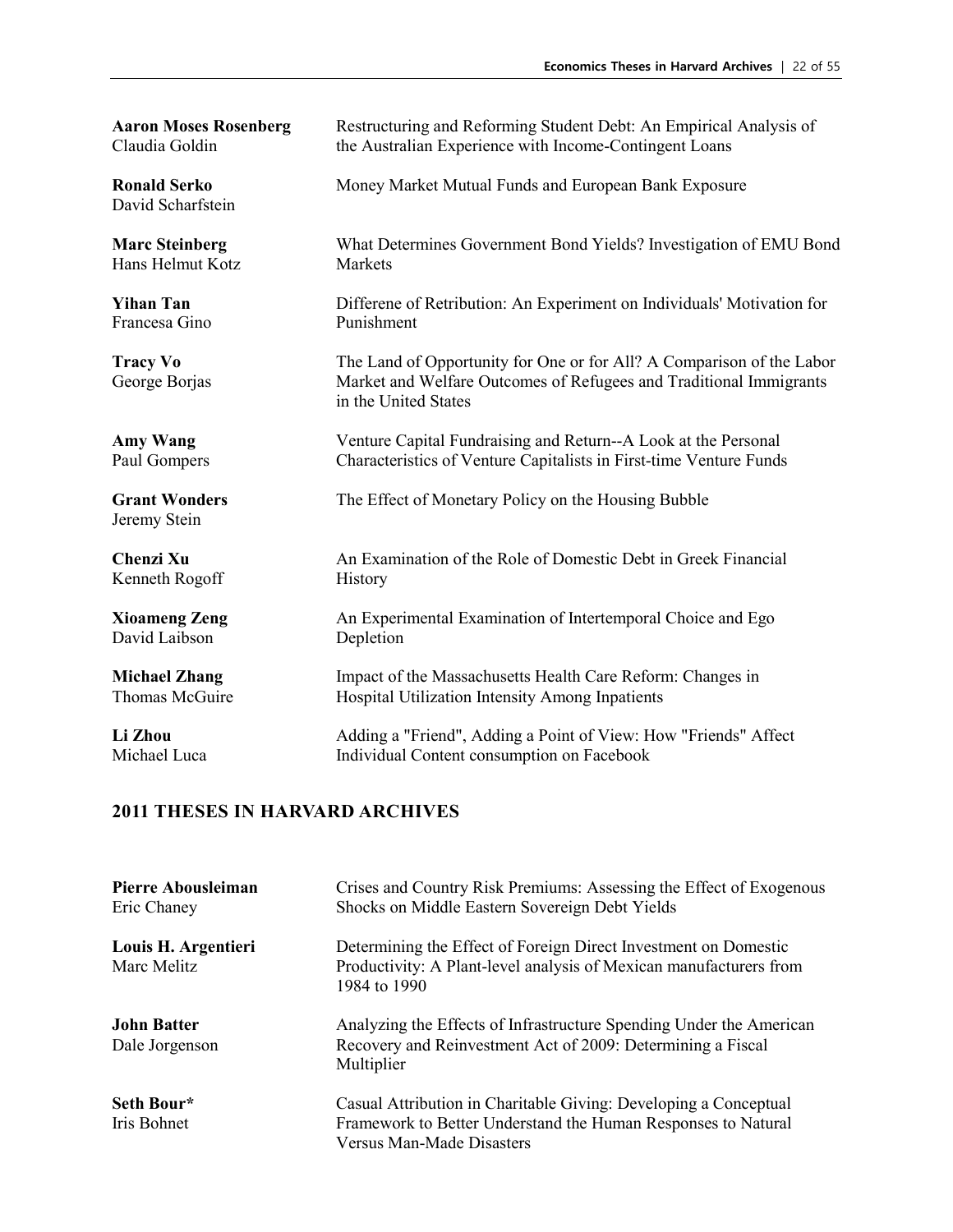**Aaron Moses Rosenberg**
Claudia Goldin

Restructuring and Reforming Student Debt: An Empirical Analysis of the Australian Experience with Income-Contingent Loans

**Ronald Serko**
David Scharfstein

Money Market Mutual Funds and European Bank Exposure

**Marc Steinberg**
Hans Helmut Kotz

What Determines Government Bond Yields? Investigation of EMU Bond Markets

**Yihan Tan**
Francesa Gino

Differene of Retribution: An Experiment on Individuals' Motivation for Punishment

**Tracy Vo**
George Borjas

The Land of Opportunity for One or for All? A Comparison of the Labor Market and Welfare Outcomes of Refugees and Traditional Immigrants in the United States

**Amy Wang**
Paul Gompers

Venture Capital Fundraising and Return--A Look at the Personal Characteristics of Venture Capitalists in First-time Venture Funds

**Grant Wonders**
Jeremy Stein

The Effect of Monetary Policy on the Housing Bubble

**Chenzi Xu**
Kenneth Rogoff

An Examination of the Role of Domestic Debt in Greek Financial History

**Xioameng Zeng**
David Laibson

An Experimental Examination of Intertemporal Choice and Ego Depletion

**Michael Zhang**
Thomas McGuire

Impact of the Massachusetts Health Care Reform: Changes in Hospital Utilization Intensity Among Inpatients

**Li Zhou**
Michael Luca

Adding a "Friend", Adding a Point of View: How "Friends" Affect Individual Content consumption on Facebook

## 2011 THESES IN HARVARD ARCHIVES

**Pierre Abousleiman**
Eric Chaney

Crises and Country Risk Premiums: Assessing the Effect of Exogenous Shocks on Middle Eastern Sovereign Debt Yields

**Louis H. Argentieri**
Marc Melitz

Determining the Effect of Foreign Direct Investment on Domestic Productivity: A Plant-level analysis of Mexican manufacturers from 1984 to 1990

**John Batter**
Dale Jorgenson

Analyzing the Effects of Infrastructure Spending Under the American Recovery and Reinvestment Act of 2009: Determining a Fiscal Multiplier

**Seth Bour***
Iris Bohnet

Casual Attribution in Charitable Giving: Developing a Conceptual Framework to Better Understand the Human Responses to Natural Versus Man-Made Disasters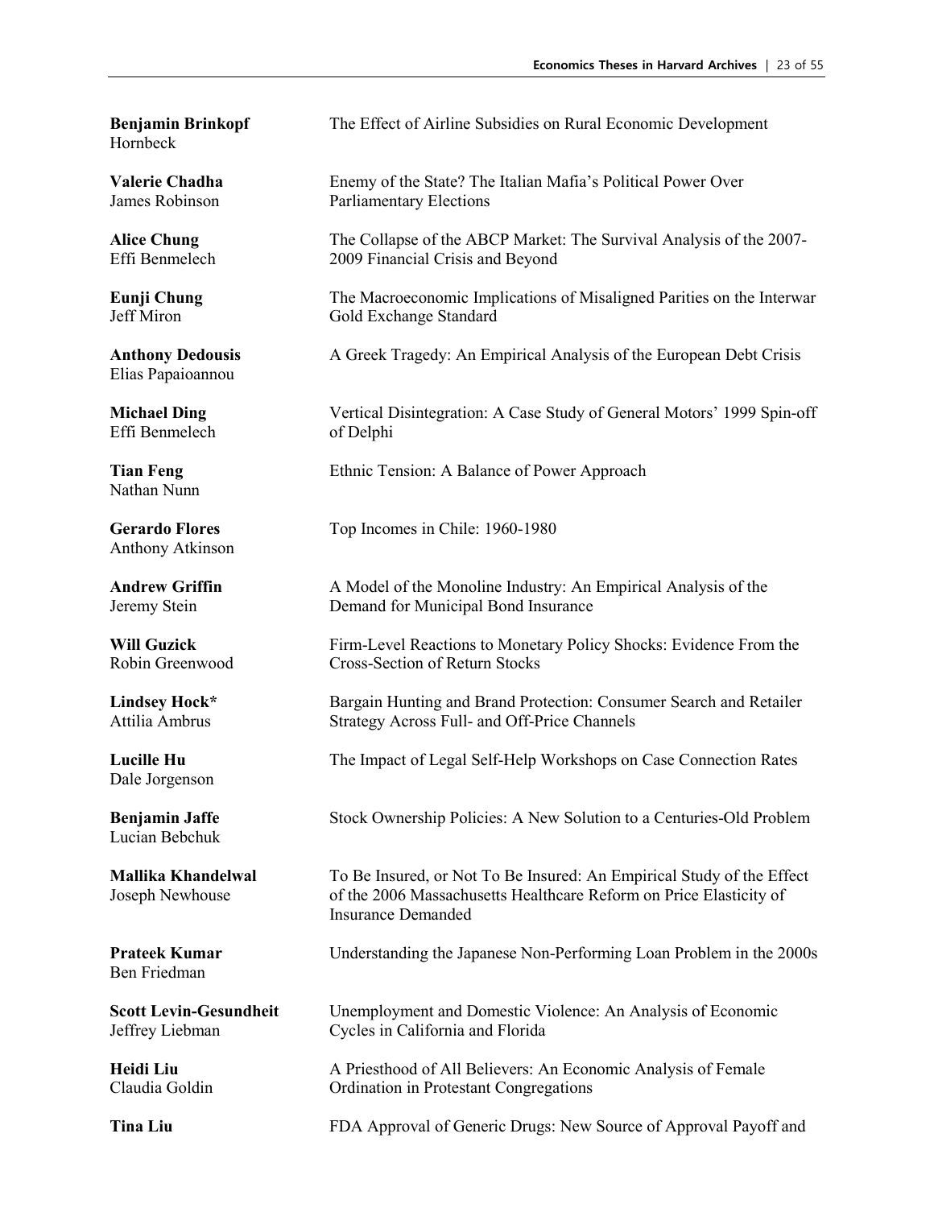**Benjamin Brinkopf**
Hornbeck

The Effect of Airline Subsidies on Rural Economic Development

**Valerie Chadha**
James Robinson

Enemy of the State? The Italian Mafia's Political Power Over Parliamentary Elections

**Alice Chung**
Effi Benmelech

The Collapse of the ABCP Market: The Survival Analysis of the 2007-2009 Financial Crisis and Beyond

**Eunji Chung**
Jeff Miron

The Macroeconomic Implications of Misaligned Parities on the Interwar Gold Exchange Standard

**Anthony Dedousis**
Elias Papaioannou

A Greek Tragedy: An Empirical Analysis of the European Debt Crisis

**Michael Ding**
Effi Benmelech

Vertical Disintegration: A Case Study of General Motors' 1999 Spin-off of Delphi

**Tian Feng**
Nathan Nunn

Ethnic Tension: A Balance of Power Approach

**Gerardo Flores**
Anthony Atkinson

Top Incomes in Chile: 1960-1980

**Andrew Griffin**
Jeremy Stein

A Model of the Monoline Industry: An Empirical Analysis of the Demand for Municipal Bond Insurance

**Will Guzick**
Robin Greenwood

Firm-Level Reactions to Monetary Policy Shocks: Evidence From the Cross-Section of Return Stocks

**Lindsey Hock***
Attilia Ambrus

Bargain Hunting and Brand Protection: Consumer Search and Retailer Strategy Across Full- and Off-Price Channels

**Lucille Hu**
Dale Jorgenson

The Impact of Legal Self-Help Workshops on Case Connection Rates

**Benjamin Jaffe**
Lucian Bebchuk

Stock Ownership Policies: A New Solution to a Centuries-Old Problem

**Mallika Khandelwal**
Joseph Newhouse

To Be Insured, or Not To Be Insured: An Empirical Study of the Effect of the 2006 Massachusetts Healthcare Reform on Price Elasticity of Insurance Demanded

**Prateek Kumar**
Ben Friedman

Understanding the Japanese Non-Performing Loan Problem in the 2000s

**Scott Levin-Gesundheit**
Jeffrey Liebman

Unemployment and Domestic Violence: An Analysis of Economic Cycles in California and Florida

**Heidi Liu**
Claudia Goldin

A Priesthood of All Believers: An Economic Analysis of Female Ordination in Protestant Congregations

**Tina Liu**

FDA Approval of Generic Drugs: New Source of Approval Payoff and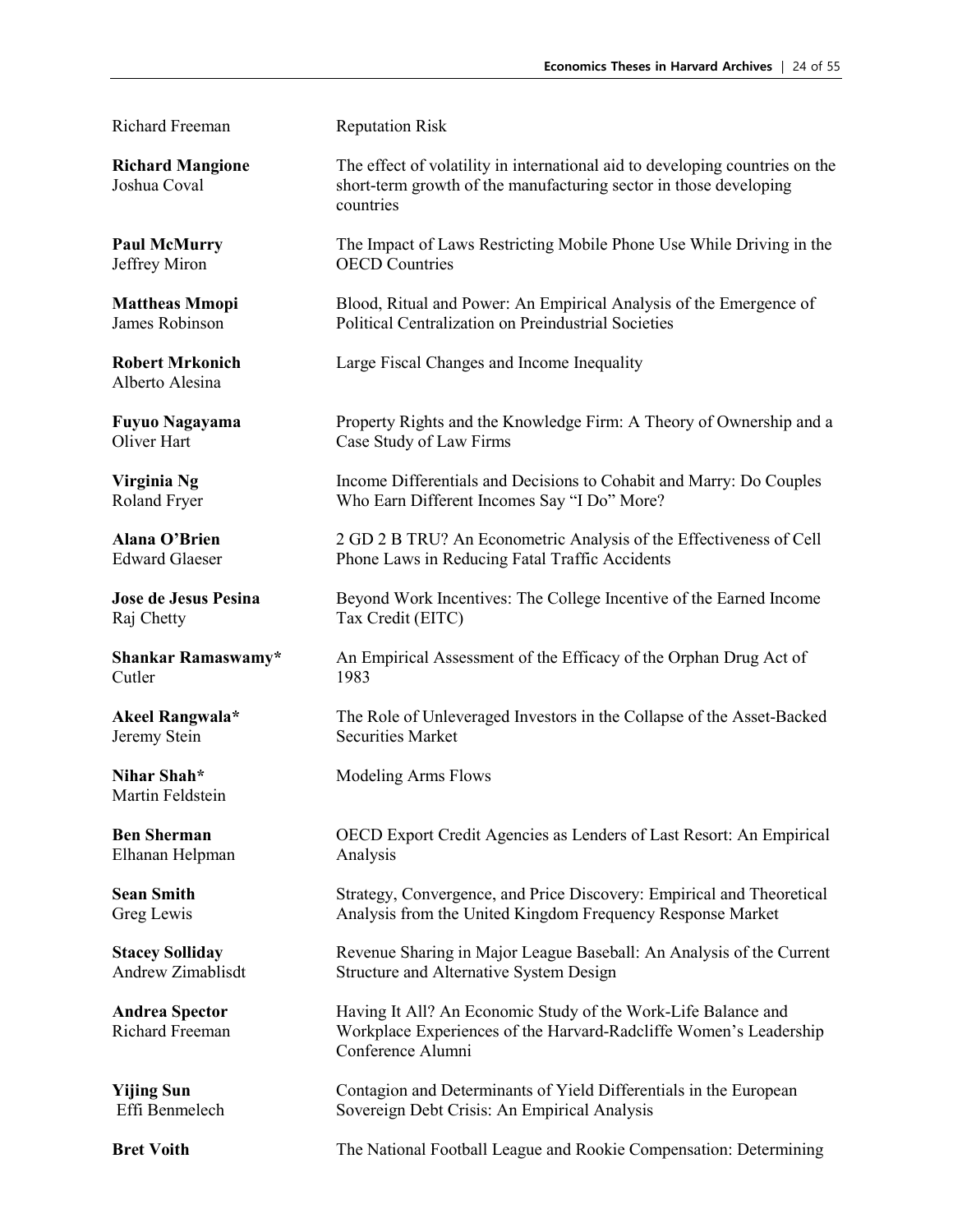Richard Freeman — Reputation Risk

**Richard Mangione**
Joshua Coval — The effect of volatility in international aid to developing countries on the short-term growth of the manufacturing sector in those developing countries

**Paul McMurry**
Jeffrey Miron — The Impact of Laws Restricting Mobile Phone Use While Driving in the OECD Countries

**Mattheas Mmopi**
James Robinson — Blood, Ritual and Power: An Empirical Analysis of the Emergence of Political Centralization on Preindustrial Societies

**Robert Mrkonich**
Alberto Alesina — Large Fiscal Changes and Income Inequality

**Fuyuo Nagayama**
Oliver Hart — Property Rights and the Knowledge Firm: A Theory of Ownership and a Case Study of Law Firms

**Virginia Ng**
Roland Fryer — Income Differentials and Decisions to Cohabit and Marry: Do Couples Who Earn Different Incomes Say "I Do" More?

**Alana O'Brien**
Edward Glaeser — 2 GD 2 B TRU? An Econometric Analysis of the Effectiveness of Cell Phone Laws in Reducing Fatal Traffic Accidents

**Jose de Jesus Pesina**
Raj Chetty — Beyond Work Incentives: The College Incentive of the Earned Income Tax Credit (EITC)

**Shankar Ramaswamy***
Cutler — An Empirical Assessment of the Efficacy of the Orphan Drug Act of 1983

**Akeel Rangwala***
Jeremy Stein — The Role of Unleveraged Investors in the Collapse of the Asset-Backed Securities Market

**Nihar Shah***
Martin Feldstein — Modeling Arms Flows

**Ben Sherman**
Elhanan Helpman — OECD Export Credit Agencies as Lenders of Last Resort: An Empirical Analysis

**Sean Smith**
Greg Lewis — Strategy, Convergence, and Price Discovery: Empirical and Theoretical Analysis from the United Kingdom Frequency Response Market

**Stacey Solliday**
Andrew Zimablisdt — Revenue Sharing in Major League Baseball: An Analysis of the Current Structure and Alternative System Design

**Andrea Spector**
Richard Freeman — Having It All? An Economic Study of the Work-Life Balance and Workplace Experiences of the Harvard-Radcliffe Women's Leadership Conference Alumni

**Yijing Sun**
Effi Benmelech — Contagion and Determinants of Yield Differentials in the European Sovereign Debt Crisis: An Empirical Analysis

**Bret Voith** — The National Football League and Rookie Compensation: Determining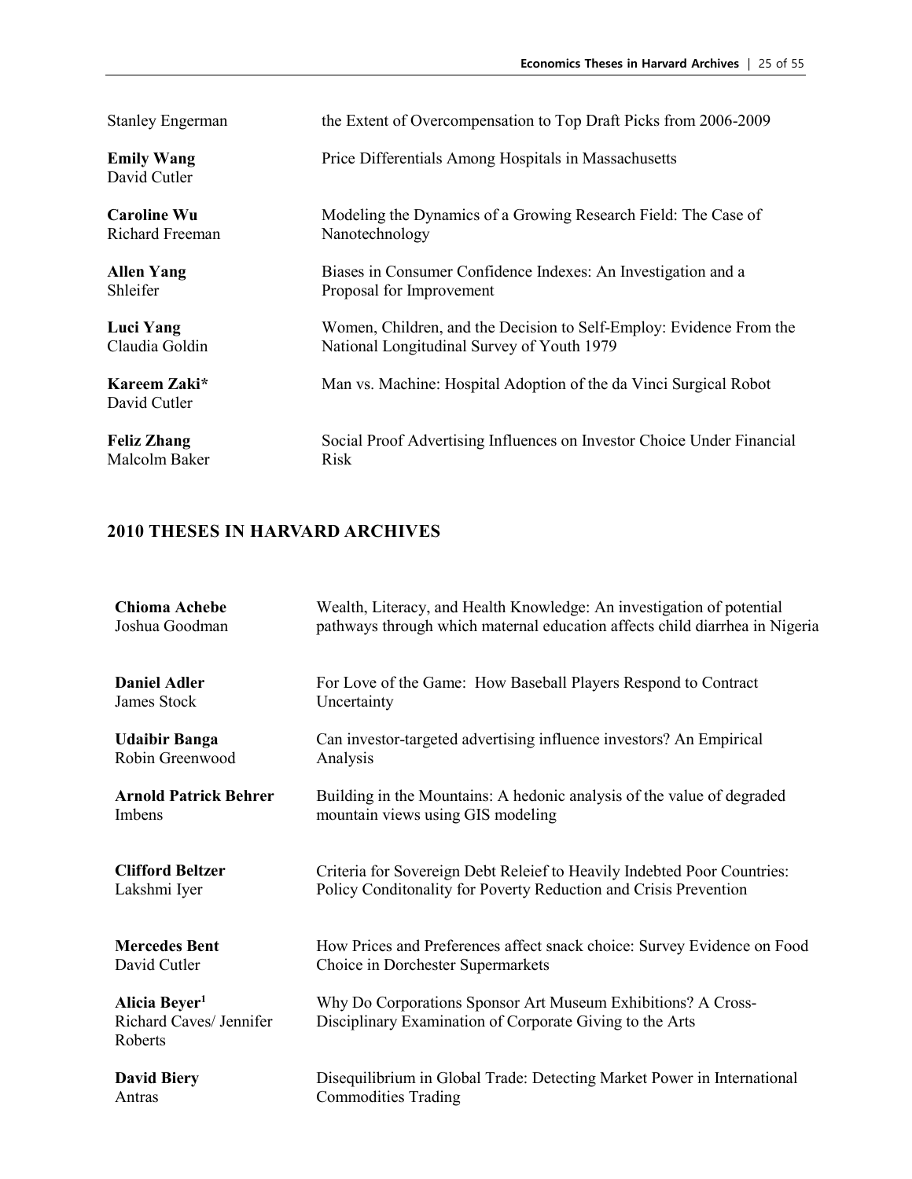Stanley Engerman — the Extent of Overcompensation to Top Draft Picks from 2006-2009

**Emily Wang**
David Cutler — Price Differentials Among Hospitals in Massachusetts

**Caroline Wu**
Richard Freeman — Modeling the Dynamics of a Growing Research Field: The Case of Nanotechnology

**Allen Yang**
Shleifer — Biases in Consumer Confidence Indexes: An Investigation and a Proposal for Improvement

**Luci Yang**
Claudia Goldin — Women, Children, and the Decision to Self-Employ: Evidence From the National Longitudinal Survey of Youth 1979

**Kareem Zaki***
David Cutler — Man vs. Machine: Hospital Adoption of the da Vinci Surgical Robot

**Feliz Zhang**
Malcolm Baker — Social Proof Advertising Influences on Investor Choice Under Financial Risk

## 2010 THESES IN HARVARD ARCHIVES

**Chioma Achebe**
Joshua Goodman — Wealth, Literacy, and Health Knowledge: An investigation of potential pathways through which maternal education affects child diarrhea in Nigeria

**Daniel Adler**
James Stock — For Love of the Game: How Baseball Players Respond to Contract Uncertainty

**Udaibir Banga**
Robin Greenwood — Can investor-targeted advertising influence investors? An Empirical Analysis

**Arnold Patrick Behrer**
Imbens — Building in the Mountains: A hedonic analysis of the value of degraded mountain views using GIS modeling

**Clifford Beltzer**
Lakshmi Iyer — Criteria for Sovereign Debt Releief to Heavily Indebted Poor Countries: Policy Conditonality for Poverty Reduction and Crisis Prevention

**Mercedes Bent**
David Cutler — How Prices and Preferences affect snack choice: Survey Evidence on Food Choice in Dorchester Supermarkets

**Alicia Beyer**[1]
Richard Caves/ Jennifer Roberts — Why Do Corporations Sponsor Art Museum Exhibitions? A Cross-Disciplinary Examination of Corporate Giving to the Arts

**David Biery**
Antras — Disequilibrium in Global Trade: Detecting Market Power in International Commodities Trading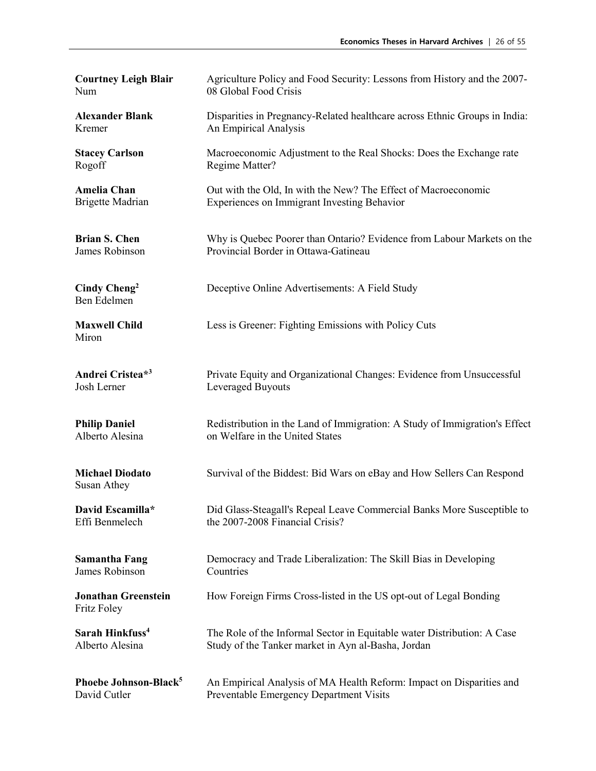**Courtney Leigh Blair**
Num

Agriculture Policy and Food Security: Lessons from History and the 2007-08 Global Food Crisis

**Alexander Blank**
Kremer

Disparities in Pregnancy-Related healthcare across Ethnic Groups in India: An Empirical Analysis

**Stacey Carlson**
Rogoff

Macroeconomic Adjustment to the Real Shocks: Does the Exchange rate Regime Matter?

**Amelia Chan**
Brigette Madrian

Out with the Old, In with the New? The Effect of Macroeconomic Experiences on Immigrant Investing Behavior

**Brian S. Chen**
James Robinson

Why is Quebec Poorer than Ontario? Evidence from Labour Markets on the Provincial Border in Ottawa-Gatineau

**Cindy Cheng**[2]
Ben Edelmen

Deceptive Online Advertisements: A Field Study

**Maxwell Child**
Miron

Less is Greener: Fighting Emissions with Policy Cuts

**Andrei Cristea***[3]
Josh Lerner

Private Equity and Organizational Changes: Evidence from Unsuccessful Leveraged Buyouts

**Philip Daniel**
Alberto Alesina

Redistribution in the Land of Immigration: A Study of Immigration's Effect on Welfare in the United States

**Michael Diodato**
Susan Athey

Survival of the Biddest: Bid Wars on eBay and How Sellers Can Respond

**David Escamilla***
Effi Benmelech

Did Glass-Steagall's Repeal Leave Commercial Banks More Susceptible to the 2007-2008 Financial Crisis?

**Samantha Fang**
James Robinson

Democracy and Trade Liberalization: The Skill Bias in Developing Countries

**Jonathan Greenstein**
Fritz Foley

How Foreign Firms Cross-listed in the US opt-out of Legal Bonding

**Sarah Hinkfuss**[4]
Alberto Alesina

The Role of the Informal Sector in Equitable water Distribution: A Case Study of the Tanker market in Ayn al-Basha, Jordan

**Phoebe Johnson-Black**[5]
David Cutler

An Empirical Analysis of MA Health Reform: Impact on Disparities and Preventable Emergency Department Visits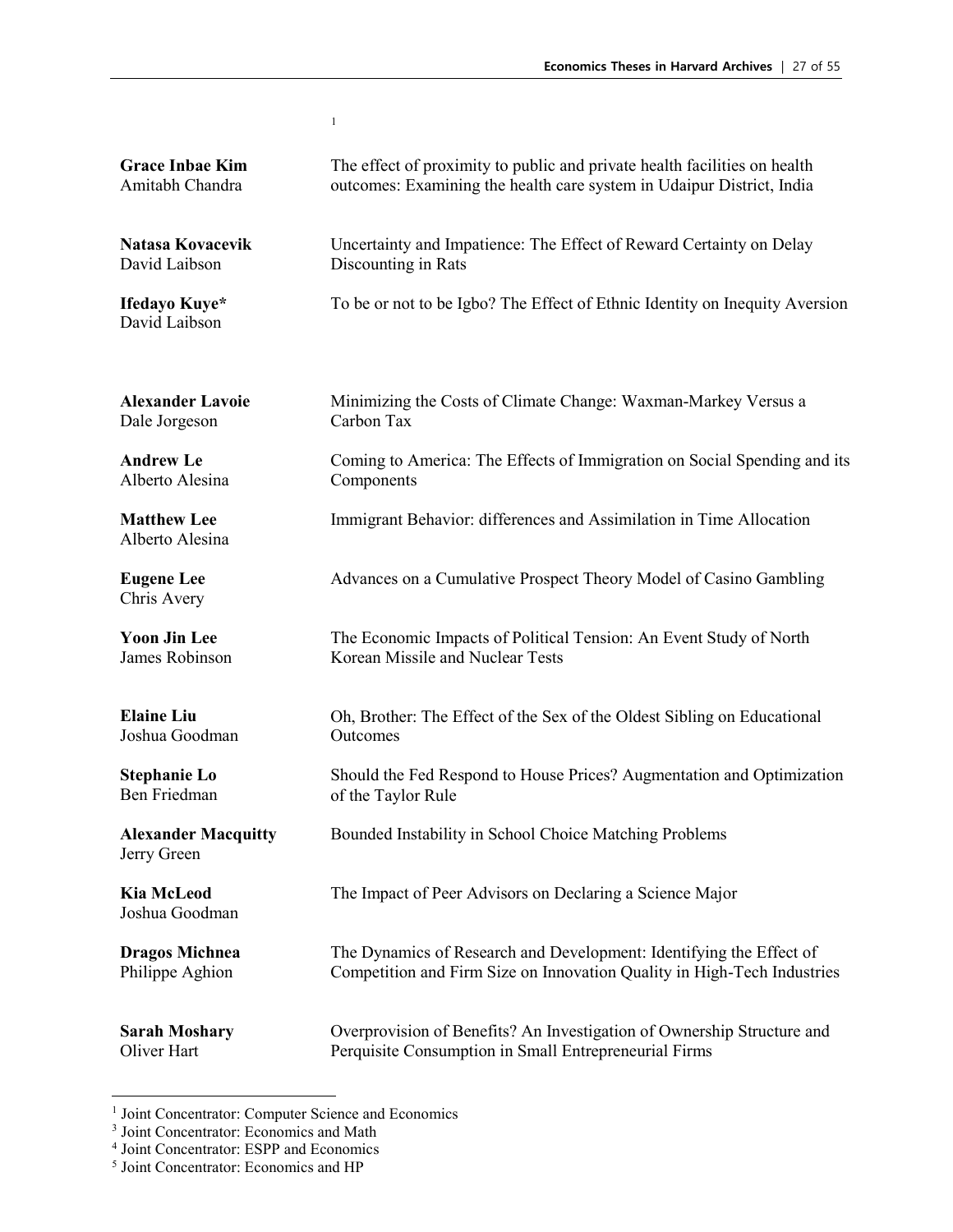[1]

| | |
|---|---|
| **Grace Inbae Kim**<br>Amitabh Chandra | The effect of proximity to public and private health facilities on health outcomes: Examining the health care system in Udaipur District, India |
| **Natasa Kovacevik**<br>David Laibson | Uncertainty and Impatience: The Effect of Reward Certainty on Delay Discounting in Rats |
| **Ifedayo Kuye***<br>David Laibson | To be or not to be Igbo? The Effect of Ethnic Identity on Inequity Aversion |
| **Alexander Lavoie**<br>Dale Jorgeson | Minimizing the Costs of Climate Change: Waxman-Markey Versus a Carbon Tax |
| **Andrew Le**<br>Alberto Alesina | Coming to America: The Effects of Immigration on Social Spending and its Components |
| **Matthew Lee**<br>Alberto Alesina | Immigrant Behavior: differences and Assimilation in Time Allocation |
| **Eugene Lee**<br>Chris Avery | Advances on a Cumulative Prospect Theory Model of Casino Gambling |
| **Yoon Jin Lee**<br>James Robinson | The Economic Impacts of Political Tension: An Event Study of North Korean Missile and Nuclear Tests |
| **Elaine Liu**<br>Joshua Goodman | Oh, Brother: The Effect of the Sex of the Oldest Sibling on Educational Outcomes |
| **Stephanie Lo**<br>Ben Friedman | Should the Fed Respond to House Prices? Augmentation and Optimization of the Taylor Rule |
| **Alexander Macquitty**<br>Jerry Green | Bounded Instability in School Choice Matching Problems |
| **Kia McLeod**<br>Joshua Goodman | The Impact of Peer Advisors on Declaring a Science Major |
| **Dragos Michnea**<br>Philippe Aghion | The Dynamics of Research and Development: Identifying the Effect of Competition and Firm Size on Innovation Quality in High-Tech Industries |
| **Sarah Moshary**<br>Oliver Hart | Overprovision of Benefits? An Investigation of Ownership Structure and Perquisite Consumption in Small Entrepreneurial Firms |

---

[1] Joint Concentrator: Computer Science and Economics

[3] Joint Concentrator: Economics and Math

[4] Joint Concentrator: ESPP and Economics

[5] Joint Concentrator: Economics and HP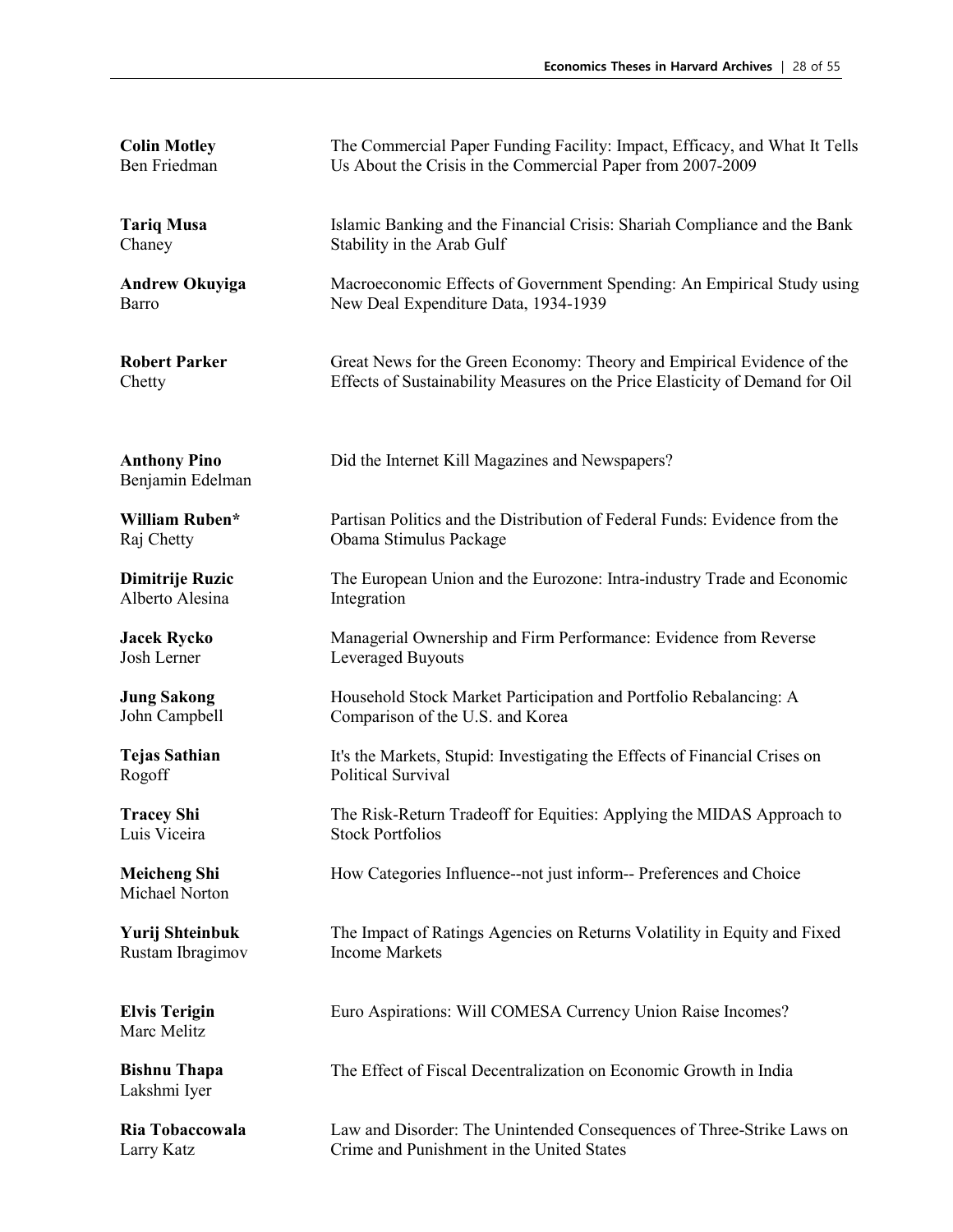**Colin Motley**
Ben Friedman

The Commercial Paper Funding Facility: Impact, Efficacy, and What It Tells Us About the Crisis in the Commercial Paper from 2007-2009

**Tariq Musa**
Chaney

Islamic Banking and the Financial Crisis: Shariah Compliance and the Bank Stability in the Arab Gulf

**Andrew Okuyiga**
Barro

Macroeconomic Effects of Government Spending: An Empirical Study using New Deal Expenditure Data, 1934-1939

**Robert Parker**
Chetty

Great News for the Green Economy: Theory and Empirical Evidence of the Effects of Sustainability Measures on the Price Elasticity of Demand for Oil

**Anthony Pino**
Benjamin Edelman

Did the Internet Kill Magazines and Newspapers?

**William Ruben***
Raj Chetty

Partisan Politics and the Distribution of Federal Funds: Evidence from the Obama Stimulus Package

**Dimitrije Ruzic**
Alberto Alesina

The European Union and the Eurozone: Intra-industry Trade and Economic Integration

**Jacek Rycko**
Josh Lerner

Managerial Ownership and Firm Performance: Evidence from Reverse Leveraged Buyouts

**Jung Sakong**
John Campbell

Household Stock Market Participation and Portfolio Rebalancing: A Comparison of the U.S. and Korea

**Tejas Sathian**
Rogoff

It's the Markets, Stupid: Investigating the Effects of Financial Crises on Political Survival

**Tracey Shi**
Luis Viceira

The Risk-Return Tradeoff for Equities: Applying the MIDAS Approach to Stock Portfolios

**Meicheng Shi**
Michael Norton

How Categories Influence--not just inform-- Preferences and Choice

**Yurij Shteinbuk**
Rustam Ibragimov

The Impact of Ratings Agencies on Returns Volatility in Equity and Fixed Income Markets

**Elvis Terigin**
Marc Melitz

Euro Aspirations: Will COMESA Currency Union Raise Incomes?

**Bishnu Thapa**
Lakshmi Iyer

The Effect of Fiscal Decentralization on Economic Growth in India

**Ria Tobaccowala**
Larry Katz

Law and Disorder: The Unintended Consequences of Three-Strike Laws on Crime and Punishment in the United States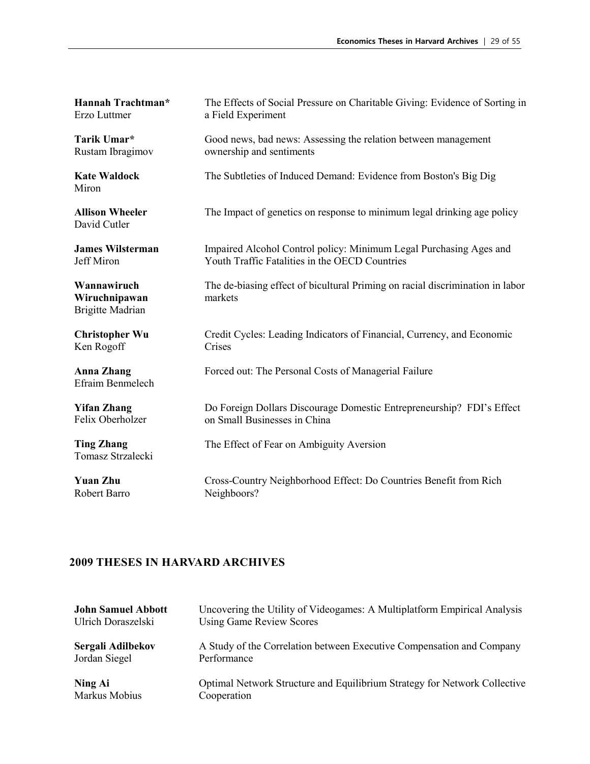**Hannah Trachtman***
Erzo Luttmer
The Effects of Social Pressure on Charitable Giving: Evidence of Sorting in a Field Experiment

**Tarik Umar***
Rustam Ibragimov
Good news, bad news: Assessing the relation between management ownership and sentiments

**Kate Waldock**
Miron
The Subtleties of Induced Demand: Evidence from Boston's Big Dig

**Allison Wheeler**
David Cutler
The Impact of genetics on response to minimum legal drinking age policy

**James Wilsterman**
Jeff Miron
Impaired Alcohol Control policy: Minimum Legal Purchasing Ages and Youth Traffic Fatalities in the OECD Countries

**Wannawiruch Wiruchnipawan**
Brigitte Madrian
The de-biasing effect of bicultural Priming on racial discrimination in labor markets

**Christopher Wu**
Ken Rogoff
Credit Cycles: Leading Indicators of Financial, Currency, and Economic Crises

**Anna Zhang**
Efraim Benmelech
Forced out: The Personal Costs of Managerial Failure

**Yifan Zhang**
Felix Oberholzer
Do Foreign Dollars Discourage Domestic Entrepreneurship? FDI's Effect on Small Businesses in China

**Ting Zhang**
Tomasz Strzalecki
The Effect of Fear on Ambiguity Aversion

**Yuan Zhu**
Robert Barro
Cross-Country Neighborhood Effect: Do Countries Benefit from Rich Neighboors?

## 2009 THESES IN HARVARD ARCHIVES

**John Samuel Abbott**
Ulrich Doraszelski
Uncovering the Utility of Videogames: A Multiplatform Empirical Analysis Using Game Review Scores

**Sergali Adilbekov**
Jordan Siegel
A Study of the Correlation between Executive Compensation and Company Performance

**Ning Ai**
Markus Mobius
Optimal Network Structure and Equilibrium Strategy for Network Collective Cooperation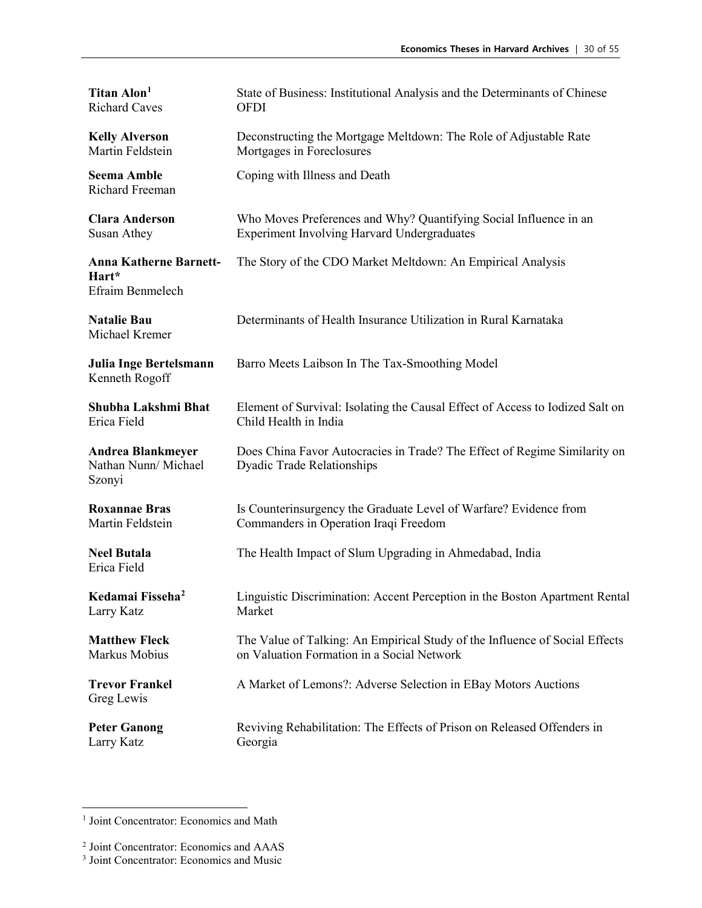**Titan Alon**[1]
Richard Caves
State of Business: Institutional Analysis and the Determinants of Chinese OFDI

**Kelly Alverson**
Martin Feldstein
Deconstructing the Mortgage Meltdown: The Role of Adjustable Rate Mortgages in Foreclosures

**Seema Amble**
Richard Freeman
Coping with Illness and Death

**Clara Anderson**
Susan Athey
Who Moves Preferences and Why? Quantifying Social Influence in an Experiment Involving Harvard Undergraduates

**Anna Katherne Barnett-Hart***
Efraim Benmelech
The Story of the CDO Market Meltdown: An Empirical Analysis

**Natalie Bau**
Michael Kremer
Determinants of Health Insurance Utilization in Rural Karnataka

**Julia Inge Bertelsmann**
Kenneth Rogoff
Barro Meets Laibson In The Tax-Smoothing Model

**Shubha Lakshmi Bhat**
Erica Field
Element of Survival: Isolating the Causal Effect of Access to Iodized Salt on Child Health in India

**Andrea Blankmeyer**
Nathan Nunn/ Michael Szonyi
Does China Favor Autocracies in Trade? The Effect of Regime Similarity on Dyadic Trade Relationships

**Roxannae Bras**
Martin Feldstein
Is Counterinsurgency the Graduate Level of Warfare? Evidence from Commanders in Operation Iraqi Freedom

**Neel Butala**
Erica Field
The Health Impact of Slum Upgrading in Ahmedabad, India

**Kedamai Fisseha**[2]
Larry Katz
Linguistic Discrimination: Accent Perception in the Boston Apartment Rental Market

**Matthew Fleck**
Markus Mobius
The Value of Talking: An Empirical Study of the Influence of Social Effects on Valuation Formation in a Social Network

**Trevor Frankel**
Greg Lewis
A Market of Lemons?: Adverse Selection in EBay Motors Auctions

**Peter Ganong**
Larry Katz
Reviving Rehabilitation: The Effects of Prison on Released Offenders in Georgia

---

[1] Joint Concentrator: Economics and Math

[2] Joint Concentrator: Economics and AAAS

[3] Joint Concentrator: Economics and Music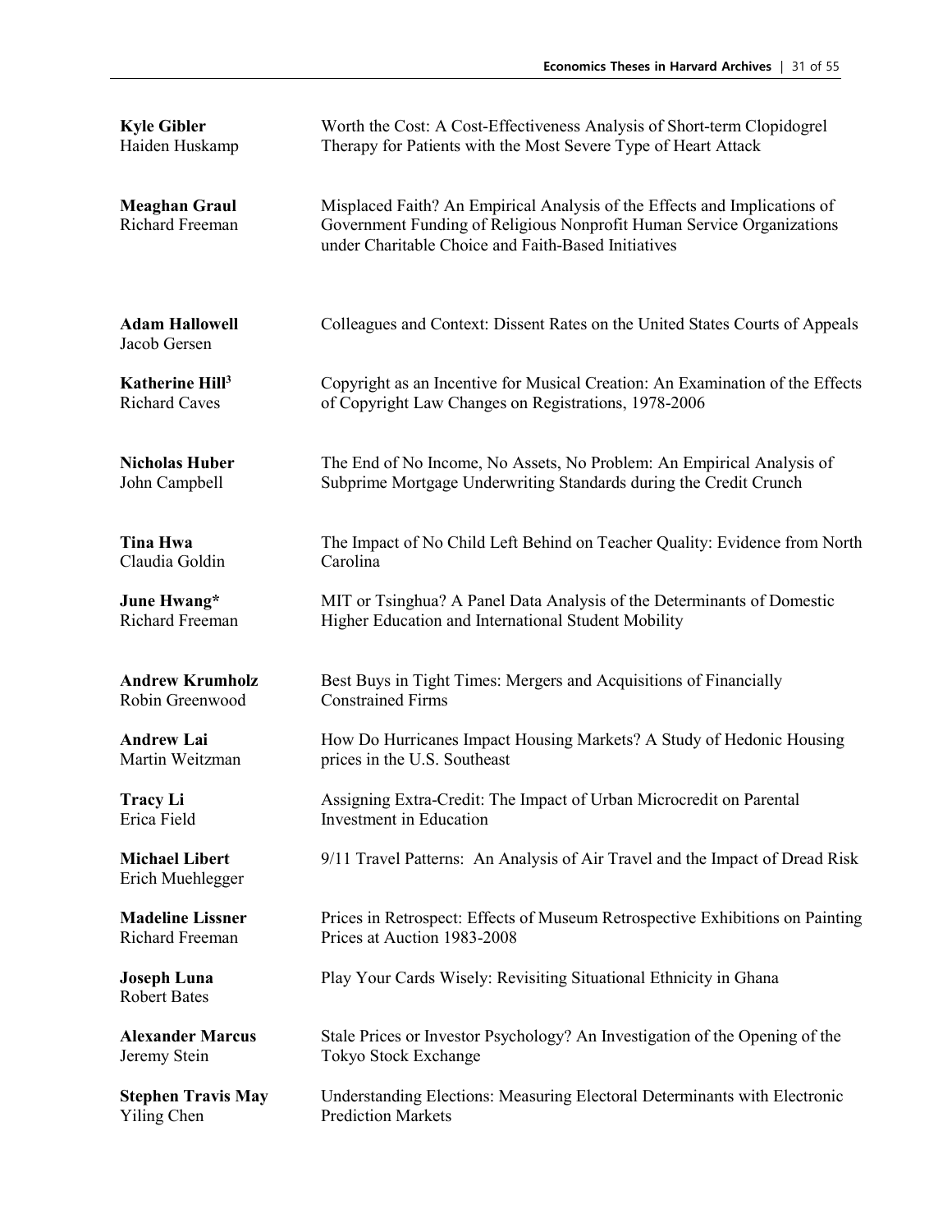**Kyle Gibler**
Haiden Huskamp

Worth the Cost: A Cost-Effectiveness Analysis of Short-term Clopidogrel Therapy for Patients with the Most Severe Type of Heart Attack

**Meaghan Graul**
Richard Freeman

Misplaced Faith? An Empirical Analysis of the Effects and Implications of Government Funding of Religious Nonprofit Human Service Organizations under Charitable Choice and Faith-Based Initiatives

**Adam Hallowell**
Jacob Gersen

Colleagues and Context: Dissent Rates on the United States Courts of Appeals

**Katherine Hill**[3]
Richard Caves

Copyright as an Incentive for Musical Creation: An Examination of the Effects of Copyright Law Changes on Registrations, 1978-2006

**Nicholas Huber**
John Campbell

The End of No Income, No Assets, No Problem: An Empirical Analysis of Subprime Mortgage Underwriting Standards during the Credit Crunch

**Tina Hwa**
Claudia Goldin

The Impact of No Child Left Behind on Teacher Quality: Evidence from North Carolina

**June Hwang***
Richard Freeman

MIT or Tsinghua? A Panel Data Analysis of the Determinants of Domestic Higher Education and International Student Mobility

**Andrew Krumholz**
Robin Greenwood

Best Buys in Tight Times: Mergers and Acquisitions of Financially Constrained Firms

**Andrew Lai**
Martin Weitzman

How Do Hurricanes Impact Housing Markets? A Study of Hedonic Housing prices in the U.S. Southeast

**Tracy Li**
Erica Field

Assigning Extra-Credit: The Impact of Urban Microcredit on Parental Investment in Education

**Michael Libert**
Erich Muehlegger

9/11 Travel Patterns: An Analysis of Air Travel and the Impact of Dread Risk

**Madeline Lissner**
Richard Freeman

Prices in Retrospect: Effects of Museum Retrospective Exhibitions on Painting Prices at Auction 1983-2008

**Joseph Luna**
Robert Bates

Play Your Cards Wisely: Revisiting Situational Ethnicity in Ghana

**Alexander Marcus**
Jeremy Stein

Stale Prices or Investor Psychology? An Investigation of the Opening of the Tokyo Stock Exchange

**Stephen Travis May**
Yiling Chen

Understanding Elections: Measuring Electoral Determinants with Electronic Prediction Markets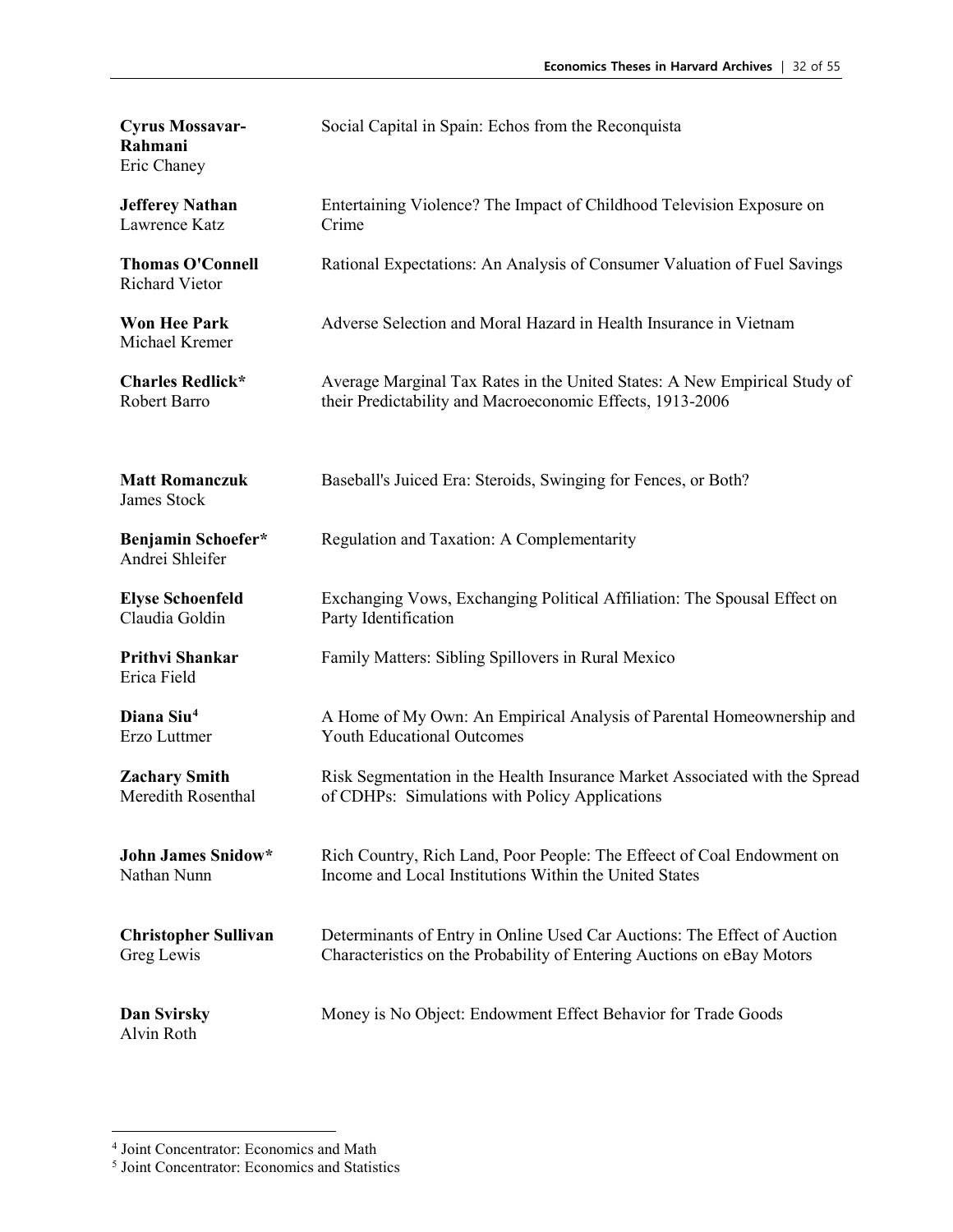**Cyrus Mossavar-Rahmani**
Eric Chaney

Social Capital in Spain: Echos from the Reconquista

**Jefferey Nathan**
Lawrence Katz

Entertaining Violence? The Impact of Childhood Television Exposure on Crime

**Thomas O'Connell**
Richard Vietor

Rational Expectations: An Analysis of Consumer Valuation of Fuel Savings

**Won Hee Park**
Michael Kremer

Adverse Selection and Moral Hazard in Health Insurance in Vietnam

**Charles Redlick***
Robert Barro

Average Marginal Tax Rates in the United States: A New Empirical Study of their Predictability and Macroeconomic Effects, 1913-2006

**Matt Romanczuk**
James Stock

Baseball's Juiced Era: Steroids, Swinging for Fences, or Both?

**Benjamin Schoefer***
Andrei Shleifer

Regulation and Taxation: A Complementarity

**Elyse Schoenfeld**
Claudia Goldin

Exchanging Vows, Exchanging Political Affiliation: The Spousal Effect on Party Identification

**Prithvi Shankar**
Erica Field

Family Matters: Sibling Spillovers in Rural Mexico

**Diana Siu**[4]
Erzo Luttmer

A Home of My Own: An Empirical Analysis of Parental Homeownership and Youth Educational Outcomes

**Zachary Smith**
Meredith Rosenthal

Risk Segmentation in the Health Insurance Market Associated with the Spread of CDHPs: Simulations with Policy Applications

**John James Snidow***
Nathan Nunn

Rich Country, Rich Land, Poor People: The Effeect of Coal Endowment on Income and Local Institutions Within the United States

**Christopher Sullivan**
Greg Lewis

Determinants of Entry in Online Used Car Auctions: The Effect of Auction Characteristics on the Probability of Entering Auctions on eBay Motors

**Dan Svirsky**
Alvin Roth

Money is No Object: Endowment Effect Behavior for Trade Goods

---

[4] Joint Concentrator: Economics and Math

[5] Joint Concentrator: Economics and Statistics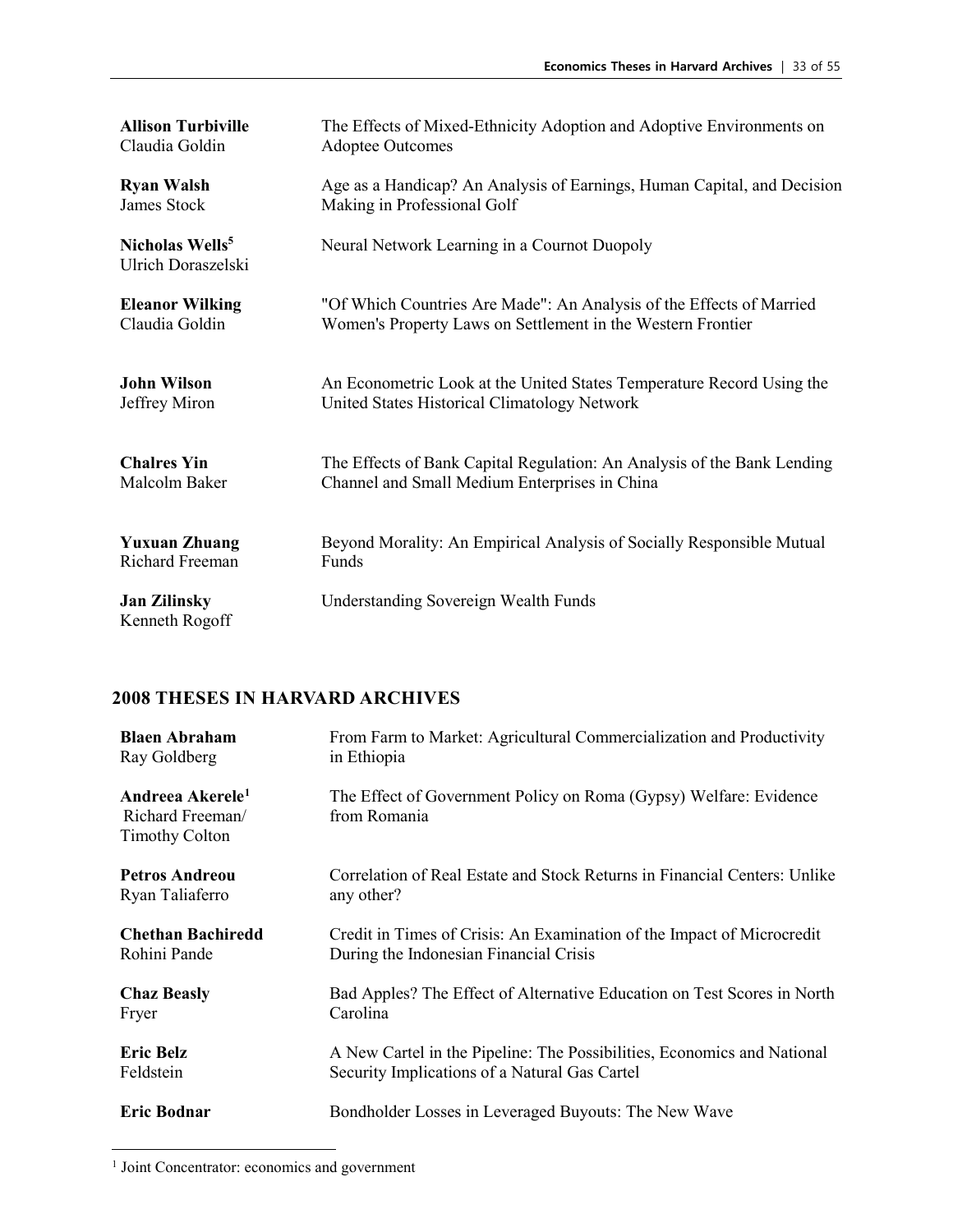**Allison Turbiville**
Claudia Goldin

The Effects of Mixed-Ethnicity Adoption and Adoptive Environments on Adoptee Outcomes

**Ryan Walsh**
James Stock

Age as a Handicap? An Analysis of Earnings, Human Capital, and Decision Making in Professional Golf

**Nicholas Wells**[5]
Ulrich Doraszelski

Neural Network Learning in a Cournot Duopoly

**Eleanor Wilking**
Claudia Goldin

"Of Which Countries Are Made": An Analysis of the Effects of Married Women's Property Laws on Settlement in the Western Frontier

**John Wilson**
Jeffrey Miron

An Econometric Look at the United States Temperature Record Using the United States Historical Climatology Network

**Chalres Yin**
Malcolm Baker

The Effects of Bank Capital Regulation: An Analysis of the Bank Lending Channel and Small Medium Enterprises in China

**Yuxuan Zhuang**
Richard Freeman

Beyond Morality: An Empirical Analysis of Socially Responsible Mutual Funds

**Jan Zilinsky**
Kenneth Rogoff

Understanding Sovereign Wealth Funds

## 2008 THESES IN HARVARD ARCHIVES

**Blaen Abraham**
Ray Goldberg

From Farm to Market: Agricultural Commercialization and Productivity in Ethiopia

**Andreea Akerele**[1]
Richard Freeman/
Timothy Colton

The Effect of Government Policy on Roma (Gypsy) Welfare: Evidence from Romania

**Petros Andreou**
Ryan Taliaferro

Correlation of Real Estate and Stock Returns in Financial Centers: Unlike any other?

**Chethan Bachiredd**
Rohini Pande

Credit in Times of Crisis: An Examination of the Impact of Microcredit During the Indonesian Financial Crisis

**Chaz Beasly**
Fryer

Bad Apples? The Effect of Alternative Education on Test Scores in North Carolina

**Eric Belz**
Feldstein

A New Cartel in the Pipeline: The Possibilities, Economics and National Security Implications of a Natural Gas Cartel

**Eric Bodnar**

Bondholder Losses in Leveraged Buyouts: The New Wave

[1] Joint Concentrator: economics and government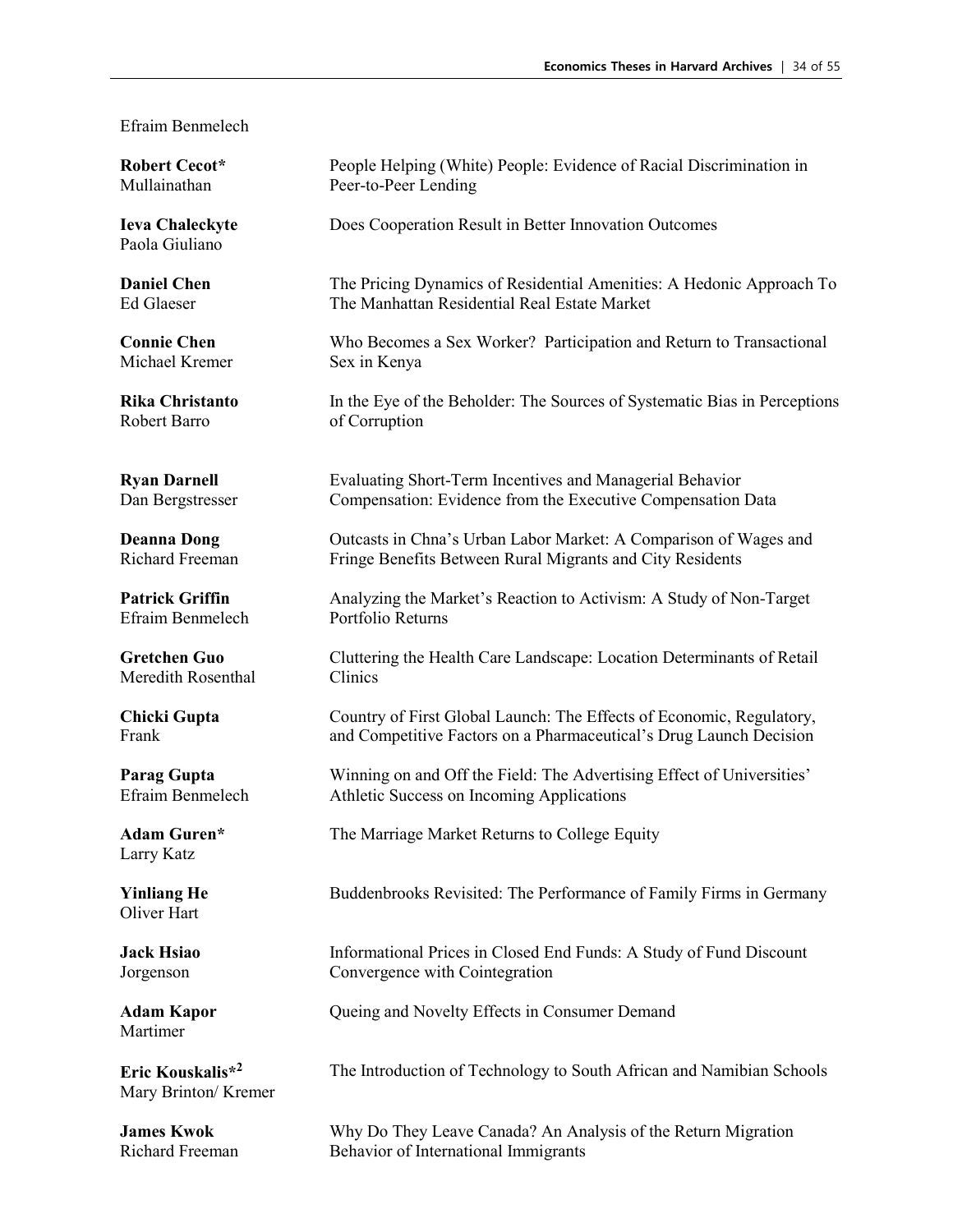Efraim Benmelech

| | |
|---|---|
| **Robert Cecot***<br>Mullainathan | People Helping (White) People: Evidence of Racial Discrimination in Peer-to-Peer Lending |
| **Ieva Chaleckyte**<br>Paola Giuliano | Does Cooperation Result in Better Innovation Outcomes |
| **Daniel Chen**<br>Ed Glaeser | The Pricing Dynamics of Residential Amenities: A Hedonic Approach To The Manhattan Residential Real Estate Market |
| **Connie Chen**<br>Michael Kremer | Who Becomes a Sex Worker? Participation and Return to Transactional Sex in Kenya |
| **Rika Christanto**<br>Robert Barro | In the Eye of the Beholder: The Sources of Systematic Bias in Perceptions of Corruption |
| **Ryan Darnell**<br>Dan Bergstresser | Evaluating Short-Term Incentives and Managerial Behavior Compensation: Evidence from the Executive Compensation Data |
| **Deanna Dong**<br>Richard Freeman | Outcasts in Chna's Urban Labor Market: A Comparison of Wages and Fringe Benefits Between Rural Migrants and City Residents |
| **Patrick Griffin**<br>Efraim Benmelech | Analyzing the Market's Reaction to Activism: A Study of Non-Target Portfolio Returns |
| **Gretchen Guo**<br>Meredith Rosenthal | Cluttering the Health Care Landscape: Location Determinants of Retail Clinics |
| **Chicki Gupta**<br>Frank | Country of First Global Launch: The Effects of Economic, Regulatory, and Competitive Factors on a Pharmaceutical's Drug Launch Decision |
| **Parag Gupta**<br>Efraim Benmelech | Winning on and Off the Field: The Advertising Effect of Universities' Athletic Success on Incoming Applications |
| **Adam Guren***<br>Larry Katz | The Marriage Market Returns to College Equity |
| **Yinliang He**<br>Oliver Hart | Buddenbrooks Revisited: The Performance of Family Firms in Germany |
| **Jack Hsiao**<br>Jorgenson | Informational Prices in Closed End Funds: A Study of Fund Discount Convergence with Cointegration |
| **Adam Kapor**<br>Martimer | Queing and Novelty Effects in Consumer Demand |
| **Eric Kouskalis***[2]<br>Mary Brinton/ Kremer | The Introduction of Technology to South African and Namibian Schools |
| **James Kwok**<br>Richard Freeman | Why Do They Leave Canada? An Analysis of the Return Migration Behavior of International Immigrants |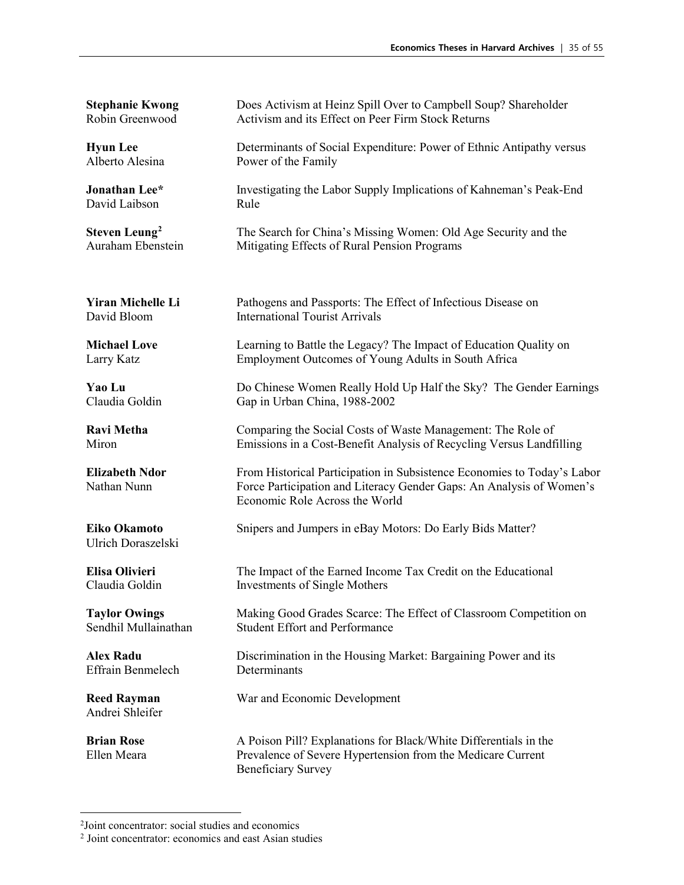**Stephanie Kwong**
Robin Greenwood

Does Activism at Heinz Spill Over to Campbell Soup? Shareholder Activism and its Effect on Peer Firm Stock Returns

**Hyun Lee**
Alberto Alesina

Determinants of Social Expenditure: Power of Ethnic Antipathy versus Power of the Family

**Jonathan Lee***
David Laibson

Investigating the Labor Supply Implications of Kahneman's Peak-End Rule

**Steven Leung**[2]
Auraham Ebenstein

The Search for China's Missing Women: Old Age Security and the Mitigating Effects of Rural Pension Programs

**Yiran Michelle Li**
David Bloom

Pathogens and Passports: The Effect of Infectious Disease on International Tourist Arrivals

**Michael Love**
Larry Katz

Learning to Battle the Legacy? The Impact of Education Quality on Employment Outcomes of Young Adults in South Africa

**Yao Lu**
Claudia Goldin

Do Chinese Women Really Hold Up Half the Sky? The Gender Earnings Gap in Urban China, 1988-2002

**Ravi Metha**
Miron

Comparing the Social Costs of Waste Management: The Role of Emissions in a Cost-Benefit Analysis of Recycling Versus Landfilling

**Elizabeth Ndor**
Nathan Nunn

From Historical Participation in Subsistence Economies to Today's Labor Force Participation and Literacy Gender Gaps: An Analysis of Women's Economic Role Across the World

**Eiko Okamoto**
Ulrich Doraszelski

Snipers and Jumpers in eBay Motors: Do Early Bids Matter?

**Elisa Olivieri**
Claudia Goldin

The Impact of the Earned Income Tax Credit on the Educational Investments of Single Mothers

**Taylor Owings**
Sendhil Mullainathan

Making Good Grades Scarce: The Effect of Classroom Competition on Student Effort and Performance

**Alex Radu**
Effrain Benmelech

Discrimination in the Housing Market: Bargaining Power and its Determinants

**Reed Rayman**
Andrei Shleifer

War and Economic Development

**Brian Rose**
Ellen Meara

A Poison Pill? Explanations for Black/White Differentials in the Prevalence of Severe Hypertension from the Medicare Current Beneficiary Survey

---

[2]Joint concentrator: social studies and economics

[2] Joint concentrator: economics and east Asian studies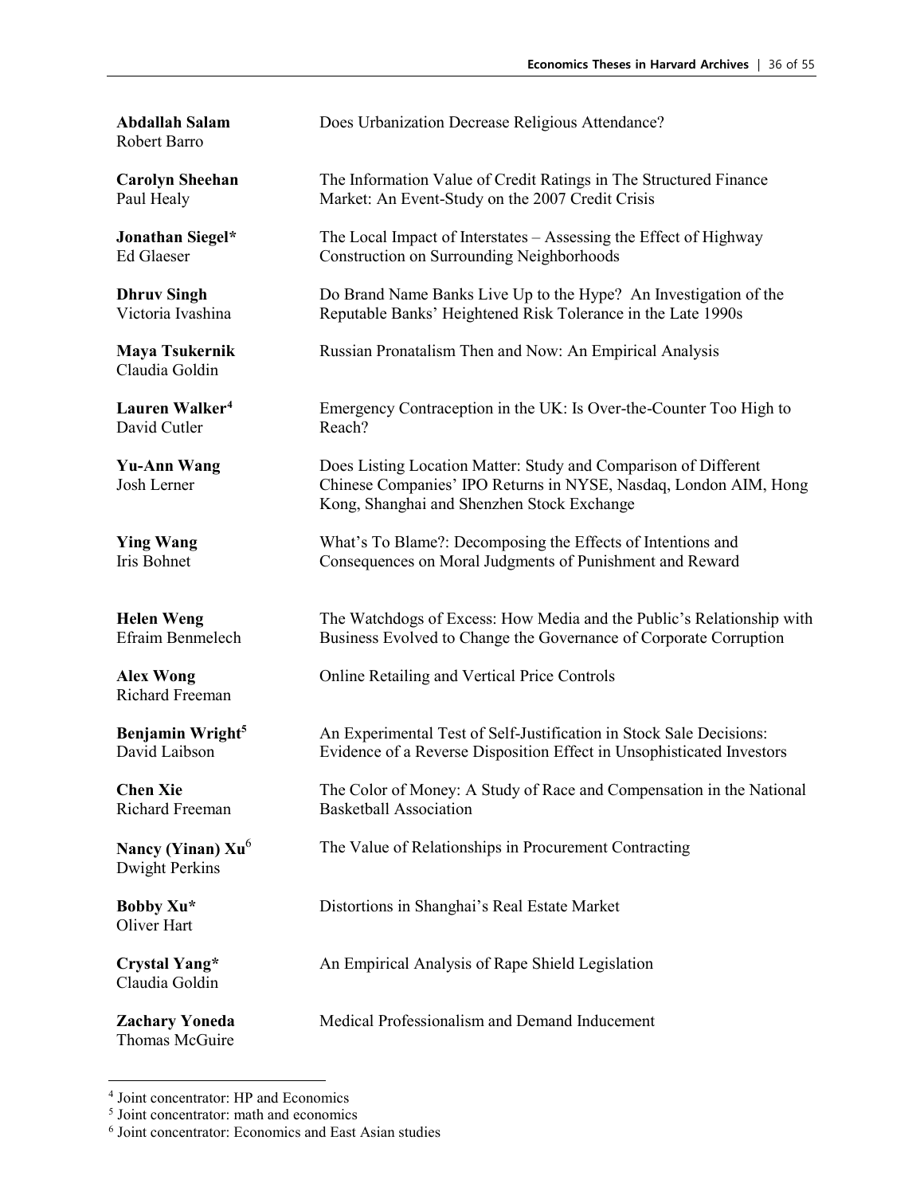**Abdallah Salam**
Robert Barro
Does Urbanization Decrease Religious Attendance?

**Carolyn Sheehan**
Paul Healy
The Information Value of Credit Ratings in The Structured Finance Market: An Event-Study on the 2007 Credit Crisis

**Jonathan Siegel***
Ed Glaeser
The Local Impact of Interstates – Assessing the Effect of Highway Construction on Surrounding Neighborhoods

**Dhruv Singh**
Victoria Ivashina
Do Brand Name Banks Live Up to the Hype? An Investigation of the Reputable Banks' Heightened Risk Tolerance in the Late 1990s

**Maya Tsukernik**
Claudia Goldin
Russian Pronatalism Then and Now: An Empirical Analysis

**Lauren Walker**[4]
David Cutler
Emergency Contraception in the UK: Is Over-the-Counter Too High to Reach?

**Yu-Ann Wang**
Josh Lerner
Does Listing Location Matter: Study and Comparison of Different Chinese Companies' IPO Returns in NYSE, Nasdaq, London AIM, Hong Kong, Shanghai and Shenzhen Stock Exchange

**Ying Wang**
Iris Bohnet
What's To Blame?: Decomposing the Effects of Intentions and Consequences on Moral Judgments of Punishment and Reward

**Helen Weng**
Efraim Benmelech
The Watchdogs of Excess: How Media and the Public's Relationship with Business Evolved to Change the Governance of Corporate Corruption

**Alex Wong**
Richard Freeman
Online Retailing and Vertical Price Controls

**Benjamin Wright**[5]
David Laibson
An Experimental Test of Self-Justification in Stock Sale Decisions: Evidence of a Reverse Disposition Effect in Unsophisticated Investors

**Chen Xie**
Richard Freeman
The Color of Money: A Study of Race and Compensation in the National Basketball Association

**Nancy (Yinan) Xu**[6]
Dwight Perkins
The Value of Relationships in Procurement Contracting

**Bobby Xu***
Oliver Hart
Distortions in Shanghai's Real Estate Market

**Crystal Yang***
Claudia Goldin
An Empirical Analysis of Rape Shield Legislation

**Zachary Yoneda**
Thomas McGuire
Medical Professionalism and Demand Inducement

---

[4] Joint concentrator: HP and Economics

[5] Joint concentrator: math and economics

[6] Joint concentrator: Economics and East Asian studies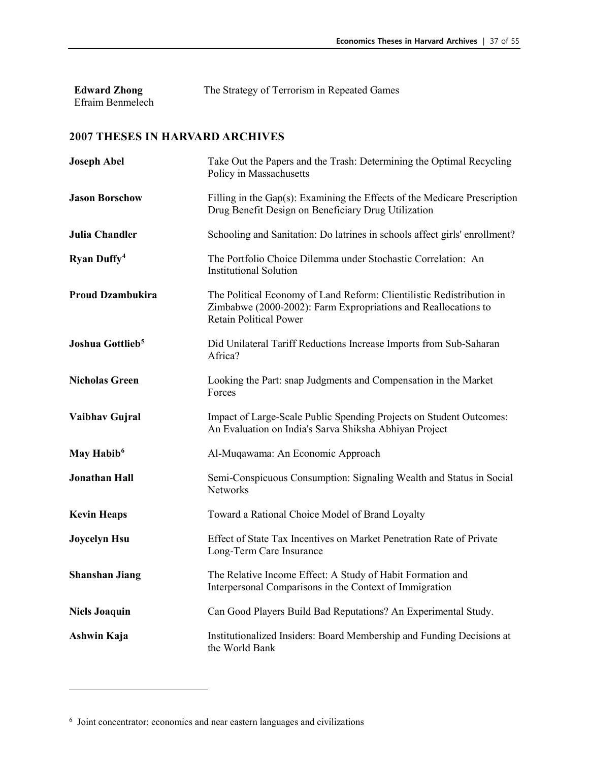| | |
|---|---|
| **Edward Zhong**<br>Efraim Benmelech | The Strategy of Terrorism in Repeated Games |

## 2007 THESES IN HARVARD ARCHIVES

| | |
|---|---|
| **Joseph Abel** | Take Out the Papers and the Trash: Determining the Optimal Recycling Policy in Massachusetts |
| **Jason Borschow** | Filling in the Gap(s): Examining the Effects of the Medicare Prescription Drug Benefit Design on Beneficiary Drug Utilization |
| **Julia Chandler** | Schooling and Sanitation: Do latrines in schools affect girls' enrollment? |
| **Ryan Duffy**[4] | The Portfolio Choice Dilemma under Stochastic Correlation: An Institutional Solution |
| **Proud Dzambukira** | The Political Economy of Land Reform: Clientilistic Redistribution in Zimbabwe (2000-2002): Farm Expropriations and Reallocations to Retain Political Power |
| **Joshua Gottlieb**[5] | Did Unilateral Tariff Reductions Increase Imports from Sub-Saharan Africa? |
| **Nicholas Green** | Looking the Part: snap Judgments and Compensation in the Market Forces |
| **Vaibhav Gujral** | Impact of Large-Scale Public Spending Projects on Student Outcomes: An Evaluation on India's Sarva Shiksha Abhiyan Project |
| **May Habib**[6] | Al-Muqawama: An Economic Approach |
| **Jonathan Hall** | Semi-Conspicuous Consumption: Signaling Wealth and Status in Social Networks |
| **Kevin Heaps** | Toward a Rational Choice Model of Brand Loyalty |
| **Joycelyn Hsu** | Effect of State Tax Incentives on Market Penetration Rate of Private Long-Term Care Insurance |
| **Shanshan Jiang** | The Relative Income Effect: A Study of Habit Formation and Interpersonal Comparisons in the Context of Immigration |
| **Niels Joaquin** | Can Good Players Build Bad Reputations? An Experimental Study. |
| **Ashwin Kaja** | Institutionalized Insiders: Board Membership and Funding Decisions at the World Bank |

[6] Joint concentrator: economics and near eastern languages and civilizations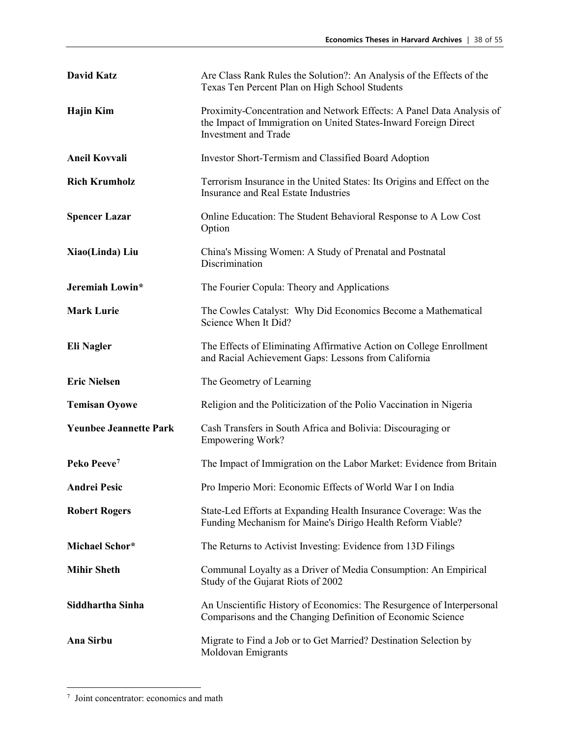| | |
|---|---|
| **David Katz** | Are Class Rank Rules the Solution?: An Analysis of the Effects of the Texas Ten Percent Plan on High School Students |
| **Hajin Kim** | Proximity-Concentration and Network Effects: A Panel Data Analysis of the Impact of Immigration on United States-Inward Foreign Direct Investment and Trade |
| **Aneil Kovvali** | Investor Short-Termism and Classified Board Adoption |
| **Rich Krumholz** | Terrorism Insurance in the United States: Its Origins and Effect on the Insurance and Real Estate Industries |
| **Spencer Lazar** | Online Education: The Student Behavioral Response to A Low Cost Option |
| **Xiao(Linda) Liu** | China's Missing Women: A Study of Prenatal and Postnatal Discrimination |
| **Jeremiah Lowin*** | The Fourier Copula: Theory and Applications |
| **Mark Lurie** | The Cowles Catalyst: Why Did Economics Become a Mathematical Science When It Did? |
| **Eli Nagler** | The Effects of Eliminating Affirmative Action on College Enrollment and Racial Achievement Gaps: Lessons from California |
| **Eric Nielsen** | The Geometry of Learning |
| **Temisan Oyowe** | Religion and the Politicization of the Polio Vaccination in Nigeria |
| **Yeunbee Jeannette Park** | Cash Transfers in South Africa and Bolivia: Discouraging or Empowering Work? |
| **Peko Peeve**[7] | The Impact of Immigration on the Labor Market: Evidence from Britain |
| **Andrei Pesic** | Pro Imperio Mori: Economic Effects of World War I on India |
| **Robert Rogers** | State-Led Efforts at Expanding Health Insurance Coverage: Was the Funding Mechanism for Maine's Dirigo Health Reform Viable? |
| **Michael Schor*** | The Returns to Activist Investing: Evidence from 13D Filings |
| **Mihir Sheth** | Communal Loyalty as a Driver of Media Consumption: An Empirical Study of the Gujarat Riots of 2002 |
| **Siddhartha Sinha** | An Unscientific History of Economics: The Resurgence of Interpersonal Comparisons and the Changing Definition of Economic Science |
| **Ana Sirbu** | Migrate to Find a Job or to Get Married? Destination Selection by Moldovan Emigrants |

[7] Joint concentrator: economics and math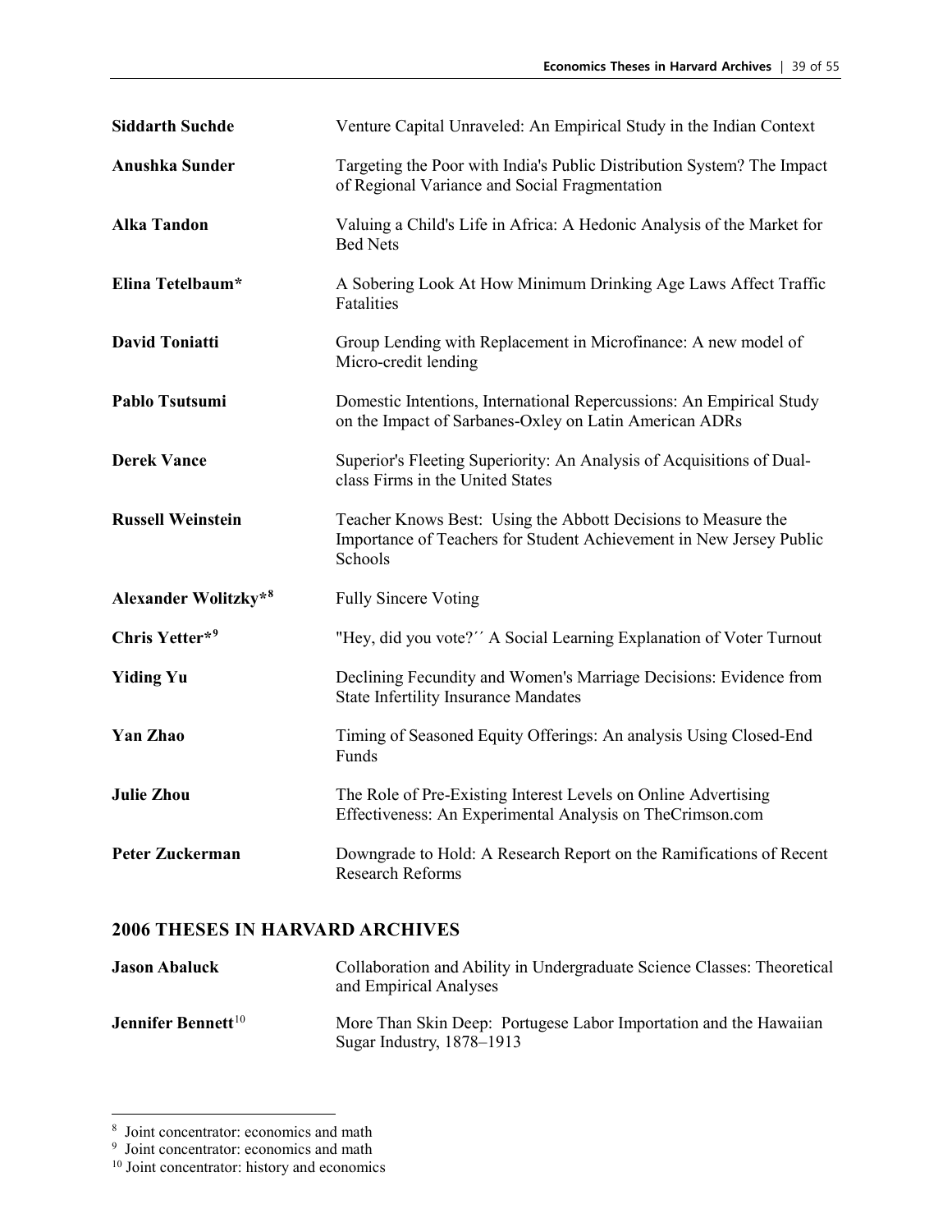| | |
|---|---|
| **Siddarth Suchde** | Venture Capital Unraveled: An Empirical Study in the Indian Context |
| **Anushka Sunder** | Targeting the Poor with India's Public Distribution System? The Impact of Regional Variance and Social Fragmentation |
| **Alka Tandon** | Valuing a Child's Life in Africa: A Hedonic Analysis of the Market for Bed Nets |
| **Elina Tetelbaum*** | A Sobering Look At How Minimum Drinking Age Laws Affect Traffic Fatalities |
| **David Toniatti** | Group Lending with Replacement in Microfinance: A new model of Micro-credit lending |
| **Pablo Tsutsumi** | Domestic Intentions, International Repercussions: An Empirical Study on the Impact of Sarbanes-Oxley on Latin American ADRs |
| **Derek Vance** | Superior's Fleeting Superiority: An Analysis of Acquisitions of Dual-class Firms in the United States |
| **Russell Weinstein** | Teacher Knows Best: Using the Abbott Decisions to Measure the Importance of Teachers for Student Achievement in New Jersey Public Schools |
| **Alexander Wolitzky***[8] | Fully Sincere Voting |
| **Chris Yetter***[9] | "Hey, did you vote?´´ A Social Learning Explanation of Voter Turnout |
| **Yiding Yu** | Declining Fecundity and Women's Marriage Decisions: Evidence from State Infertility Insurance Mandates |
| **Yan Zhao** | Timing of Seasoned Equity Offerings: An analysis Using Closed-End Funds |
| **Julie Zhou** | The Role of Pre-Existing Interest Levels on Online Advertising Effectiveness: An Experimental Analysis on TheCrimson.com |
| **Peter Zuckerman** | Downgrade to Hold: A Research Report on the Ramifications of Recent Research Reforms |

## 2006 THESES IN HARVARD ARCHIVES

| | |
|---|---|
| **Jason Abaluck** | Collaboration and Ability in Undergraduate Science Classes: Theoretical and Empirical Analyses |
| **Jennifer Bennett**[10] | More Than Skin Deep: Portugese Labor Importation and the Hawaiian Sugar Industry, 1878–1913 |

[8] Joint concentrator: economics and math

[9] Joint concentrator: economics and math

[10] Joint concentrator: history and economics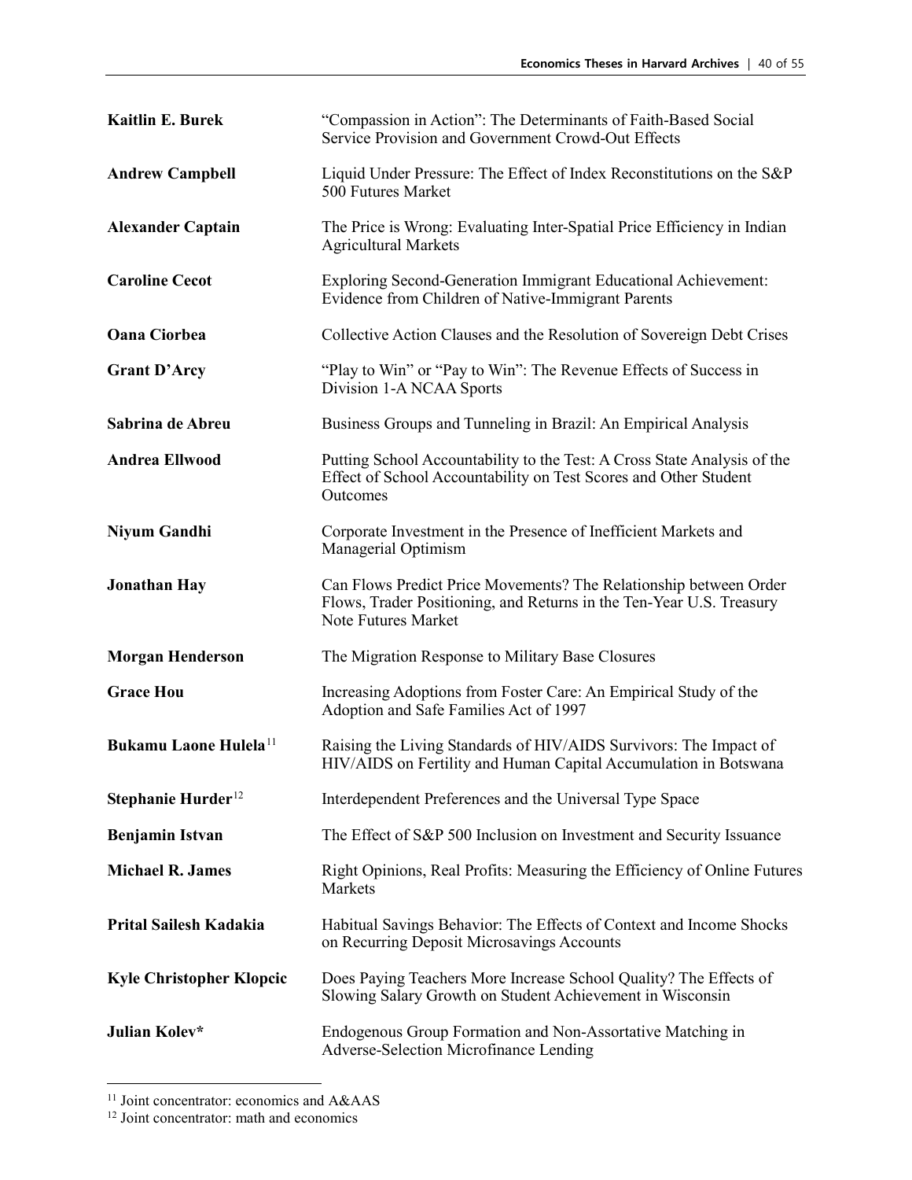| | |
|---|---|
| **Kaitlin E. Burek** | “Compassion in Action”: The Determinants of Faith-Based Social Service Provision and Government Crowd-Out Effects |
| **Andrew Campbell** | Liquid Under Pressure: The Effect of Index Reconstitutions on the S&P 500 Futures Market |
| **Alexander Captain** | The Price is Wrong: Evaluating Inter-Spatial Price Efficiency in Indian Agricultural Markets |
| **Caroline Cecot** | Exploring Second-Generation Immigrant Educational Achievement: Evidence from Children of Native-Immigrant Parents |
| **Oana Ciorbea** | Collective Action Clauses and the Resolution of Sovereign Debt Crises |
| **Grant D’Arcy** | “Play to Win” or “Pay to Win”: The Revenue Effects of Success in Division 1-A NCAA Sports |
| **Sabrina de Abreu** | Business Groups and Tunneling in Brazil: An Empirical Analysis |
| **Andrea Ellwood** | Putting School Accountability to the Test: A Cross State Analysis of the Effect of School Accountability on Test Scores and Other Student Outcomes |
| **Niyum Gandhi** | Corporate Investment in the Presence of Inefficient Markets and Managerial Optimism |
| **Jonathan Hay** | Can Flows Predict Price Movements? The Relationship between Order Flows, Trader Positioning, and Returns in the Ten-Year U.S. Treasury Note Futures Market |
| **Morgan Henderson** | The Migration Response to Military Base Closures |
| **Grace Hou** | Increasing Adoptions from Foster Care: An Empirical Study of the Adoption and Safe Families Act of 1997 |
| **Bukamu Laone Hulela**[11] | Raising the Living Standards of HIV/AIDS Survivors: The Impact of HIV/AIDS on Fertility and Human Capital Accumulation in Botswana |
| **Stephanie Hurder**[12] | Interdependent Preferences and the Universal Type Space |
| **Benjamin Istvan** | The Effect of S&P 500 Inclusion on Investment and Security Issuance |
| **Michael R. James** | Right Opinions, Real Profits: Measuring the Efficiency of Online Futures Markets |
| **Prital Sailesh Kadakia** | Habitual Savings Behavior: The Effects of Context and Income Shocks on Recurring Deposit Microsavings Accounts |
| **Kyle Christopher Klopcic** | Does Paying Teachers More Increase School Quality? The Effects of Slowing Salary Growth on Student Achievement in Wisconsin |
| **Julian Kolev*** | Endogenous Group Formation and Non-Assortative Matching in Adverse-Selection Microfinance Lending |

[11] Joint concentrator: economics and A&AAS

[12] Joint concentrator: math and economics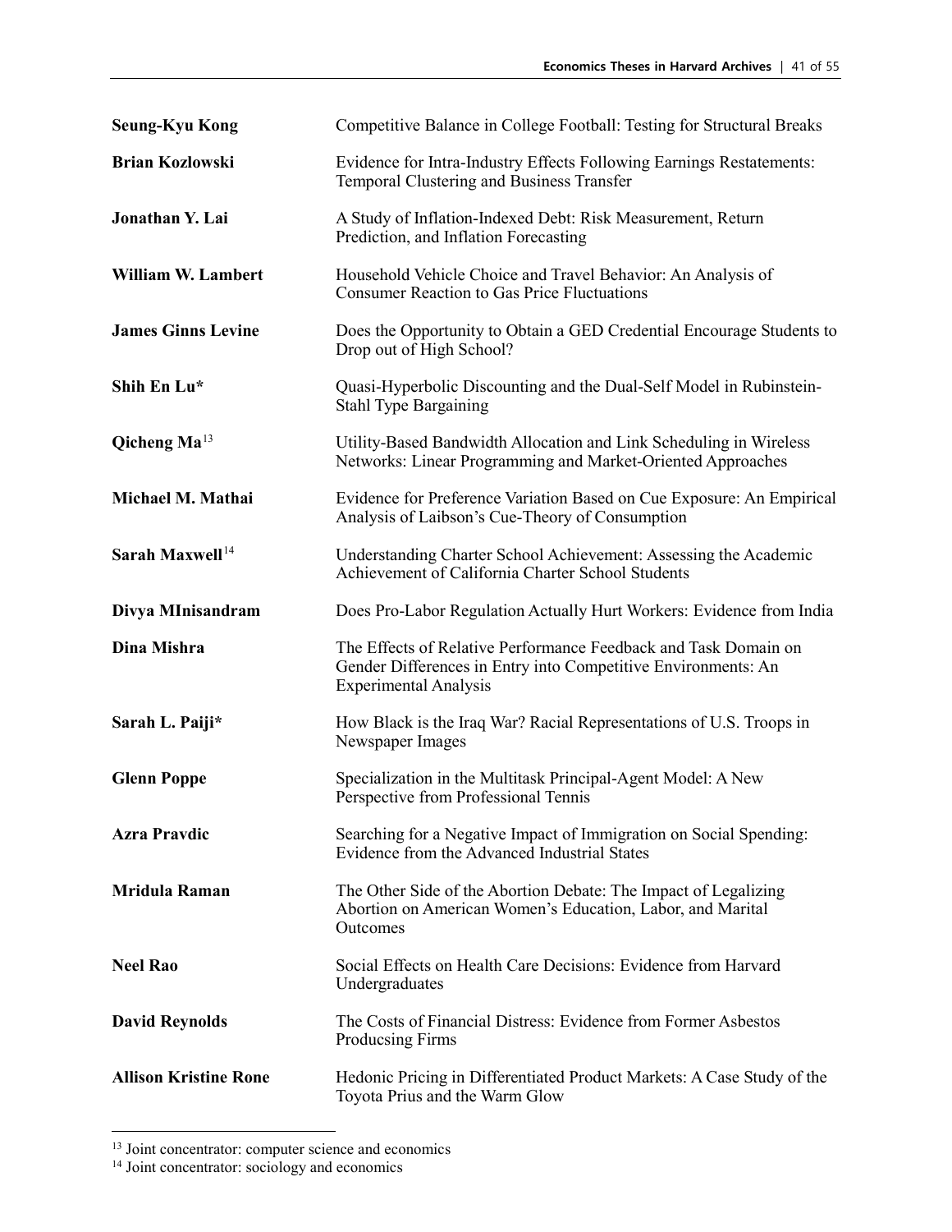| | |
|---|---|
| **Seung-Kyu Kong** | Competitive Balance in College Football: Testing for Structural Breaks |
| **Brian Kozlowski** | Evidence for Intra-Industry Effects Following Earnings Restatements: Temporal Clustering and Business Transfer |
| **Jonathan Y. Lai** | A Study of Inflation-Indexed Debt: Risk Measurement, Return Prediction, and Inflation Forecasting |
| **William W. Lambert** | Household Vehicle Choice and Travel Behavior: An Analysis of Consumer Reaction to Gas Price Fluctuations |
| **James Ginns Levine** | Does the Opportunity to Obtain a GED Credential Encourage Students to Drop out of High School? |
| **Shih En Lu*** | Quasi-Hyperbolic Discounting and the Dual-Self Model in Rubinstein-Stahl Type Bargaining |
| **Qicheng Ma**[13] | Utility-Based Bandwidth Allocation and Link Scheduling in Wireless Networks: Linear Programming and Market-Oriented Approaches |
| **Michael M. Mathai** | Evidence for Preference Variation Based on Cue Exposure: An Empirical Analysis of Laibson's Cue-Theory of Consumption |
| **Sarah Maxwell**[14] | Understanding Charter School Achievement: Assessing the Academic Achievement of California Charter School Students |
| **Divya MInisandram** | Does Pro-Labor Regulation Actually Hurt Workers: Evidence from India |
| **Dina Mishra** | The Effects of Relative Performance Feedback and Task Domain on Gender Differences in Entry into Competitive Environments: An Experimental Analysis |
| **Sarah L. Paiji*** | How Black is the Iraq War? Racial Representations of U.S. Troops in Newspaper Images |
| **Glenn Poppe** | Specialization in the Multitask Principal-Agent Model: A New Perspective from Professional Tennis |
| **Azra Pravdic** | Searching for a Negative Impact of Immigration on Social Spending: Evidence from the Advanced Industrial States |
| **Mridula Raman** | The Other Side of the Abortion Debate: The Impact of Legalizing Abortion on American Women's Education, Labor, and Marital Outcomes |
| **Neel Rao** | Social Effects on Health Care Decisions: Evidence from Harvard Undergraduates |
| **David Reynolds** | The Costs of Financial Distress: Evidence from Former Asbestos Producsing Firms |
| **Allison Kristine Rone** | Hedonic Pricing in Differentiated Product Markets: A Case Study of the Toyota Prius and the Warm Glow |

[13] Joint concentrator: computer science and economics

[14] Joint concentrator: sociology and economics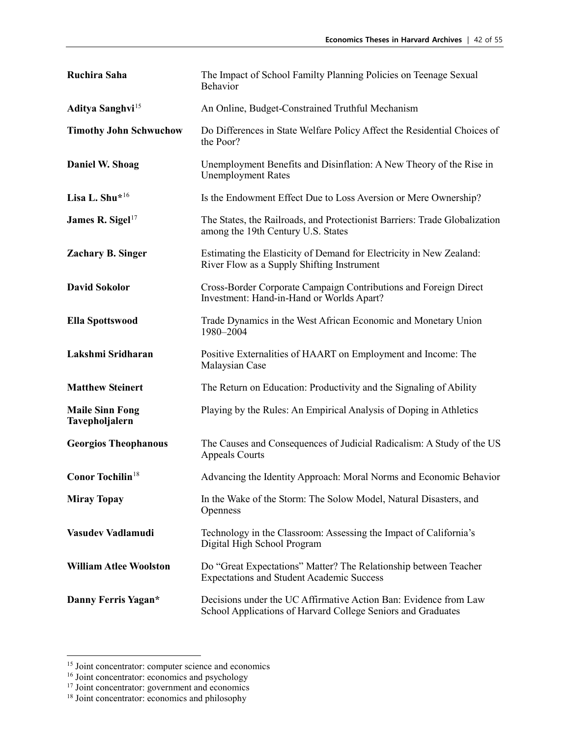| | |
|---|---|
| **Ruchira Saha** | The Impact of School Familty Planning Policies on Teenage Sexual Behavior |
| **Aditya Sanghvi**[15] | An Online, Budget-Constrained Truthful Mechanism |
| **Timothy John Schwuchow** | Do Differences in State Welfare Policy Affect the Residential Choices of the Poor? |
| **Daniel W. Shoag** | Unemployment Benefits and Disinflation: A New Theory of the Rise in Unemployment Rates |
| **Lisa L. Shu***[16] | Is the Endowment Effect Due to Loss Aversion or Mere Ownership? |
| **James R. Sigel**[17] | The States, the Railroads, and Protectionist Barriers: Trade Globalization among the 19th Century U.S. States |
| **Zachary B. Singer** | Estimating the Elasticity of Demand for Electricity in New Zealand: River Flow as a Supply Shifting Instrument |
| **David Sokolor** | Cross-Border Corporate Campaign Contributions and Foreign Direct Investment: Hand-in-Hand or Worlds Apart? |
| **Ella Spottswood** | Trade Dynamics in the West African Economic and Monetary Union 1980–2004 |
| **Lakshmi Sridharan** | Positive Externalities of HAART on Employment and Income: The Malaysian Case |
| **Matthew Steinert** | The Return on Education: Productivity and the Signaling of Ability |
| **Maile Sinn Fong Tavepholjalern** | Playing by the Rules: An Empirical Analysis of Doping in Athletics |
| **Georgios Theophanous** | The Causes and Consequences of Judicial Radicalism: A Study of the US Appeals Courts |
| **Conor Tochilin**[18] | Advancing the Identity Approach: Moral Norms and Economic Behavior |
| **Miray Topay** | In the Wake of the Storm: The Solow Model, Natural Disasters, and Openness |
| **Vasudev Vadlamudi** | Technology in the Classroom: Assessing the Impact of California's Digital High School Program |
| **William Atlee Woolston** | Do "Great Expectations" Matter? The Relationship between Teacher Expectations and Student Academic Success |
| **Danny Ferris Yagan*** | Decisions under the UC Affirmative Action Ban: Evidence from Law School Applications of Harvard College Seniors and Graduates |

---

[15] Joint concentrator: computer science and economics

[16] Joint concentrator: economics and psychology

[17] Joint concentrator: government and economics

[18] Joint concentrator: economics and philosophy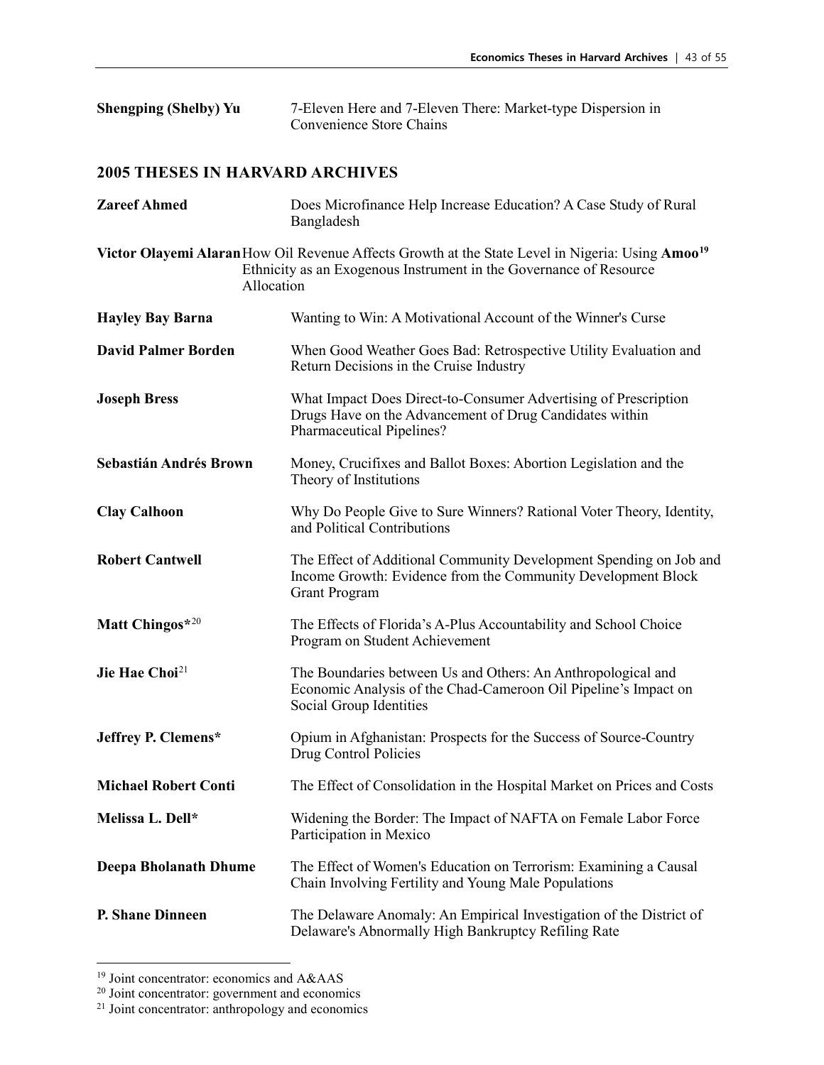**Shengping (Shelby) Yu** — 7-Eleven Here and 7-Eleven There: Market-type Dispersion in Convenience Store Chains

## 2005 THESES IN HARVARD ARCHIVES

**Zareef Ahmed** — Does Microfinance Help Increase Education? A Case Study of Rural Bangladesh

**Victor Olayemi Alaran** — How Oil Revenue Affects Growth at the State Level in Nigeria: Using **Amoo**[19] Ethnicity as an Exogenous Instrument in the Governance of Resource Allocation

**Hayley Bay Barna** — Wanting to Win: A Motivational Account of the Winner's Curse

**David Palmer Borden** — When Good Weather Goes Bad: Retrospective Utility Evaluation and Return Decisions in the Cruise Industry

**Joseph Bress** — What Impact Does Direct-to-Consumer Advertising of Prescription Drugs Have on the Advancement of Drug Candidates within Pharmaceutical Pipelines?

**Sebastián Andrés Brown** — Money, Crucifixes and Ballot Boxes: Abortion Legislation and the Theory of Institutions

**Clay Calhoon** — Why Do People Give to Sure Winners? Rational Voter Theory, Identity, and Political Contributions

**Robert Cantwell** — The Effect of Additional Community Development Spending on Job and Income Growth: Evidence from the Community Development Block Grant Program

**Matt Chingos***[20] — The Effects of Florida's A-Plus Accountability and School Choice Program on Student Achievement

**Jie Hae Choi**[21] — The Boundaries between Us and Others: An Anthropological and Economic Analysis of the Chad-Cameroon Oil Pipeline's Impact on Social Group Identities

**Jeffrey P. Clemens*** — Opium in Afghanistan: Prospects for the Success of Source-Country Drug Control Policies

**Michael Robert Conti** — The Effect of Consolidation in the Hospital Market on Prices and Costs

**Melissa L. Dell*** — Widening the Border: The Impact of NAFTA on Female Labor Force Participation in Mexico

**Deepa Bholanath Dhume** — The Effect of Women's Education on Terrorism: Examining a Causal Chain Involving Fertility and Young Male Populations

**P. Shane Dinneen** — The Delaware Anomaly: An Empirical Investigation of the District of Delaware's Abnormally High Bankruptcy Refiling Rate

---

[19] Joint concentrator: economics and A&AAS

[20] Joint concentrator: government and economics

[21] Joint concentrator: anthropology and economics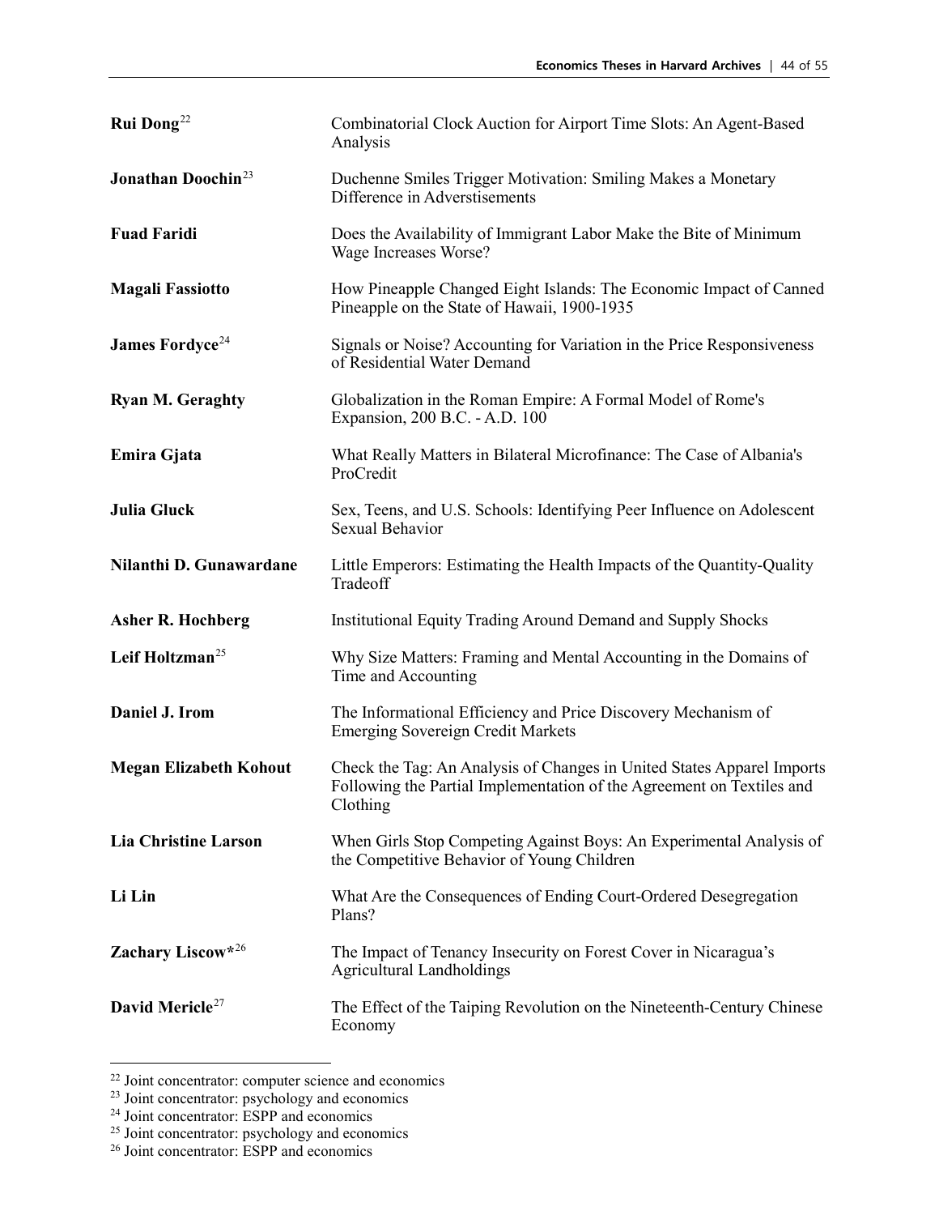| | |
|---|---|
| **Rui Dong**[22] | Combinatorial Clock Auction for Airport Time Slots: An Agent-Based Analysis |
| **Jonathan Doochin**[23] | Duchenne Smiles Trigger Motivation: Smiling Makes a Monetary Difference in Adverstisements |
| **Fuad Faridi** | Does the Availability of Immigrant Labor Make the Bite of Minimum Wage Increases Worse? |
| **Magali Fassiotto** | How Pineapple Changed Eight Islands: The Economic Impact of Canned Pineapple on the State of Hawaii, 1900-1935 |
| **James Fordyce**[24] | Signals or Noise? Accounting for Variation in the Price Responsiveness of Residential Water Demand |
| **Ryan M. Geraghty** | Globalization in the Roman Empire: A Formal Model of Rome's Expansion, 200 B.C. - A.D. 100 |
| **Emira Gjata** | What Really Matters in Bilateral Microfinance: The Case of Albania's ProCredit |
| **Julia Gluck** | Sex, Teens, and U.S. Schools: Identifying Peer Influence on Adolescent Sexual Behavior |
| **Nilanthi D. Gunawardane** | Little Emperors: Estimating the Health Impacts of the Quantity-Quality Tradeoff |
| **Asher R. Hochberg** | Institutional Equity Trading Around Demand and Supply Shocks |
| **Leif Holtzman**[25] | Why Size Matters: Framing and Mental Accounting in the Domains of Time and Accounting |
| **Daniel J. Irom** | The Informational Efficiency and Price Discovery Mechanism of Emerging Sovereign Credit Markets |
| **Megan Elizabeth Kohout** | Check the Tag: An Analysis of Changes in United States Apparel Imports Following the Partial Implementation of the Agreement on Textiles and Clothing |
| **Lia Christine Larson** | When Girls Stop Competing Against Boys: An Experimental Analysis of the Competitive Behavior of Young Children |
| **Li Lin** | What Are the Consequences of Ending Court-Ordered Desegregation Plans? |
| **Zachary Liscow***[26] | The Impact of Tenancy Insecurity on Forest Cover in Nicaragua's Agricultural Landholdings |
| **David Mericle**[27] | The Effect of the Taiping Revolution on the Nineteenth-Century Chinese Economy |

[22] Joint concentrator: computer science and economics
[23] Joint concentrator: psychology and economics
[24] Joint concentrator: ESPP and economics
[25] Joint concentrator: psychology and economics
[26] Joint concentrator: ESPP and economics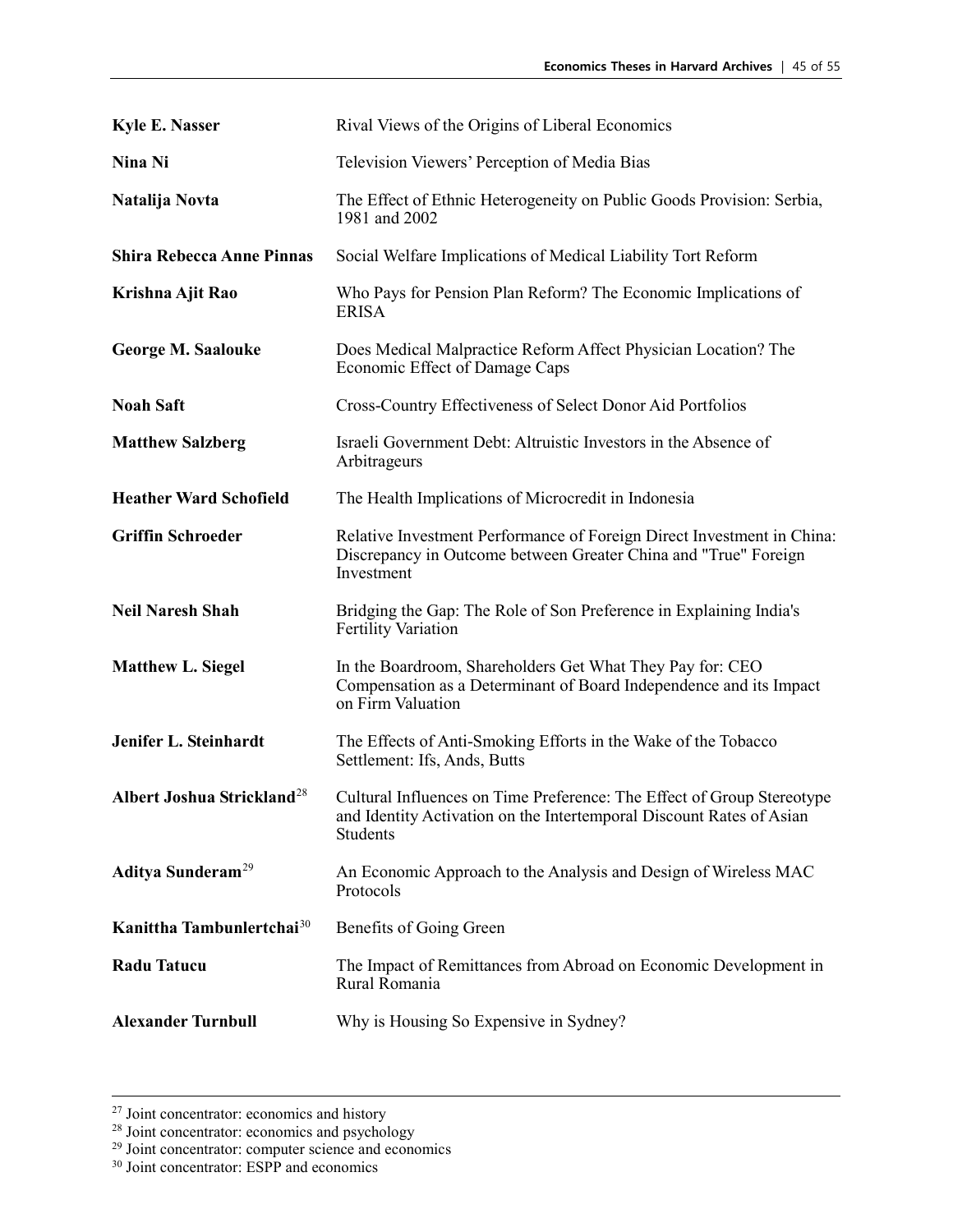| | |
|---|---|
| **Kyle E. Nasser** | Rival Views of the Origins of Liberal Economics |
| **Nina Ni** | Television Viewers' Perception of Media Bias |
| **Natalija Novta** | The Effect of Ethnic Heterogeneity on Public Goods Provision: Serbia, 1981 and 2002 |
| **Shira Rebecca Anne Pinnas** | Social Welfare Implications of Medical Liability Tort Reform |
| **Krishna Ajit Rao** | Who Pays for Pension Plan Reform? The Economic Implications of ERISA |
| **George M. Saalouke** | Does Medical Malpractice Reform Affect Physician Location? The Economic Effect of Damage Caps |
| **Noah Saft** | Cross-Country Effectiveness of Select Donor Aid Portfolios |
| **Matthew Salzberg** | Israeli Government Debt: Altruistic Investors in the Absence of Arbitrageurs |
| **Heather Ward Schofield** | The Health Implications of Microcredit in Indonesia |
| **Griffin Schroeder** | Relative Investment Performance of Foreign Direct Investment in China: Discrepancy in Outcome between Greater China and "True" Foreign Investment |
| **Neil Naresh Shah** | Bridging the Gap: The Role of Son Preference in Explaining India's Fertility Variation |
| **Matthew L. Siegel** | In the Boardroom, Shareholders Get What They Pay for: CEO Compensation as a Determinant of Board Independence and its Impact on Firm Valuation |
| **Jenifer L. Steinhardt** | The Effects of Anti-Smoking Efforts in the Wake of the Tobacco Settlement: Ifs, Ands, Butts |
| **Albert Joshua Strickland**[28] | Cultural Influences on Time Preference: The Effect of Group Stereotype and Identity Activation on the Intertemporal Discount Rates of Asian Students |
| **Aditya Sunderam**[29] | An Economic Approach to the Analysis and Design of Wireless MAC Protocols |
| **Kanittha Tambunlertchai**[30] | Benefits of Going Green |
| **Radu Tatucu** | The Impact of Remittances from Abroad on Economic Development in Rural Romania |
| **Alexander Turnbull** | Why is Housing So Expensive in Sydney? |

[27] Joint concentrator: economics and history
[28] Joint concentrator: economics and psychology
[29] Joint concentrator: computer science and economics
[30] Joint concentrator: ESPP and economics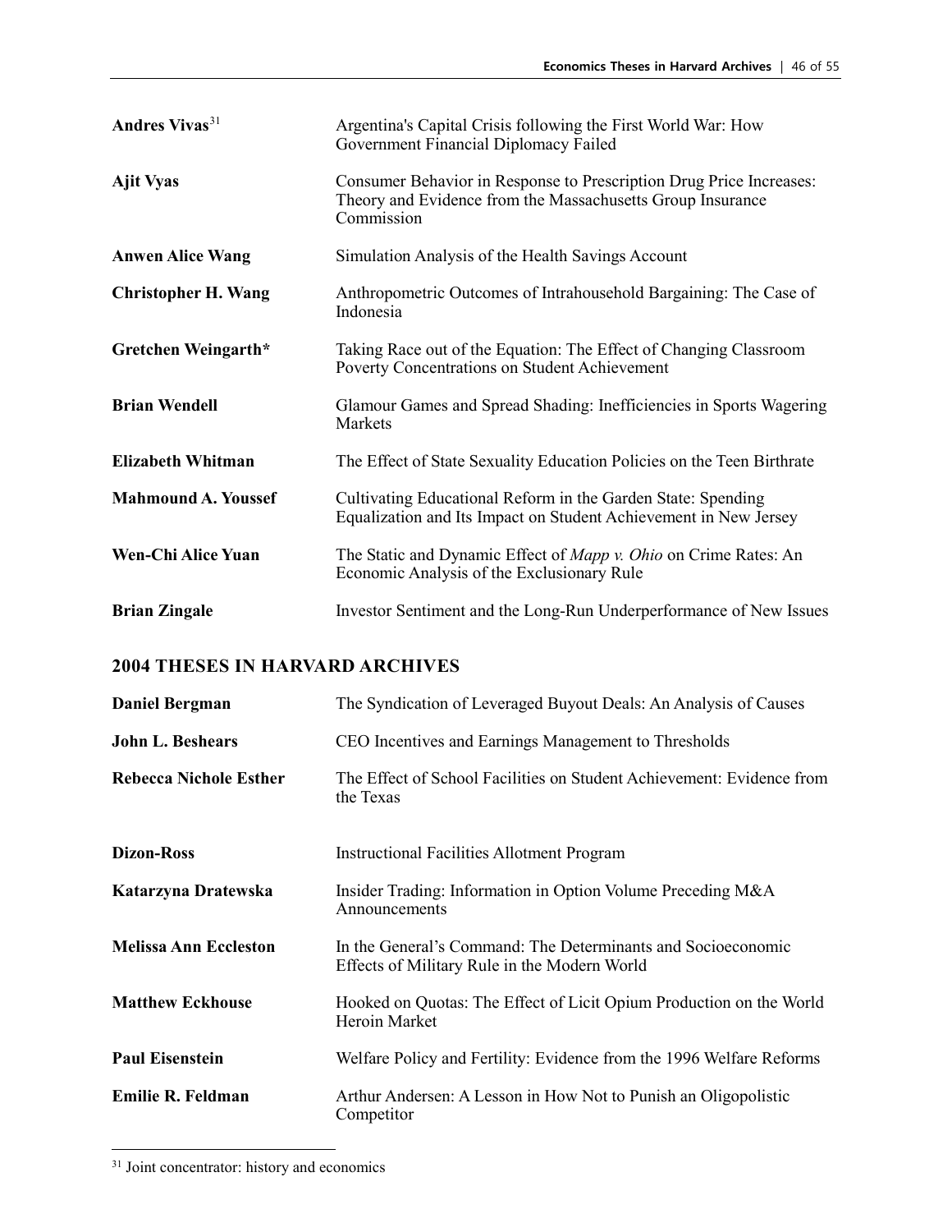| | |
|---|---|
| **Andres Vivas**[31] | Argentina's Capital Crisis following the First World War: How Government Financial Diplomacy Failed |
| **Ajit Vyas** | Consumer Behavior in Response to Prescription Drug Price Increases: Theory and Evidence from the Massachusetts Group Insurance Commission |
| **Anwen Alice Wang** | Simulation Analysis of the Health Savings Account |
| **Christopher H. Wang** | Anthropometric Outcomes of Intrahousehold Bargaining: The Case of Indonesia |
| **Gretchen Weingarth*** | Taking Race out of the Equation: The Effect of Changing Classroom Poverty Concentrations on Student Achievement |
| **Brian Wendell** | Glamour Games and Spread Shading: Inefficiencies in Sports Wagering Markets |
| **Elizabeth Whitman** | The Effect of State Sexuality Education Policies on the Teen Birthrate |
| **Mahmound A. Youssef** | Cultivating Educational Reform in the Garden State: Spending Equalization and Its Impact on Student Achievement in New Jersey |
| **Wen-Chi Alice Yuan** | The Static and Dynamic Effect of *Mapp v. Ohio* on Crime Rates: An Economic Analysis of the Exclusionary Rule |
| **Brian Zingale** | Investor Sentiment and the Long-Run Underperformance of New Issues |

## 2004 THESES IN HARVARD ARCHIVES

| | |
|---|---|
| **Daniel Bergman** | The Syndication of Leveraged Buyout Deals: An Analysis of Causes |
| **John L. Beshears** | CEO Incentives and Earnings Management to Thresholds |
| **Rebecca Nichole Esther** | The Effect of School Facilities on Student Achievement: Evidence from the Texas |
| **Dizon-Ross** | Instructional Facilities Allotment Program |
| **Katarzyna Dratewska** | Insider Trading: Information in Option Volume Preceding M&A Announcements |
| **Melissa Ann Eccleston** | In the General's Command: The Determinants and Socioeconomic Effects of Military Rule in the Modern World |
| **Matthew Eckhouse** | Hooked on Quotas: The Effect of Licit Opium Production on the World Heroin Market |
| **Paul Eisenstein** | Welfare Policy and Fertility: Evidence from the 1996 Welfare Reforms |
| **Emilie R. Feldman** | Arthur Andersen: A Lesson in How Not to Punish an Oligopolistic Competitor |

[31] Joint concentrator: history and economics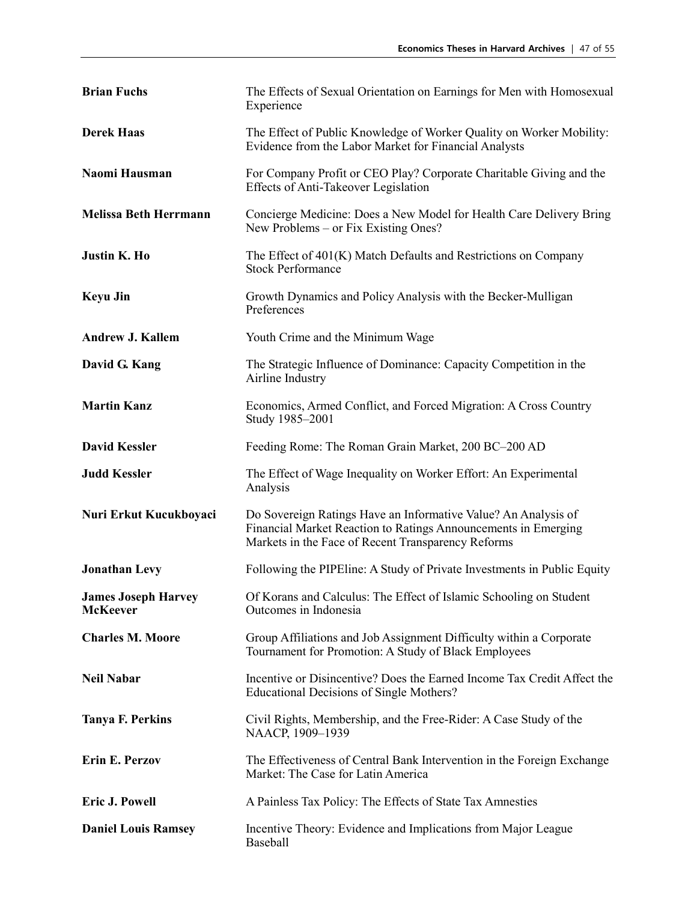| | |
|---|---|
| **Brian Fuchs** | The Effects of Sexual Orientation on Earnings for Men with Homosexual Experience |
| **Derek Haas** | The Effect of Public Knowledge of Worker Quality on Worker Mobility: Evidence from the Labor Market for Financial Analysts |
| **Naomi Hausman** | For Company Profit or CEO Play? Corporate Charitable Giving and the Effects of Anti-Takeover Legislation |
| **Melissa Beth Herrmann** | Concierge Medicine: Does a New Model for Health Care Delivery Bring New Problems – or Fix Existing Ones? |
| **Justin K. Ho** | The Effect of 401(K) Match Defaults and Restrictions on Company Stock Performance |
| **Keyu Jin** | Growth Dynamics and Policy Analysis with the Becker-Mulligan Preferences |
| **Andrew J. Kallem** | Youth Crime and the Minimum Wage |
| **David G. Kang** | The Strategic Influence of Dominance: Capacity Competition in the Airline Industry |
| **Martin Kanz** | Economics, Armed Conflict, and Forced Migration: A Cross Country Study 1985–2001 |
| **David Kessler** | Feeding Rome: The Roman Grain Market, 200 BC–200 AD |
| **Judd Kessler** | The Effect of Wage Inequality on Worker Effort: An Experimental Analysis |
| **Nuri Erkut Kucukboyaci** | Do Sovereign Ratings Have an Informative Value? An Analysis of Financial Market Reaction to Ratings Announcements in Emerging Markets in the Face of Recent Transparency Reforms |
| **Jonathan Levy** | Following the PIPEline: A Study of Private Investments in Public Equity |
| **James Joseph Harvey McKeever** | Of Korans and Calculus: The Effect of Islamic Schooling on Student Outcomes in Indonesia |
| **Charles M. Moore** | Group Affiliations and Job Assignment Difficulty within a Corporate Tournament for Promotion: A Study of Black Employees |
| **Neil Nabar** | Incentive or Disincentive? Does the Earned Income Tax Credit Affect the Educational Decisions of Single Mothers? |
| **Tanya F. Perkins** | Civil Rights, Membership, and the Free-Rider: A Case Study of the NAACP, 1909–1939 |
| **Erin E. Perzov** | The Effectiveness of Central Bank Intervention in the Foreign Exchange Market: The Case for Latin America |
| **Eric J. Powell** | A Painless Tax Policy: The Effects of State Tax Amnesties |
| **Daniel Louis Ramsey** | Incentive Theory: Evidence and Implications from Major League Baseball |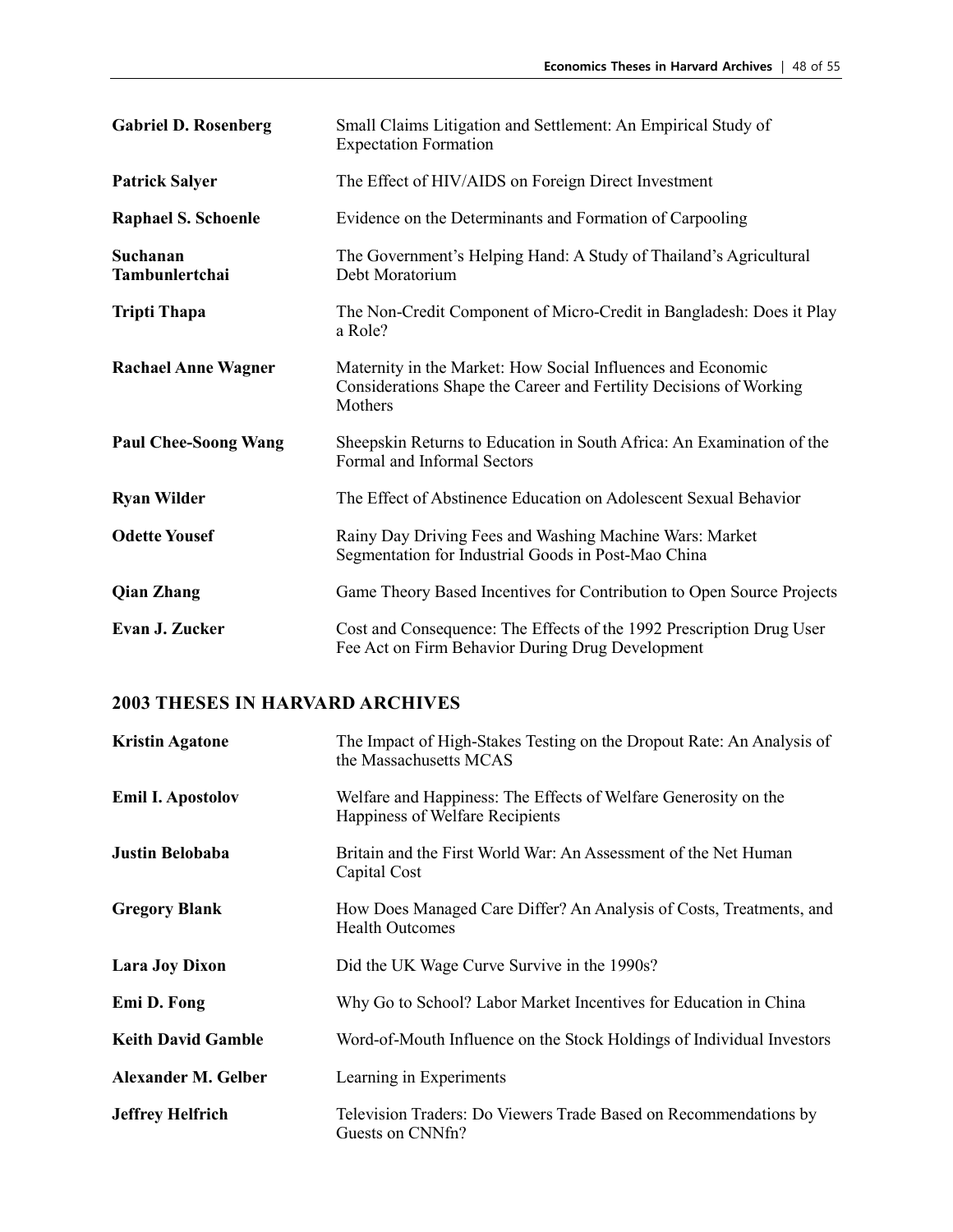| | |
|---|---|
| **Gabriel D. Rosenberg** | Small Claims Litigation and Settlement: An Empirical Study of Expectation Formation |
| **Patrick Salyer** | The Effect of HIV/AIDS on Foreign Direct Investment |
| **Raphael S. Schoenle** | Evidence on the Determinants and Formation of Carpooling |
| **Suchanan Tambunlertchai** | The Government's Helping Hand: A Study of Thailand's Agricultural Debt Moratorium |
| **Tripti Thapa** | The Non-Credit Component of Micro-Credit in Bangladesh: Does it Play a Role? |
| **Rachael Anne Wagner** | Maternity in the Market: How Social Influences and Economic Considerations Shape the Career and Fertility Decisions of Working Mothers |
| **Paul Chee-Soong Wang** | Sheepskin Returns to Education in South Africa: An Examination of the Formal and Informal Sectors |
| **Ryan Wilder** | The Effect of Abstinence Education on Adolescent Sexual Behavior |
| **Odette Yousef** | Rainy Day Driving Fees and Washing Machine Wars: Market Segmentation for Industrial Goods in Post-Mao China |
| **Qian Zhang** | Game Theory Based Incentives for Contribution to Open Source Projects |
| **Evan J. Zucker** | Cost and Consequence: The Effects of the 1992 Prescription Drug User Fee Act on Firm Behavior During Drug Development |

## 2003 THESES IN HARVARD ARCHIVES

| | |
|---|---|
| **Kristin Agatone** | The Impact of High-Stakes Testing on the Dropout Rate: An Analysis of the Massachusetts MCAS |
| **Emil I. Apostolov** | Welfare and Happiness: The Effects of Welfare Generosity on the Happiness of Welfare Recipients |
| **Justin Belobaba** | Britain and the First World War: An Assessment of the Net Human Capital Cost |
| **Gregory Blank** | How Does Managed Care Differ? An Analysis of Costs, Treatments, and Health Outcomes |
| **Lara Joy Dixon** | Did the UK Wage Curve Survive in the 1990s? |
| **Emi D. Fong** | Why Go to School? Labor Market Incentives for Education in China |
| **Keith David Gamble** | Word-of-Mouth Influence on the Stock Holdings of Individual Investors |
| **Alexander M. Gelber** | Learning in Experiments |
| **Jeffrey Helfrich** | Television Traders: Do Viewers Trade Based on Recommendations by Guests on CNNfn? |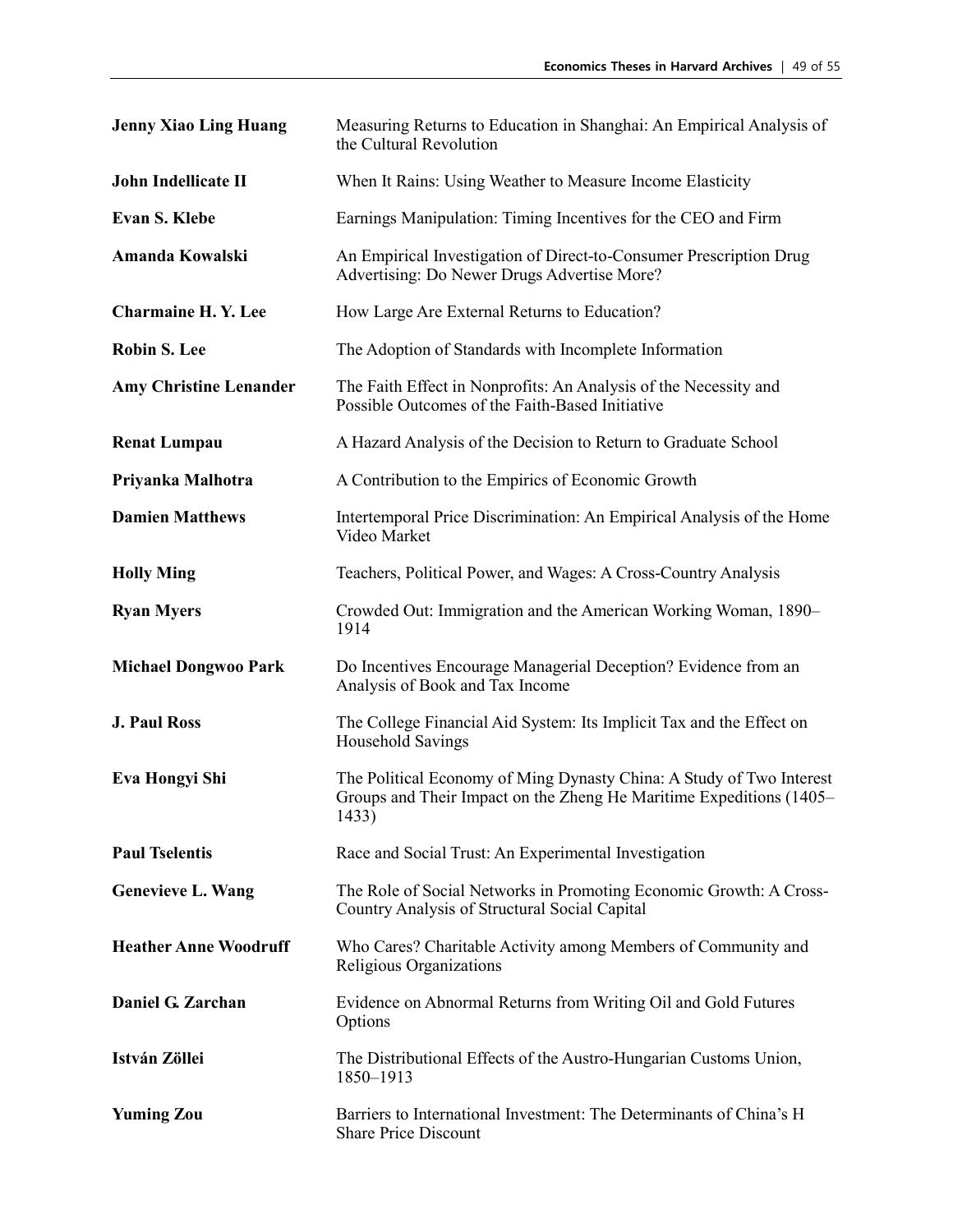**Jenny Xiao Ling Huang** Measuring Returns to Education in Shanghai: An Empirical Analysis of the Cultural Revolution

**John Indellicate II** When It Rains: Using Weather to Measure Income Elasticity

**Evan S. Klebe** Earnings Manipulation: Timing Incentives for the CEO and Firm

**Amanda Kowalski** An Empirical Investigation of Direct-to-Consumer Prescription Drug Advertising: Do Newer Drugs Advertise More?

**Charmaine H. Y. Lee** How Large Are External Returns to Education?

**Robin S. Lee** The Adoption of Standards with Incomplete Information

**Amy Christine Lenander** The Faith Effect in Nonprofits: An Analysis of the Necessity and Possible Outcomes of the Faith-Based Initiative

**Renat Lumpau** A Hazard Analysis of the Decision to Return to Graduate School

**Priyanka Malhotra** A Contribution to the Empirics of Economic Growth

**Damien Matthews** Intertemporal Price Discrimination: An Empirical Analysis of the Home Video Market

**Holly Ming** Teachers, Political Power, and Wages: A Cross-Country Analysis

**Ryan Myers** Crowded Out: Immigration and the American Working Woman, 1890–1914

**Michael Dongwoo Park** Do Incentives Encourage Managerial Deception? Evidence from an Analysis of Book and Tax Income

**J. Paul Ross** The College Financial Aid System: Its Implicit Tax and the Effect on Household Savings

**Eva Hongyi Shi** The Political Economy of Ming Dynasty China: A Study of Two Interest Groups and Their Impact on the Zheng He Maritime Expeditions (1405–1433)

**Paul Tselentis** Race and Social Trust: An Experimental Investigation

**Genevieve L. Wang** The Role of Social Networks in Promoting Economic Growth: A Cross-Country Analysis of Structural Social Capital

**Heather Anne Woodruff** Who Cares? Charitable Activity among Members of Community and Religious Organizations

**Daniel G. Zarchan** Evidence on Abnormal Returns from Writing Oil and Gold Futures Options

**István Zöllei** The Distributional Effects of the Austro-Hungarian Customs Union, 1850–1913

**Yuming Zou** Barriers to International Investment: The Determinants of China's H Share Price Discount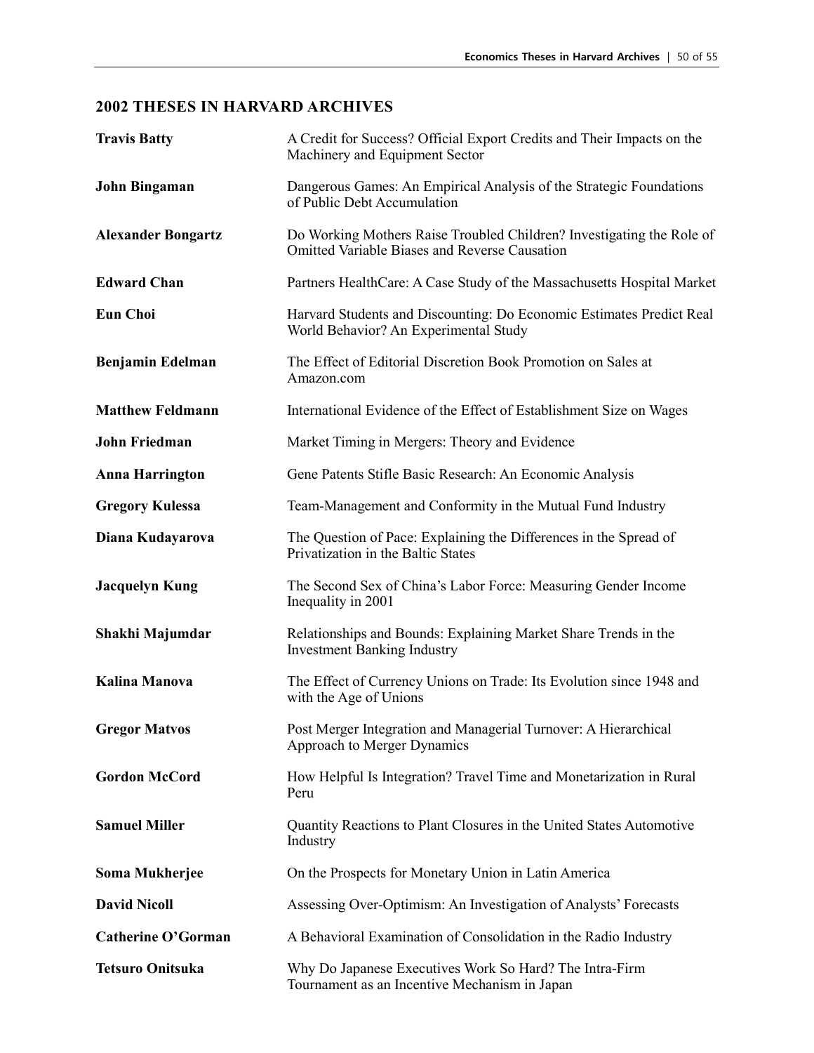## 2002 THESES IN HARVARD ARCHIVES

| | |
|---|---|
| **Travis Batty** | A Credit for Success? Official Export Credits and Their Impacts on the Machinery and Equipment Sector |
| **John Bingaman** | Dangerous Games: An Empirical Analysis of the Strategic Foundations of Public Debt Accumulation |
| **Alexander Bongartz** | Do Working Mothers Raise Troubled Children? Investigating the Role of Omitted Variable Biases and Reverse Causation |
| **Edward Chan** | Partners HealthCare: A Case Study of the Massachusetts Hospital Market |
| **Eun Choi** | Harvard Students and Discounting: Do Economic Estimates Predict Real World Behavior? An Experimental Study |
| **Benjamin Edelman** | The Effect of Editorial Discretion Book Promotion on Sales at Amazon.com |
| **Matthew Feldmann** | International Evidence of the Effect of Establishment Size on Wages |
| **John Friedman** | Market Timing in Mergers: Theory and Evidence |
| **Anna Harrington** | Gene Patents Stifle Basic Research: An Economic Analysis |
| **Gregory Kulessa** | Team-Management and Conformity in the Mutual Fund Industry |
| **Diana Kudayarova** | The Question of Pace: Explaining the Differences in the Spread of Privatization in the Baltic States |
| **Jacquelyn Kung** | The Second Sex of China's Labor Force: Measuring Gender Income Inequality in 2001 |
| **Shakhi Majumdar** | Relationships and Bounds: Explaining Market Share Trends in the Investment Banking Industry |
| **Kalina Manova** | The Effect of Currency Unions on Trade: Its Evolution since 1948 and with the Age of Unions |
| **Gregor Matvos** | Post Merger Integration and Managerial Turnover: A Hierarchical Approach to Merger Dynamics |
| **Gordon McCord** | How Helpful Is Integration? Travel Time and Monetarization in Rural Peru |
| **Samuel Miller** | Quantity Reactions to Plant Closures in the United States Automotive Industry |
| **Soma Mukherjee** | On the Prospects for Monetary Union in Latin America |
| **David Nicoll** | Assessing Over-Optimism: An Investigation of Analysts' Forecasts |
| **Catherine O'Gorman** | A Behavioral Examination of Consolidation in the Radio Industry |
| **Tetsuro Onitsuka** | Why Do Japanese Executives Work So Hard? The Intra-Firm Tournament as an Incentive Mechanism in Japan |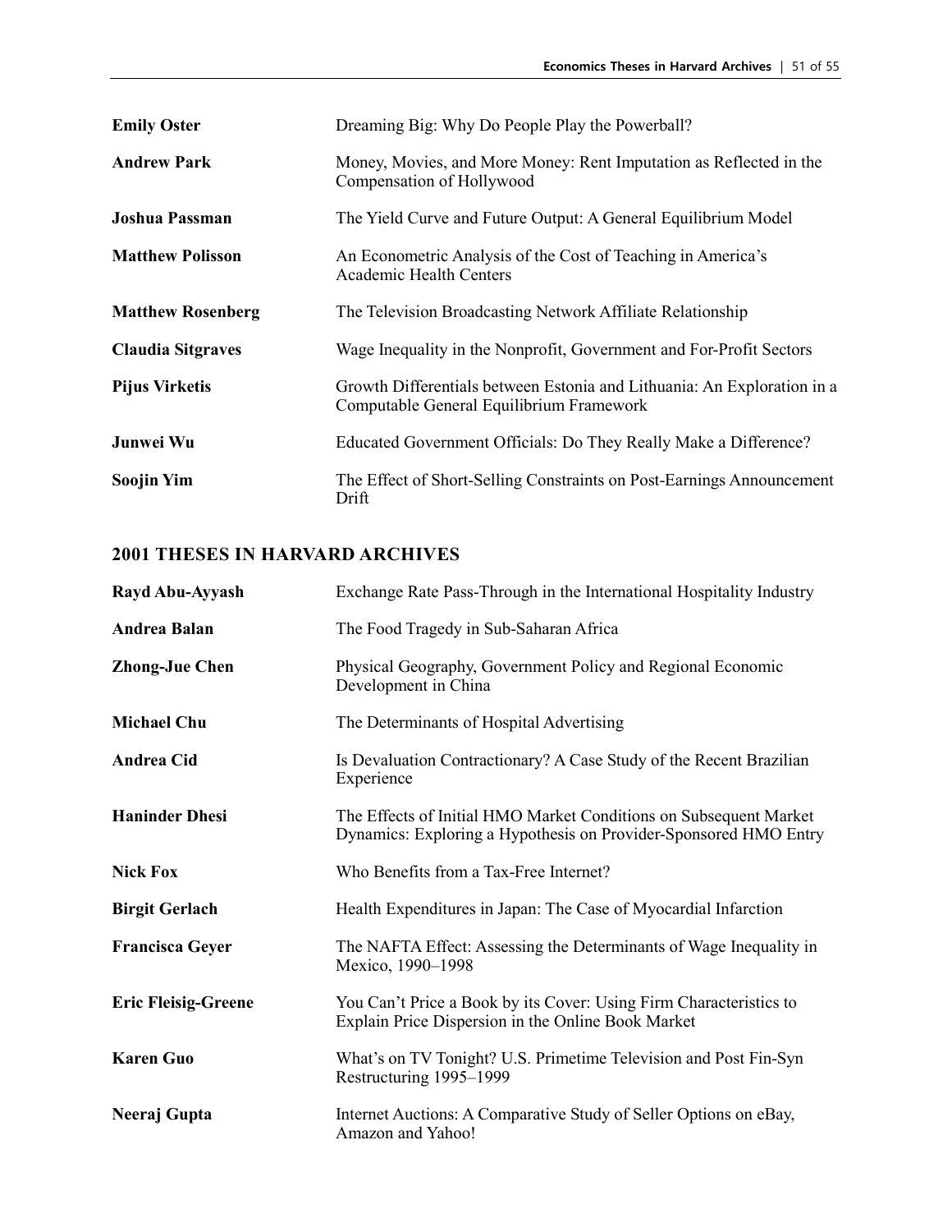| | |
|---|---|
| **Emily Oster** | Dreaming Big: Why Do People Play the Powerball? |
| **Andrew Park** | Money, Movies, and More Money: Rent Imputation as Reflected in the Compensation of Hollywood |
| **Joshua Passman** | The Yield Curve and Future Output: A General Equilibrium Model |
| **Matthew Polisson** | An Econometric Analysis of the Cost of Teaching in America's Academic Health Centers |
| **Matthew Rosenberg** | The Television Broadcasting Network Affiliate Relationship |
| **Claudia Sitgraves** | Wage Inequality in the Nonprofit, Government and For-Profit Sectors |
| **Pijus Virketis** | Growth Differentials between Estonia and Lithuania: An Exploration in a Computable General Equilibrium Framework |
| **Junwei Wu** | Educated Government Officials: Do They Really Make a Difference? |
| **Soojin Yim** | The Effect of Short-Selling Constraints on Post-Earnings Announcement Drift |

## 2001 THESES IN HARVARD ARCHIVES

| | |
|---|---|
| **Rayd Abu-Ayyash** | Exchange Rate Pass-Through in the International Hospitality Industry |
| **Andrea Balan** | The Food Tragedy in Sub-Saharan Africa |
| **Zhong-Jue Chen** | Physical Geography, Government Policy and Regional Economic Development in China |
| **Michael Chu** | The Determinants of Hospital Advertising |
| **Andrea Cid** | Is Devaluation Contractionary? A Case Study of the Recent Brazilian Experience |
| **Haninder Dhesi** | The Effects of Initial HMO Market Conditions on Subsequent Market Dynamics: Exploring a Hypothesis on Provider-Sponsored HMO Entry |
| **Nick Fox** | Who Benefits from a Tax-Free Internet? |
| **Birgit Gerlach** | Health Expenditures in Japan: The Case of Myocardial Infarction |
| **Francisca Geyer** | The NAFTA Effect: Assessing the Determinants of Wage Inequality in Mexico, 1990–1998 |
| **Eric Fleisig-Greene** | You Can't Price a Book by its Cover: Using Firm Characteristics to Explain Price Dispersion in the Online Book Market |
| **Karen Guo** | What's on TV Tonight? U.S. Primetime Television and Post Fin-Syn Restructuring 1995–1999 |
| **Neeraj Gupta** | Internet Auctions: A Comparative Study of Seller Options on eBay, Amazon and Yahoo! |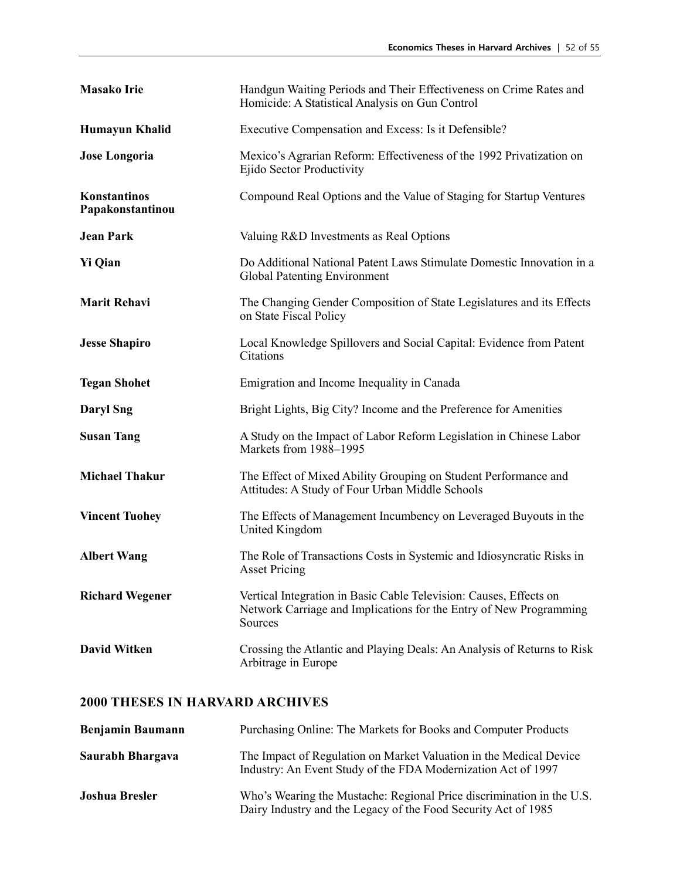| | |
|---|---|
| **Masako Irie** | Handgun Waiting Periods and Their Effectiveness on Crime Rates and Homicide: A Statistical Analysis on Gun Control |
| **Humayun Khalid** | Executive Compensation and Excess: Is it Defensible? |
| **Jose Longoria** | Mexico's Agrarian Reform: Effectiveness of the 1992 Privatization on Ejido Sector Productivity |
| **Konstantinos Papakonstantinou** | Compound Real Options and the Value of Staging for Startup Ventures |
| **Jean Park** | Valuing R&D Investments as Real Options |
| **Yi Qian** | Do Additional National Patent Laws Stimulate Domestic Innovation in a Global Patenting Environment |
| **Marit Rehavi** | The Changing Gender Composition of State Legislatures and its Effects on State Fiscal Policy |
| **Jesse Shapiro** | Local Knowledge Spillovers and Social Capital: Evidence from Patent Citations |
| **Tegan Shohet** | Emigration and Income Inequality in Canada |
| **Daryl Sng** | Bright Lights, Big City? Income and the Preference for Amenities |
| **Susan Tang** | A Study on the Impact of Labor Reform Legislation in Chinese Labor Markets from 1988–1995 |
| **Michael Thakur** | The Effect of Mixed Ability Grouping on Student Performance and Attitudes: A Study of Four Urban Middle Schools |
| **Vincent Tuohey** | The Effects of Management Incumbency on Leveraged Buyouts in the United Kingdom |
| **Albert Wang** | The Role of Transactions Costs in Systemic and Idiosyncratic Risks in Asset Pricing |
| **Richard Wegener** | Vertical Integration in Basic Cable Television: Causes, Effects on Network Carriage and Implications for the Entry of New Programming Sources |
| **David Witken** | Crossing the Atlantic and Playing Deals: An Analysis of Returns to Risk Arbitrage in Europe |

## 2000 THESES IN HARVARD ARCHIVES

| | |
|---|---|
| **Benjamin Baumann** | Purchasing Online: The Markets for Books and Computer Products |
| **Saurabh Bhargava** | The Impact of Regulation on Market Valuation in the Medical Device Industry: An Event Study of the FDA Modernization Act of 1997 |
| **Joshua Bresler** | Who's Wearing the Mustache: Regional Price discrimination in the U.S. Dairy Industry and the Legacy of the Food Security Act of 1985 |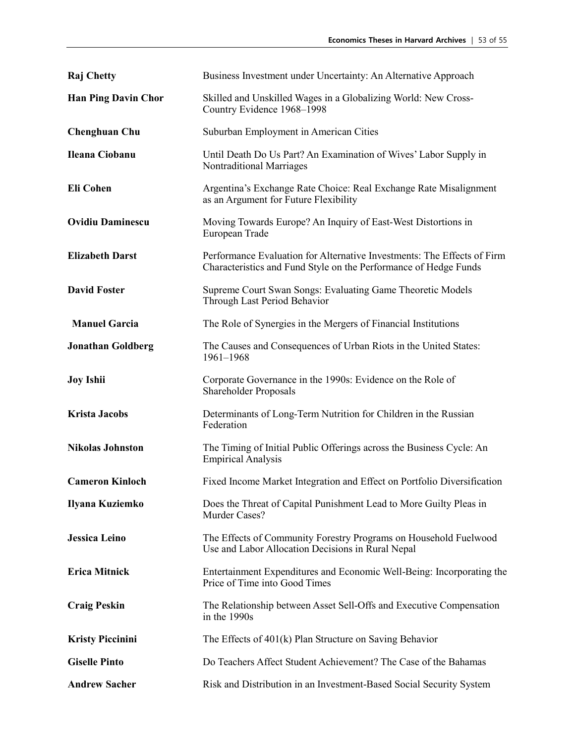| | |
|---|---|
| **Raj Chetty** | Business Investment under Uncertainty: An Alternative Approach |
| **Han Ping Davin Chor** | Skilled and Unskilled Wages in a Globalizing World: New Cross-Country Evidence 1968–1998 |
| **Chenghuan Chu** | Suburban Employment in American Cities |
| **Ileana Ciobanu** | Until Death Do Us Part? An Examination of Wives' Labor Supply in Nontraditional Marriages |
| **Eli Cohen** | Argentina's Exchange Rate Choice: Real Exchange Rate Misalignment as an Argument for Future Flexibility |
| **Ovidiu Daminescu** | Moving Towards Europe? An Inquiry of East-West Distortions in European Trade |
| **Elizabeth Darst** | Performance Evaluation for Alternative Investments: The Effects of Firm Characteristics and Fund Style on the Performance of Hedge Funds |
| **David Foster** | Supreme Court Swan Songs: Evaluating Game Theoretic Models Through Last Period Behavior |
| **Manuel Garcia** | The Role of Synergies in the Mergers of Financial Institutions |
| **Jonathan Goldberg** | The Causes and Consequences of Urban Riots in the United States: 1961–1968 |
| **Joy Ishii** | Corporate Governance in the 1990s: Evidence on the Role of Shareholder Proposals |
| **Krista Jacobs** | Determinants of Long-Term Nutrition for Children in the Russian Federation |
| **Nikolas Johnston** | The Timing of Initial Public Offerings across the Business Cycle: An Empirical Analysis |
| **Cameron Kinloch** | Fixed Income Market Integration and Effect on Portfolio Diversification |
| **Ilyana Kuziemko** | Does the Threat of Capital Punishment Lead to More Guilty Pleas in Murder Cases? |
| **Jessica Leino** | The Effects of Community Forestry Programs on Household Fuelwood Use and Labor Allocation Decisions in Rural Nepal |
| **Erica Mitnick** | Entertainment Expenditures and Economic Well-Being: Incorporating the Price of Time into Good Times |
| **Craig Peskin** | The Relationship between Asset Sell-Offs and Executive Compensation in the 1990s |
| **Kristy Piccinini** | The Effects of 401(k) Plan Structure on Saving Behavior |
| **Giselle Pinto** | Do Teachers Affect Student Achievement? The Case of the Bahamas |
| **Andrew Sacher** | Risk and Distribution in an Investment-Based Social Security System |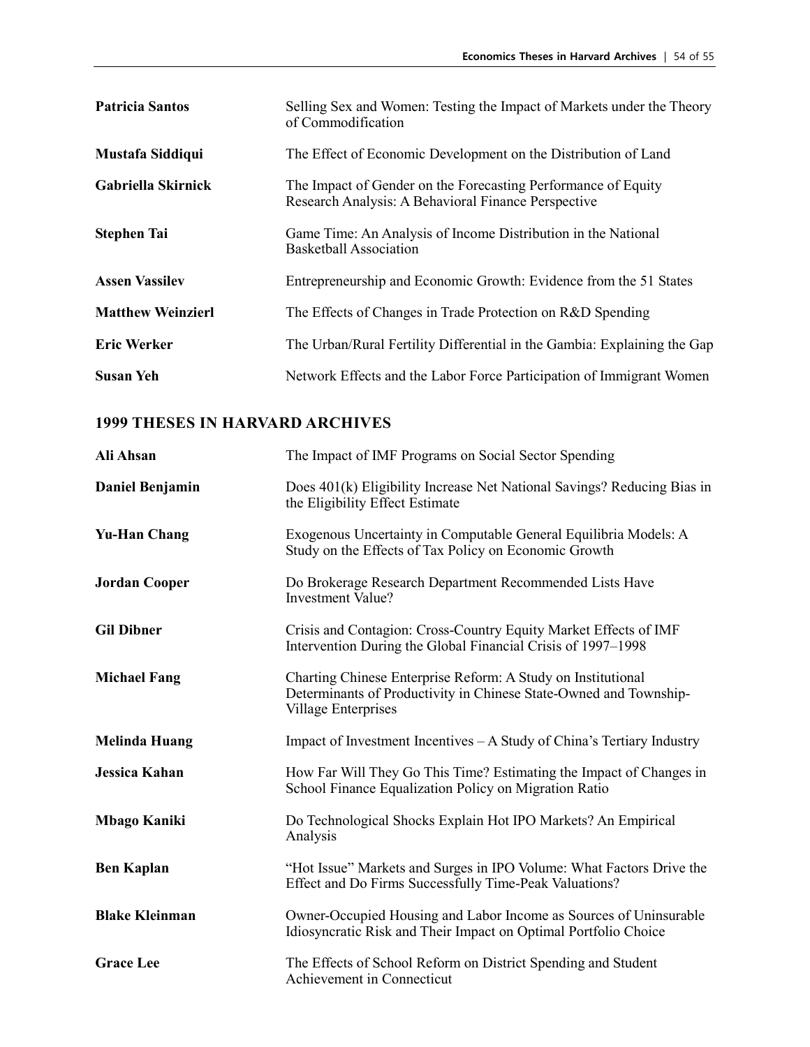| | |
|---|---|
| **Patricia Santos** | Selling Sex and Women: Testing the Impact of Markets under the Theory of Commodification |
| **Mustafa Siddiqui** | The Effect of Economic Development on the Distribution of Land |
| **Gabriella Skirnick** | The Impact of Gender on the Forecasting Performance of Equity Research Analysis: A Behavioral Finance Perspective |
| **Stephen Tai** | Game Time: An Analysis of Income Distribution in the National Basketball Association |
| **Assen Vassilev** | Entrepreneurship and Economic Growth: Evidence from the 51 States |
| **Matthew Weinzierl** | The Effects of Changes in Trade Protection on R&D Spending |
| **Eric Werker** | The Urban/Rural Fertility Differential in the Gambia: Explaining the Gap |
| **Susan Yeh** | Network Effects and the Labor Force Participation of Immigrant Women |

## 1999 THESES IN HARVARD ARCHIVES

| | |
|---|---|
| **Ali Ahsan** | The Impact of IMF Programs on Social Sector Spending |
| **Daniel Benjamin** | Does 401(k) Eligibility Increase Net National Savings? Reducing Bias in the Eligibility Effect Estimate |
| **Yu-Han Chang** | Exogenous Uncertainty in Computable General Equilibria Models: A Study on the Effects of Tax Policy on Economic Growth |
| **Jordan Cooper** | Do Brokerage Research Department Recommended Lists Have Investment Value? |
| **Gil Dibner** | Crisis and Contagion: Cross-Country Equity Market Effects of IMF Intervention During the Global Financial Crisis of 1997–1998 |
| **Michael Fang** | Charting Chinese Enterprise Reform: A Study on Institutional Determinants of Productivity in Chinese State-Owned and Township-Village Enterprises |
| **Melinda Huang** | Impact of Investment Incentives – A Study of China's Tertiary Industry |
| **Jessica Kahan** | How Far Will They Go This Time? Estimating the Impact of Changes in School Finance Equalization Policy on Migration Ratio |
| **Mbago Kaniki** | Do Technological Shocks Explain Hot IPO Markets? An Empirical Analysis |
| **Ben Kaplan** | "Hot Issue" Markets and Surges in IPO Volume: What Factors Drive the Effect and Do Firms Successfully Time-Peak Valuations? |
| **Blake Kleinman** | Owner-Occupied Housing and Labor Income as Sources of Uninsurable Idiosyncratic Risk and Their Impact on Optimal Portfolio Choice |
| **Grace Lee** | The Effects of School Reform on District Spending and Student Achievement in Connecticut |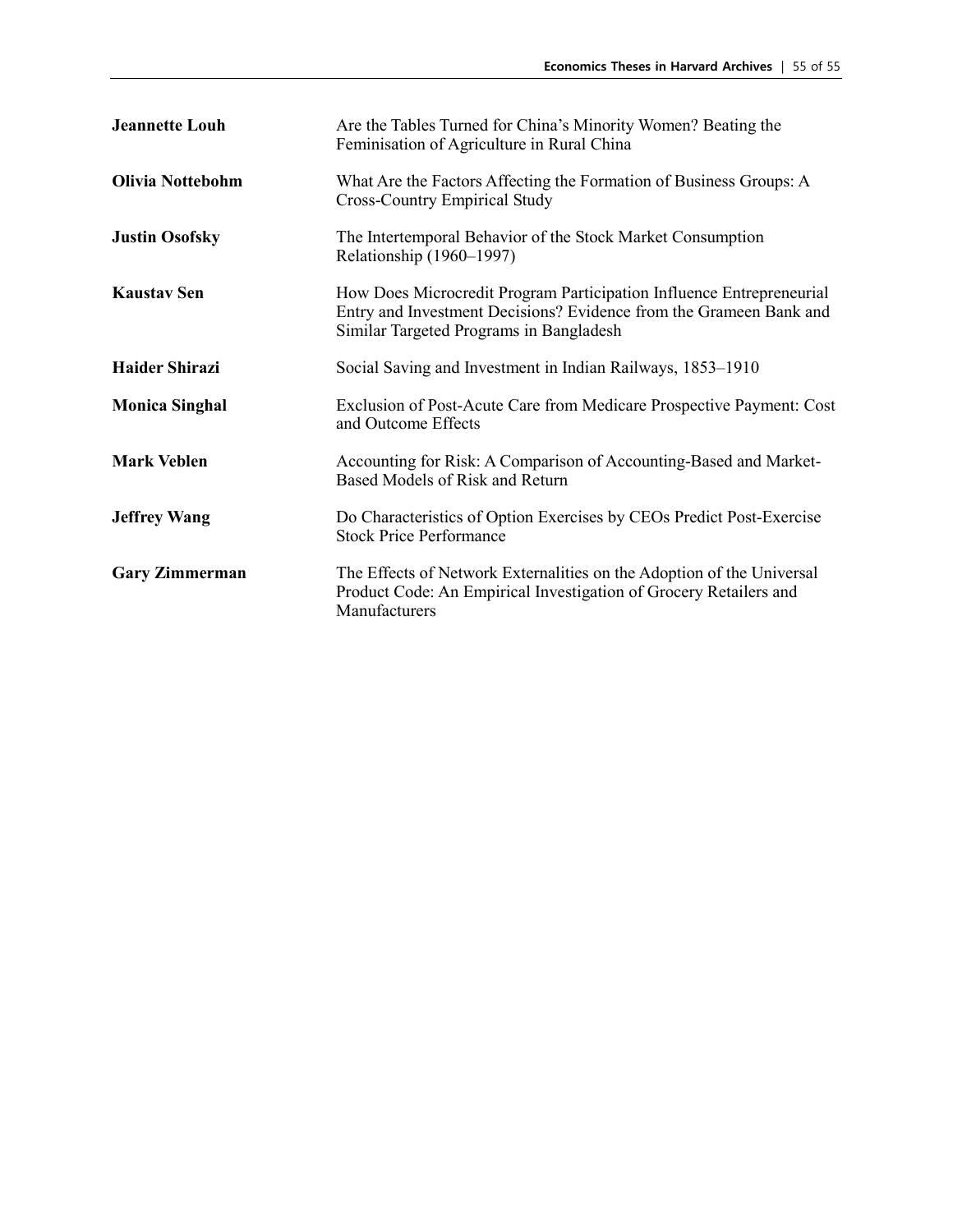**Jeannette Louh** Are the Tables Turned for China's Minority Women? Beating the Feminisation of Agriculture in Rural China

**Olivia Nottebohm** What Are the Factors Affecting the Formation of Business Groups: A Cross-Country Empirical Study

**Justin Osofsky** The Intertemporal Behavior of the Stock Market Consumption Relationship (1960–1997)

**Kaustav Sen** How Does Microcredit Program Participation Influence Entrepreneurial Entry and Investment Decisions? Evidence from the Grameen Bank and Similar Targeted Programs in Bangladesh

**Haider Shirazi** Social Saving and Investment in Indian Railways, 1853–1910

**Monica Singhal** Exclusion of Post-Acute Care from Medicare Prospective Payment: Cost and Outcome Effects

**Mark Veblen** Accounting for Risk: A Comparison of Accounting-Based and Market-Based Models of Risk and Return

**Jeffrey Wang** Do Characteristics of Option Exercises by CEOs Predict Post-Exercise Stock Price Performance

**Gary Zimmerman** The Effects of Network Externalities on the Adoption of the Universal Product Code: An Empirical Investigation of Grocery Retailers and Manufacturers